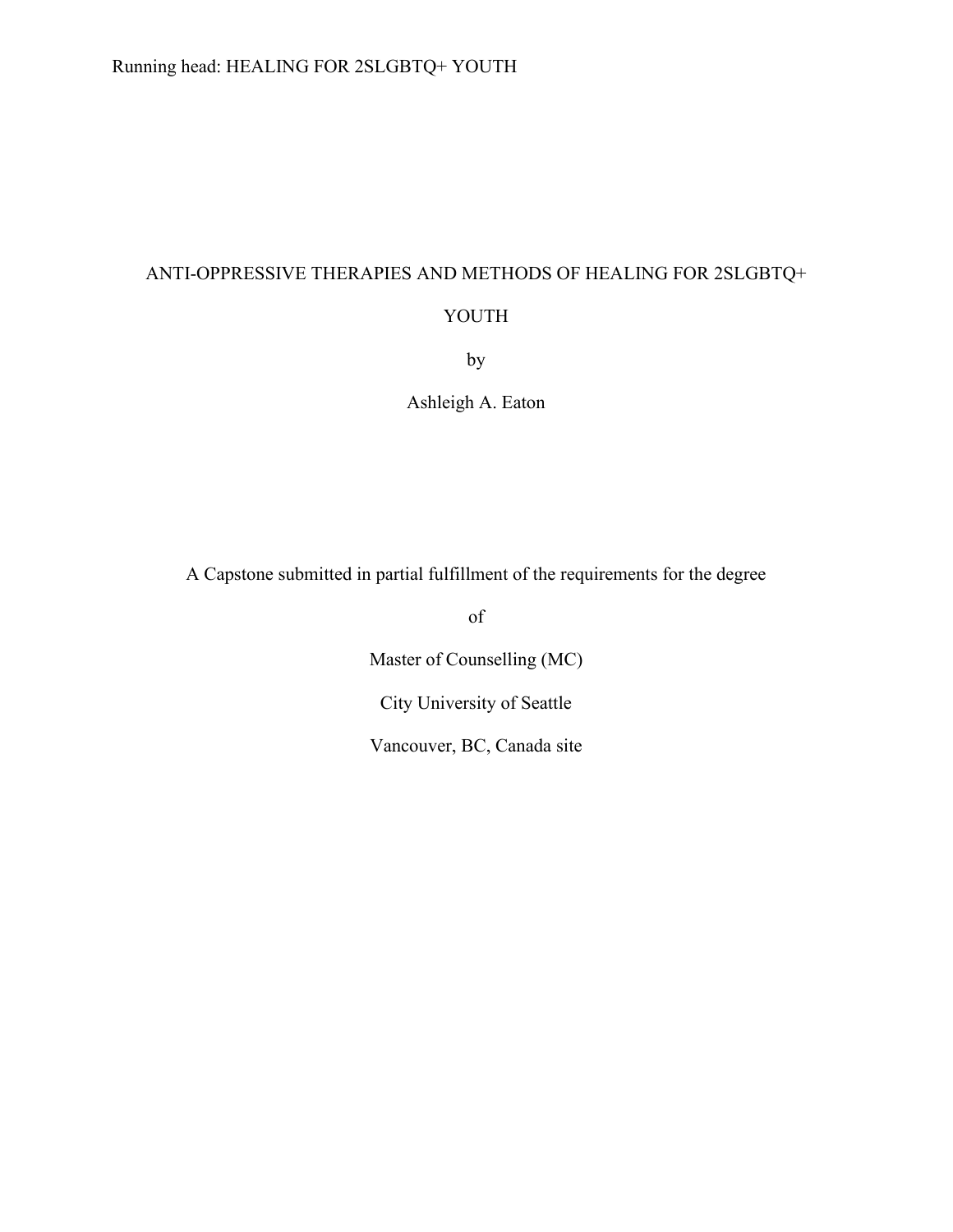# ANTI-OPPRESSIVE THERAPIES AND METHODS OF HEALING FOR 2SLGBTQ+ YOUTH

by

Ashleigh A. Eaton

A Capstone submitted in partial fulfillment of the requirements for the degree

of

Master of Counselling (MC)

City University of Seattle

Vancouver, BC, Canada site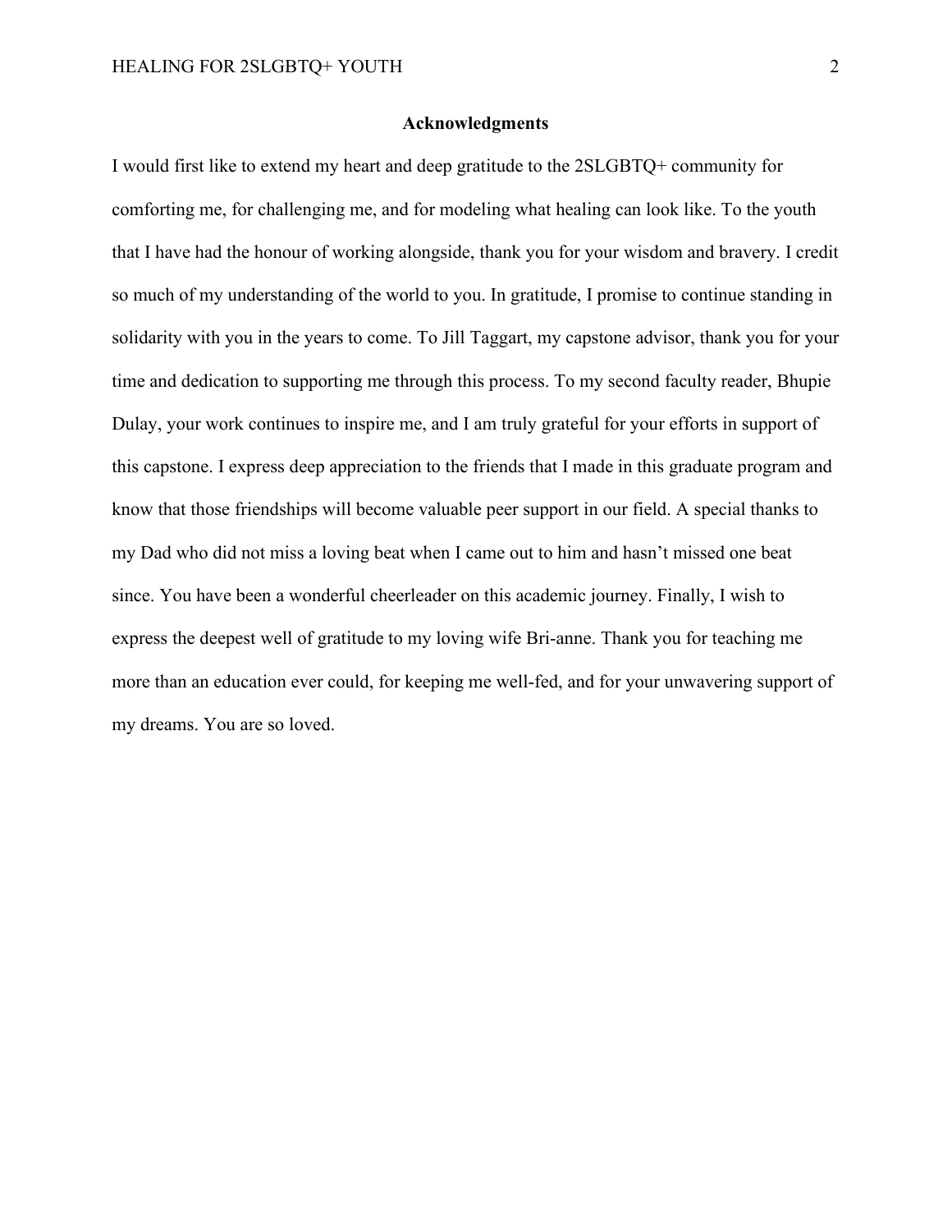# Acknowledgments

I would first like to extend my heart and deep gratitude to the 2SLGBTQ+ community for comforting me, for challenging me, and for modeling what healing can look like. To the youth that I have had the honour of working alongside, thank you for your wisdom and bravery. I credit so much of my understanding of the world to you. In gratitude, I promise to continue standing in solidarity with you in the years to come. To Jill Taggart, my capstone advisor, thank you for your time and dedication to supporting me through this process. To my second faculty reader, Bhupie Dulay, your work continues to inspire me, and I am truly grateful for your efforts in support of this capstone. I express deep appreciation to the friends that I made in this graduate program and know that those friendships will become valuable peer support in our field. A special thanks to my Dad who did not miss a loving beat when I came out to him and hasn't missed one beat since. You have been a wonderful cheerleader on this academic journey. Finally, I wish to express the deepest well of gratitude to my loving wife Bri-anne. Thank you for teaching me more than an education ever could, for keeping me well-fed, and for your unwavering support of my dreams. You are so loved.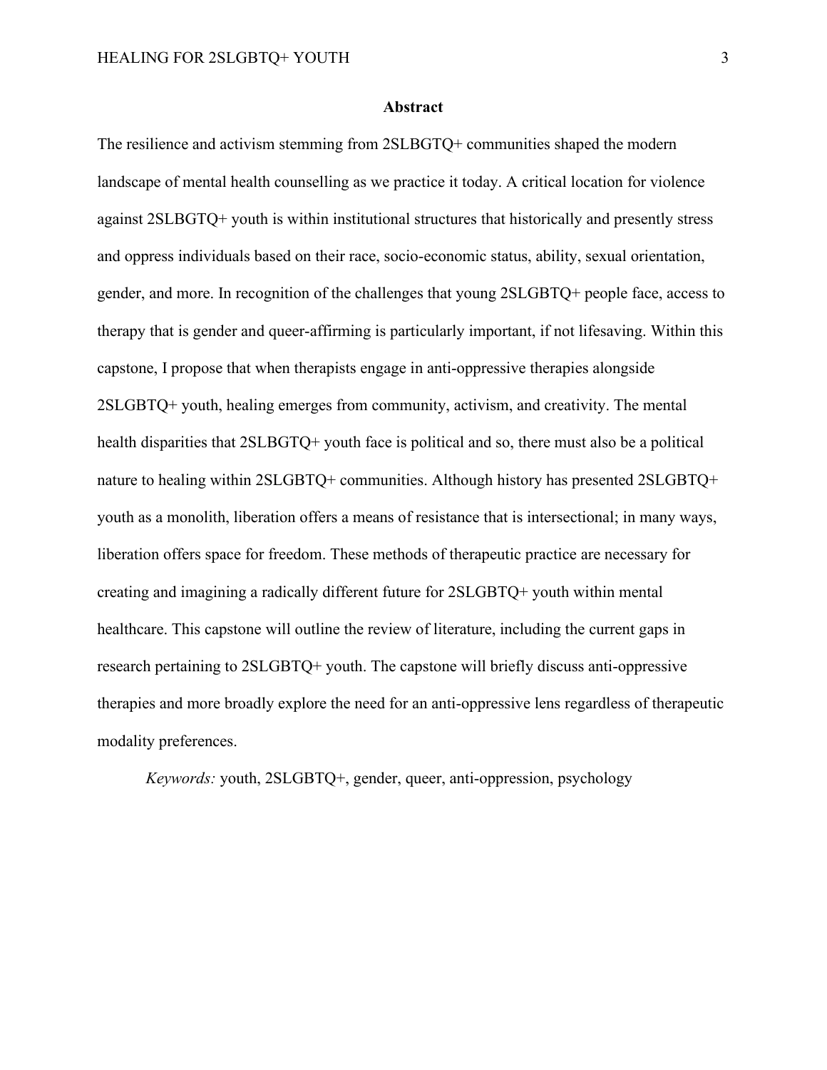**Abstract**

The resilience and activism stemming from 2SLBGTQ+ communities shaped the modern landscape of mental health counselling as we practice it today. A critical location for violence against 2SLBGTQ+ youth is within institutional structures that historically and presently stress and oppress individuals based on their race, socio-economic status, ability, sexual orientation, gender, and more. In recognition of the challenges that young 2SLGBTQ+ people face, access to therapy that is gender and queer-affirming is particularly important, if not lifesaving. Within this capstone, I propose that when therapists engage in anti-oppressive therapies alongside 2SLGBTQ+ youth, healing emerges from community, activism, and creativity. The mental health disparities that 2SLBGTQ+ youth face is political and so, there must also be a political nature to healing within 2SLGBTQ+ communities. Although history has presented 2SLGBTQ+ youth as a monolith, liberation offers a means of resistance that is intersectional; in many ways, liberation offers space for freedom. These methods of therapeutic practice are necessary for creating and imagining a radically different future for 2SLGBTQ+ youth within mental healthcare. This capstone will outline the review of literature, including the current gaps in research pertaining to 2SLGBTQ+ youth. The capstone will briefly discuss anti-oppressive therapies and more broadly explore the need for an anti-oppressive lens regardless of therapeutic modality preferences.

*Keywords:* youth, 2SLGBTQ+, gender, queer, anti-oppression, psychology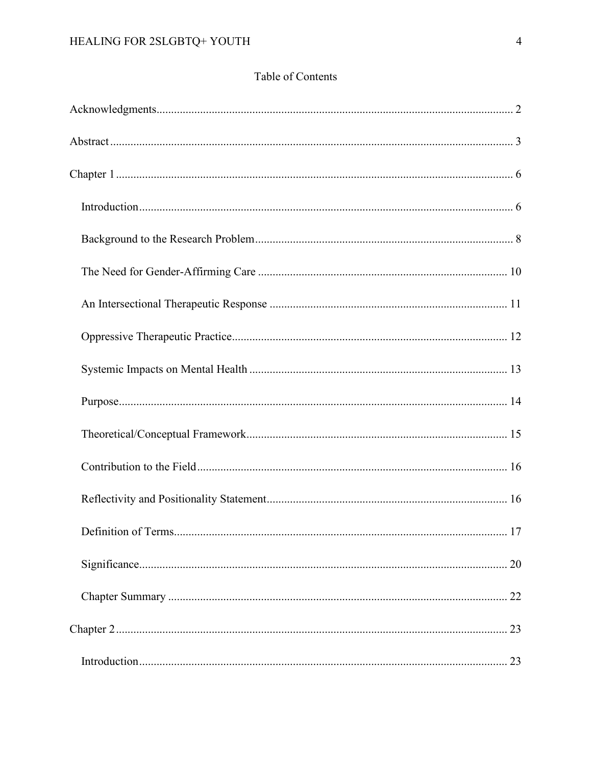## Table of Contents

Acknowledgments .......... 2

Abstract .......... 3

Chapter 1 .......... 6

- Introduction .......... 6
- Background to the Research Problem .......... 8
- The Need for Gender-Affirming Care .......... 10
- An Intersectional Therapeutic Response .......... 11
- Oppressive Therapeutic Practice .......... 12
- Systemic Impacts on Mental Health .......... 13
- Purpose .......... 14
- Theoretical/Conceptual Framework .......... 15
- Contribution to the Field .......... 16
- Reflectivity and Positionality Statement .......... 16
- Definition of Terms .......... 17
- Significance .......... 20
- Chapter Summary .......... 22

Chapter 2 .......... 23

- Introduction .......... 23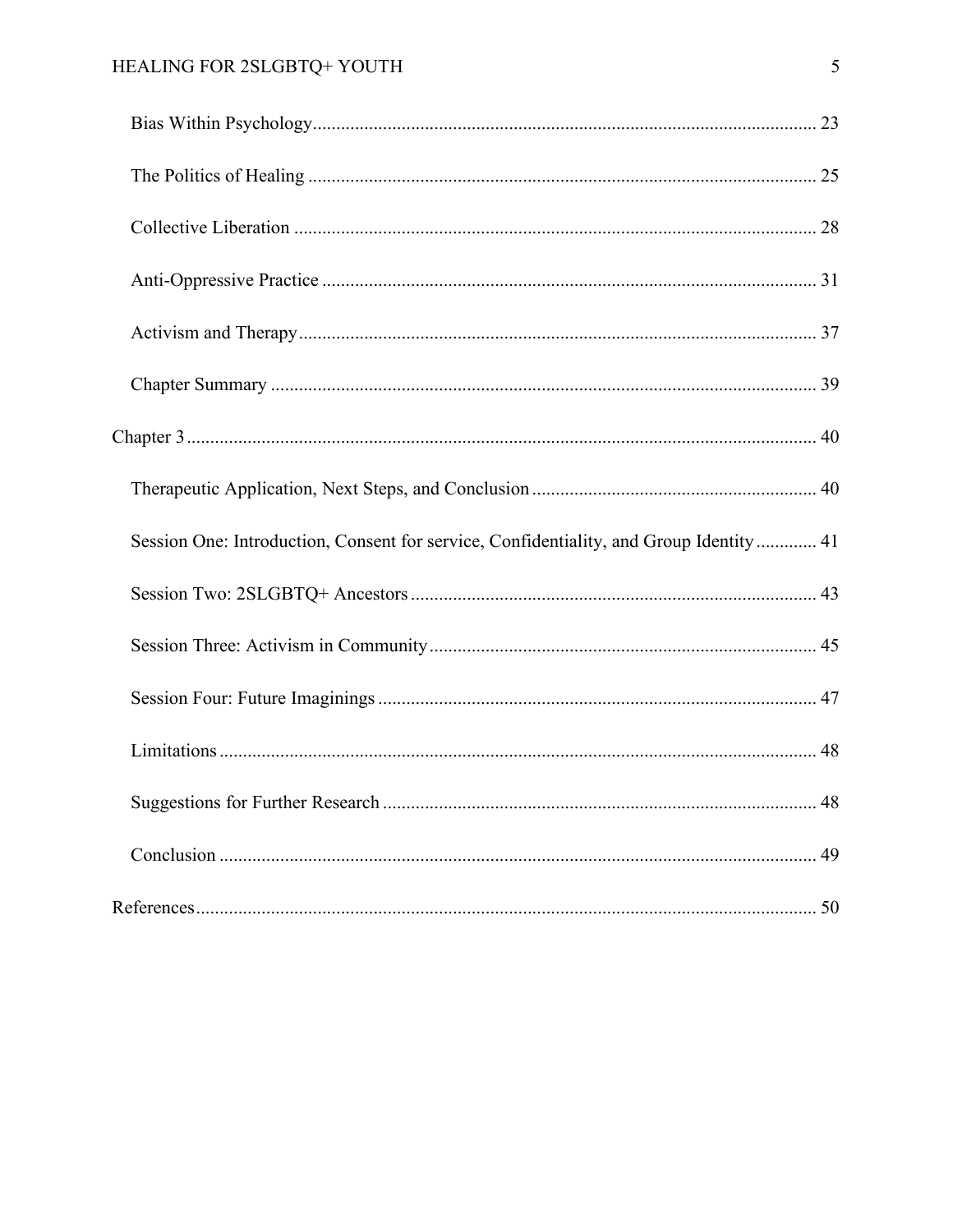Bias Within Psychology .......... 23

The Politics of Healing .......... 25

Collective Liberation .......... 28

Anti-Oppressive Practice .......... 31

Activism and Therapy .......... 37

Chapter Summary .......... 39

Chapter 3 .......... 40

Therapeutic Application, Next Steps, and Conclusion .......... 40

Session One: Introduction, Consent for service, Confidentiality, and Group Identity .......... 41

Session Two: 2SLGBTQ+ Ancestors .......... 43

Session Three: Activism in Community .......... 45

Session Four: Future Imaginings .......... 47

Limitations .......... 48

Suggestions for Further Research .......... 48

Conclusion .......... 49

References .......... 50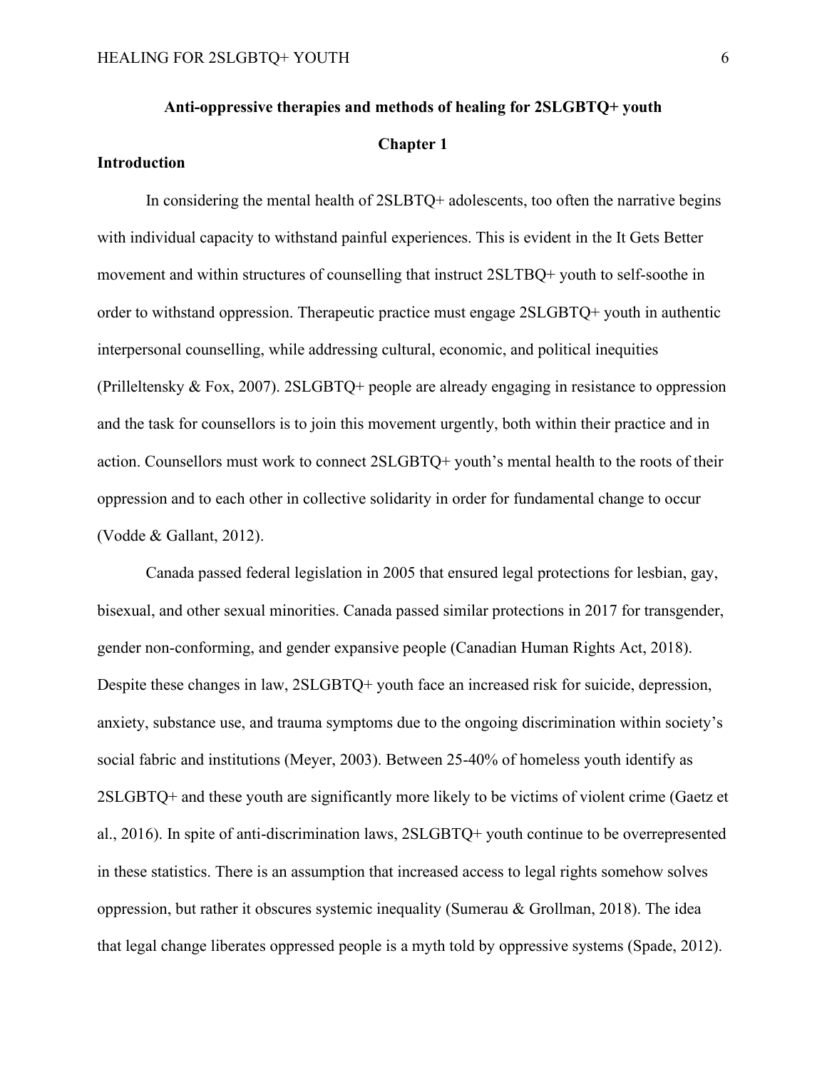# Anti-oppressive therapies and methods of healing for 2SLGBTQ+ youth

## Chapter 1

### Introduction

In considering the mental health of 2SLBTQ+ adolescents, too often the narrative begins with individual capacity to withstand painful experiences. This is evident in the It Gets Better movement and within structures of counselling that instruct 2SLTBQ+ youth to self-soothe in order to withstand oppression. Therapeutic practice must engage 2SLGBTQ+ youth in authentic interpersonal counselling, while addressing cultural, economic, and political inequities (Prilleltensky & Fox, 2007). 2SLGBTQ+ people are already engaging in resistance to oppression and the task for counsellors is to join this movement urgently, both within their practice and in action. Counsellors must work to connect 2SLGBTQ+ youth's mental health to the roots of their oppression and to each other in collective solidarity in order for fundamental change to occur (Vodde & Gallant, 2012).

Canada passed federal legislation in 2005 that ensured legal protections for lesbian, gay, bisexual, and other sexual minorities. Canada passed similar protections in 2017 for transgender, gender non-conforming, and gender expansive people (Canadian Human Rights Act, 2018). Despite these changes in law, 2SLGBTQ+ youth face an increased risk for suicide, depression, anxiety, substance use, and trauma symptoms due to the ongoing discrimination within society's social fabric and institutions (Meyer, 2003). Between 25-40% of homeless youth identify as 2SLGBTQ+ and these youth are significantly more likely to be victims of violent crime (Gaetz et al., 2016). In spite of anti-discrimination laws, 2SLGBTQ+ youth continue to be overrepresented in these statistics. There is an assumption that increased access to legal rights somehow solves oppression, but rather it obscures systemic inequality (Sumerau & Grollman, 2018). The idea that legal change liberates oppressed people is a myth told by oppressive systems (Spade, 2012).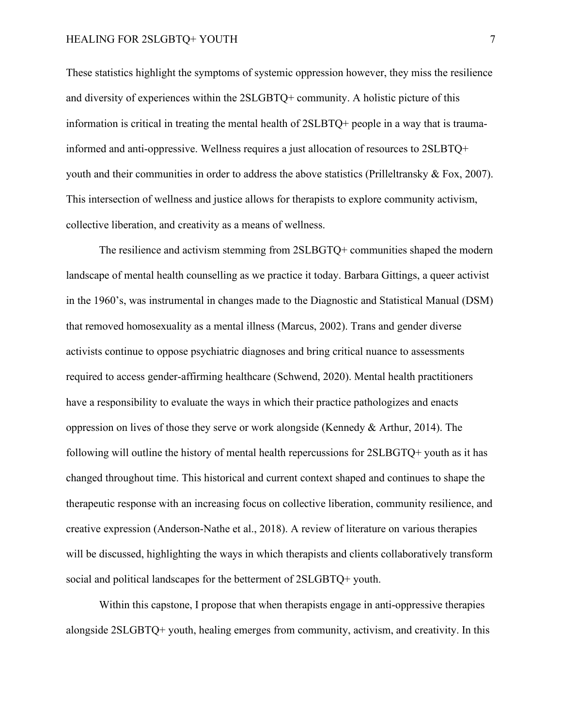These statistics highlight the symptoms of systemic oppression however, they miss the resilience and diversity of experiences within the 2SLGBTQ+ community. A holistic picture of this information is critical in treating the mental health of 2SLBTQ+ people in a way that is trauma-informed and anti-oppressive. Wellness requires a just allocation of resources to 2SLBTQ+ youth and their communities in order to address the above statistics (Prilleltransky & Fox, 2007). This intersection of wellness and justice allows for therapists to explore community activism, collective liberation, and creativity as a means of wellness.

The resilience and activism stemming from 2SLBGTQ+ communities shaped the modern landscape of mental health counselling as we practice it today. Barbara Gittings, a queer activist in the 1960's, was instrumental in changes made to the Diagnostic and Statistical Manual (DSM) that removed homosexuality as a mental illness (Marcus, 2002). Trans and gender diverse activists continue to oppose psychiatric diagnoses and bring critical nuance to assessments required to access gender-affirming healthcare (Schwend, 2020). Mental health practitioners have a responsibility to evaluate the ways in which their practice pathologizes and enacts oppression on lives of those they serve or work alongside (Kennedy & Arthur, 2014). The following will outline the history of mental health repercussions for 2SLBGTQ+ youth as it has changed throughout time. This historical and current context shaped and continues to shape the therapeutic response with an increasing focus on collective liberation, community resilience, and creative expression (Anderson-Nathe et al., 2018). A review of literature on various therapies will be discussed, highlighting the ways in which therapists and clients collaboratively transform social and political landscapes for the betterment of 2SLGBTQ+ youth.

Within this capstone, I propose that when therapists engage in anti-oppressive therapies alongside 2SLGBTQ+ youth, healing emerges from community, activism, and creativity. In this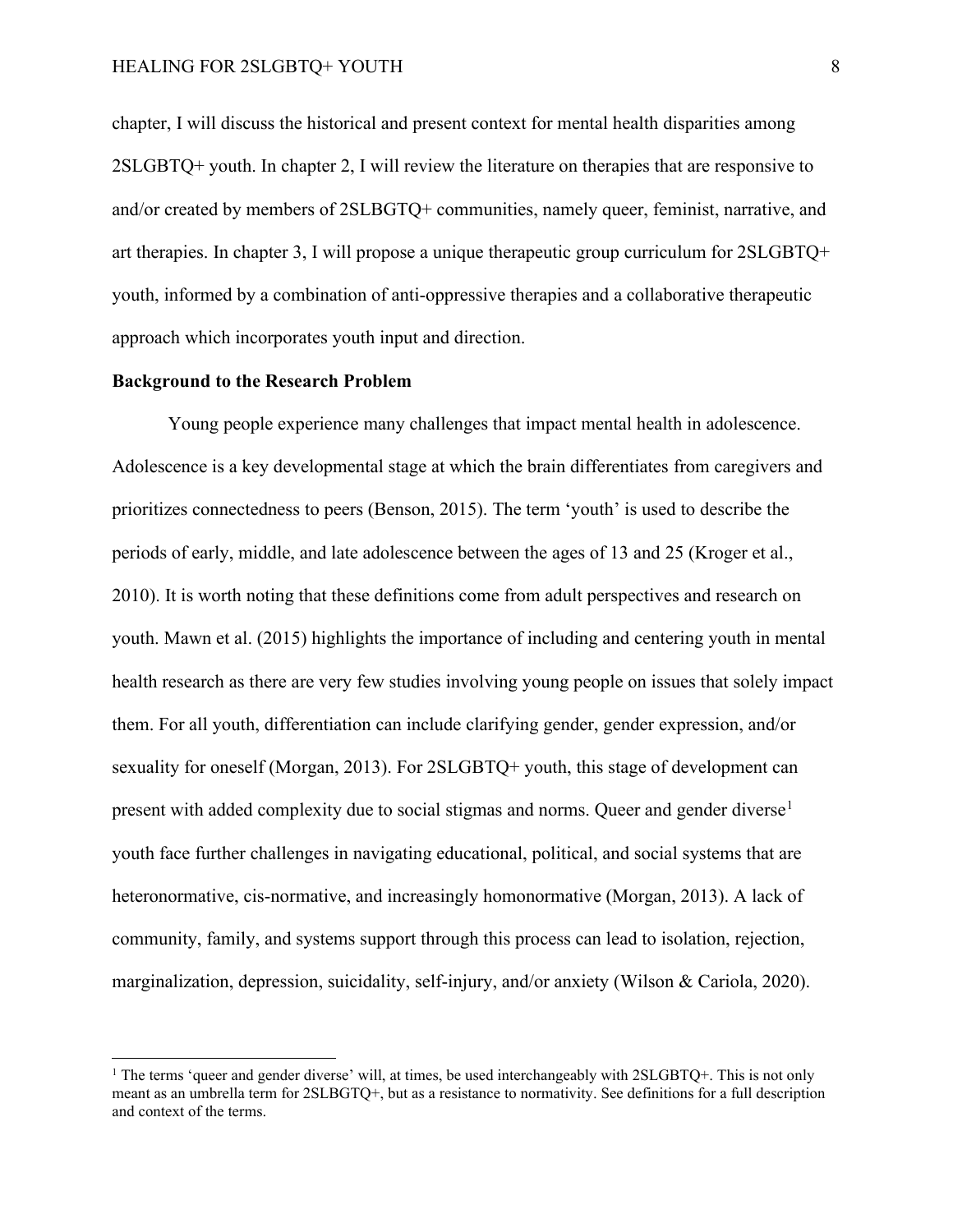chapter, I will discuss the historical and present context for mental health disparities among 2SLGBTQ+ youth. In chapter 2, I will review the literature on therapies that are responsive to and/or created by members of 2SLBGTQ+ communities, namely queer, feminist, narrative, and art therapies. In chapter 3, I will propose a unique therapeutic group curriculum for 2SLGBTQ+ youth, informed by a combination of anti-oppressive therapies and a collaborative therapeutic approach which incorporates youth input and direction.

**Background to the Research Problem**

Young people experience many challenges that impact mental health in adolescence. Adolescence is a key developmental stage at which the brain differentiates from caregivers and prioritizes connectedness to peers (Benson, 2015). The term 'youth' is used to describe the periods of early, middle, and late adolescence between the ages of 13 and 25 (Kroger et al., 2010). It is worth noting that these definitions come from adult perspectives and research on youth. Mawn et al. (2015) highlights the importance of including and centering youth in mental health research as there are very few studies involving young people on issues that solely impact them. For all youth, differentiation can include clarifying gender, gender expression, and/or sexuality for oneself (Morgan, 2013). For 2SLGBTQ+ youth, this stage of development can present with added complexity due to social stigmas and norms. Queer and gender diverse[1] youth face further challenges in navigating educational, political, and social systems that are heteronormative, cis-normative, and increasingly homonormative (Morgan, 2013). A lack of community, family, and systems support through this process can lead to isolation, rejection, marginalization, depression, suicidality, self-injury, and/or anxiety (Wilson & Cariola, 2020).

[1] The terms 'queer and gender diverse' will, at times, be used interchangeably with 2SLGBTQ+. This is not only meant as an umbrella term for 2SLBGTQ+, but as a resistance to normativity. See definitions for a full description and context of the terms.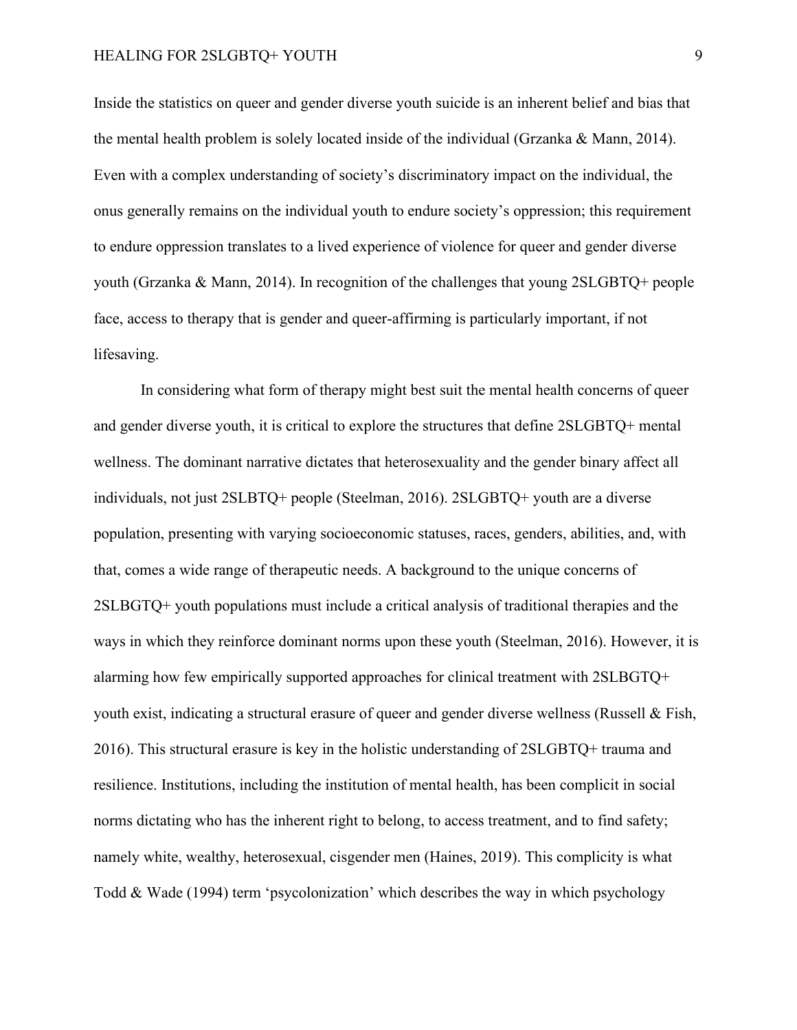Inside the statistics on queer and gender diverse youth suicide is an inherent belief and bias that the mental health problem is solely located inside of the individual (Grzanka & Mann, 2014). Even with a complex understanding of society's discriminatory impact on the individual, the onus generally remains on the individual youth to endure society's oppression; this requirement to endure oppression translates to a lived experience of violence for queer and gender diverse youth (Grzanka & Mann, 2014). In recognition of the challenges that young 2SLGBTQ+ people face, access to therapy that is gender and queer-affirming is particularly important, if not lifesaving.

In considering what form of therapy might best suit the mental health concerns of queer and gender diverse youth, it is critical to explore the structures that define 2SLGBTQ+ mental wellness. The dominant narrative dictates that heterosexuality and the gender binary affect all individuals, not just 2SLBTQ+ people (Steelman, 2016). 2SLGBTQ+ youth are a diverse population, presenting with varying socioeconomic statuses, races, genders, abilities, and, with that, comes a wide range of therapeutic needs. A background to the unique concerns of 2SLBGTQ+ youth populations must include a critical analysis of traditional therapies and the ways in which they reinforce dominant norms upon these youth (Steelman, 2016). However, it is alarming how few empirically supported approaches for clinical treatment with 2SLBGTQ+ youth exist, indicating a structural erasure of queer and gender diverse wellness (Russell & Fish, 2016). This structural erasure is key in the holistic understanding of 2SLGBTQ+ trauma and resilience. Institutions, including the institution of mental health, has been complicit in social norms dictating who has the inherent right to belong, to access treatment, and to find safety; namely white, wealthy, heterosexual, cisgender men (Haines, 2019). This complicity is what Todd & Wade (1994) term 'psycolonization' which describes the way in which psychology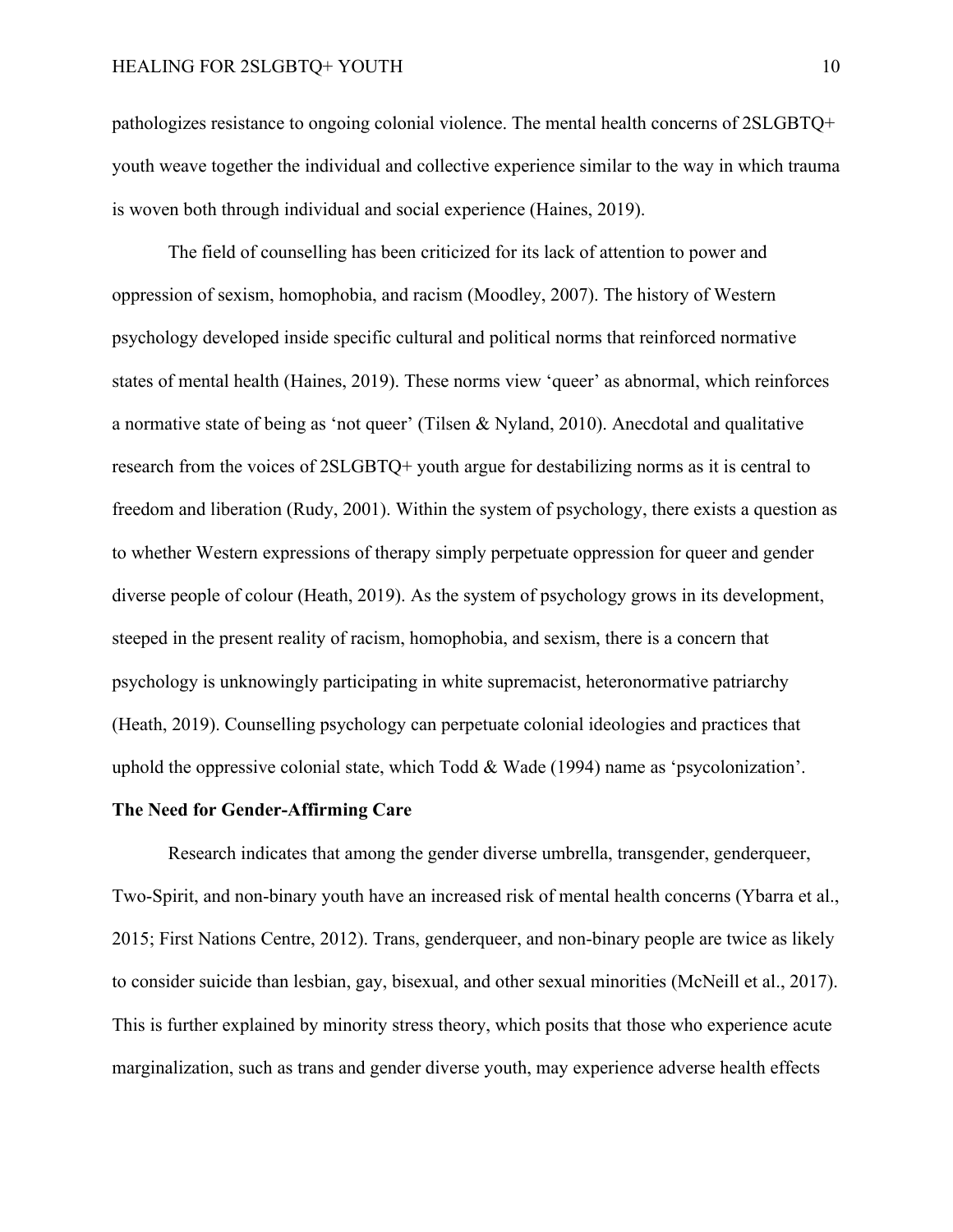pathologizes resistance to ongoing colonial violence. The mental health concerns of 2SLGBTQ+ youth weave together the individual and collective experience similar to the way in which trauma is woven both through individual and social experience (Haines, 2019).

The field of counselling has been criticized for its lack of attention to power and oppression of sexism, homophobia, and racism (Moodley, 2007). The history of Western psychology developed inside specific cultural and political norms that reinforced normative states of mental health (Haines, 2019). These norms view 'queer' as abnormal, which reinforces a normative state of being as 'not queer' (Tilsen & Nyland, 2010). Anecdotal and qualitative research from the voices of 2SLGBTQ+ youth argue for destabilizing norms as it is central to freedom and liberation (Rudy, 2001). Within the system of psychology, there exists a question as to whether Western expressions of therapy simply perpetuate oppression for queer and gender diverse people of colour (Heath, 2019). As the system of psychology grows in its development, steeped in the present reality of racism, homophobia, and sexism, there is a concern that psychology is unknowingly participating in white supremacist, heteronormative patriarchy (Heath, 2019). Counselling psychology can perpetuate colonial ideologies and practices that uphold the oppressive colonial state, which Todd & Wade (1994) name as 'psycolonization'.

## The Need for Gender-Affirming Care

Research indicates that among the gender diverse umbrella, transgender, genderqueer, Two-Spirit, and non-binary youth have an increased risk of mental health concerns (Ybarra et al., 2015; First Nations Centre, 2012). Trans, genderqueer, and non-binary people are twice as likely to consider suicide than lesbian, gay, bisexual, and other sexual minorities (McNeill et al., 2017). This is further explained by minority stress theory, which posits that those who experience acute marginalization, such as trans and gender diverse youth, may experience adverse health effects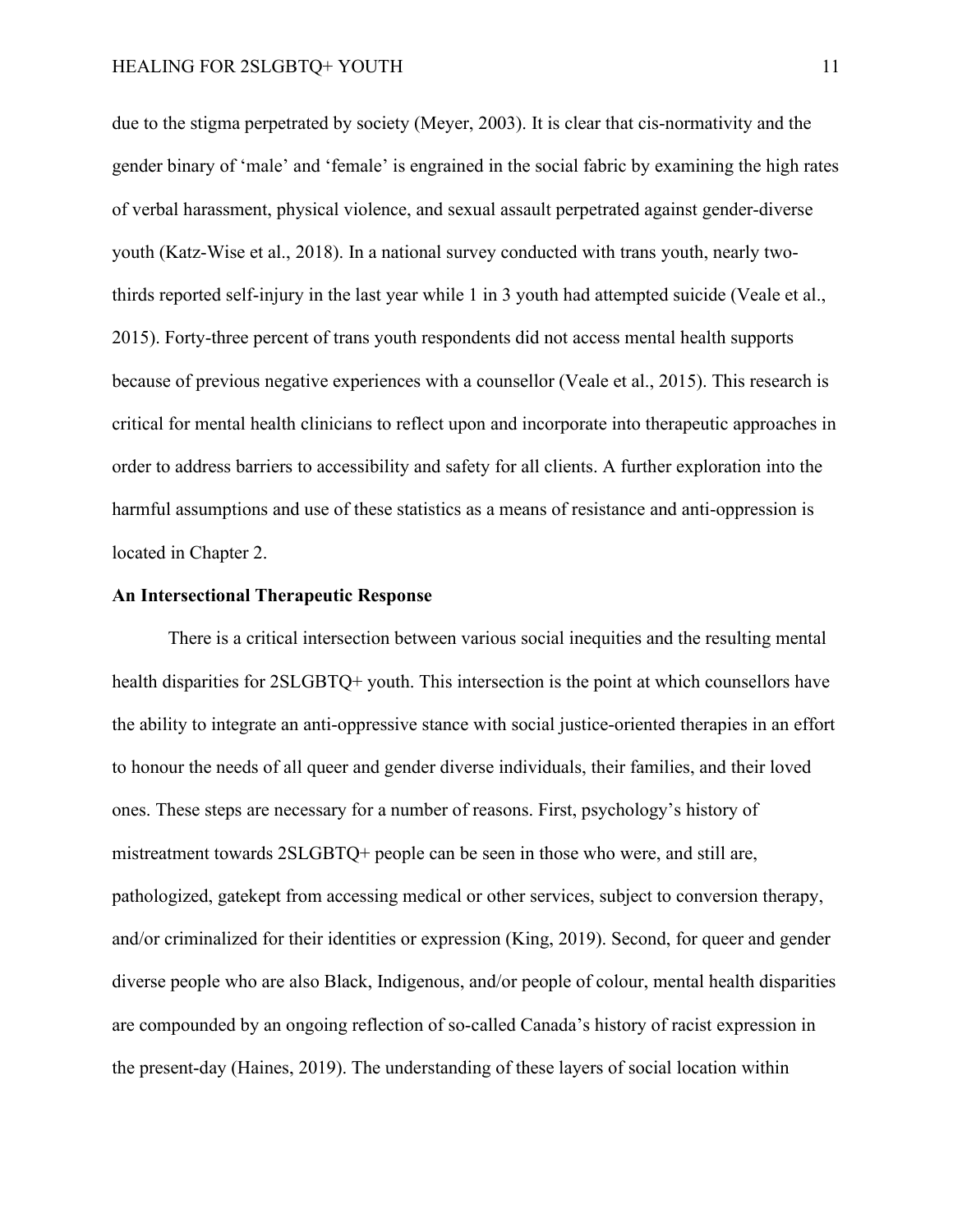due to the stigma perpetrated by society (Meyer, 2003). It is clear that cis-normativity and the gender binary of 'male' and 'female' is engrained in the social fabric by examining the high rates of verbal harassment, physical violence, and sexual assault perpetrated against gender-diverse youth (Katz-Wise et al., 2018). In a national survey conducted with trans youth, nearly two-thirds reported self-injury in the last year while 1 in 3 youth had attempted suicide (Veale et al., 2015). Forty-three percent of trans youth respondents did not access mental health supports because of previous negative experiences with a counsellor (Veale et al., 2015). This research is critical for mental health clinicians to reflect upon and incorporate into therapeutic approaches in order to address barriers to accessibility and safety for all clients. A further exploration into the harmful assumptions and use of these statistics as a means of resistance and anti-oppression is located in Chapter 2.

**An Intersectional Therapeutic Response**

There is a critical intersection between various social inequities and the resulting mental health disparities for 2SLGBTQ+ youth. This intersection is the point at which counsellors have the ability to integrate an anti-oppressive stance with social justice-oriented therapies in an effort to honour the needs of all queer and gender diverse individuals, their families, and their loved ones. These steps are necessary for a number of reasons. First, psychology's history of mistreatment towards 2SLGBTQ+ people can be seen in those who were, and still are, pathologized, gatekept from accessing medical or other services, subject to conversion therapy, and/or criminalized for their identities or expression (King, 2019). Second, for queer and gender diverse people who are also Black, Indigenous, and/or people of colour, mental health disparities are compounded by an ongoing reflection of so-called Canada's history of racist expression in the present-day (Haines, 2019). The understanding of these layers of social location within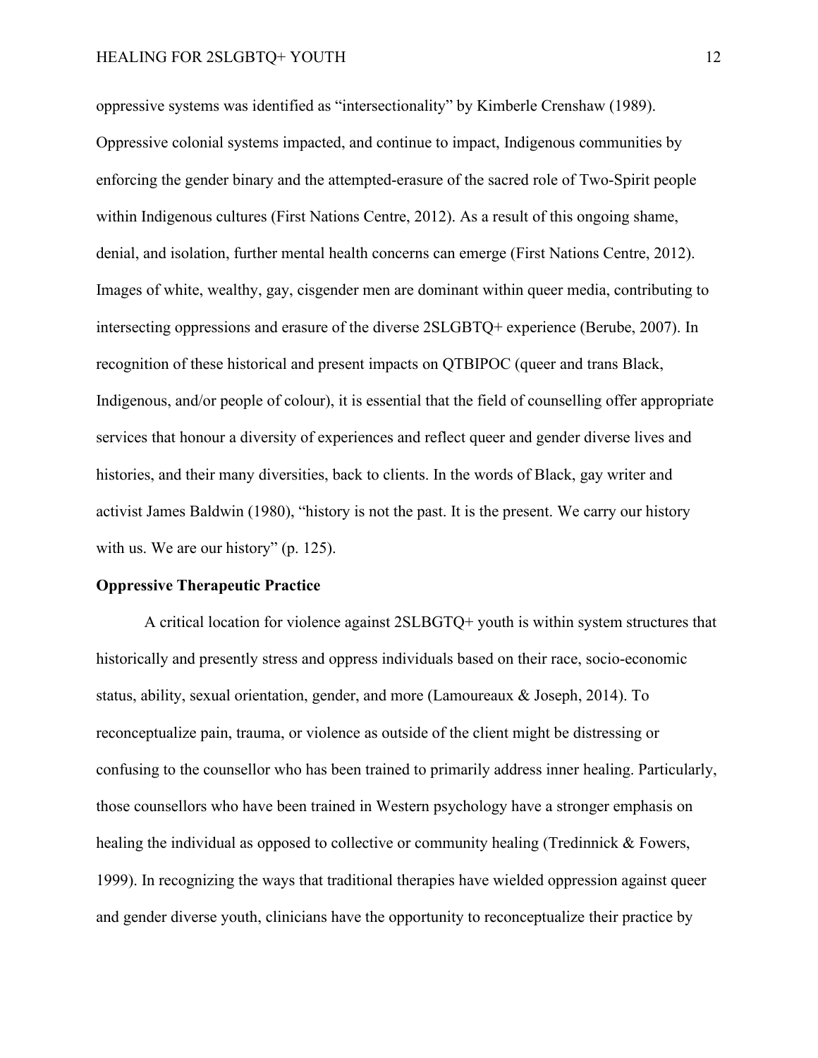oppressive systems was identified as "intersectionality" by Kimberle Crenshaw (1989). Oppressive colonial systems impacted, and continue to impact, Indigenous communities by enforcing the gender binary and the attempted-erasure of the sacred role of Two-Spirit people within Indigenous cultures (First Nations Centre, 2012). As a result of this ongoing shame, denial, and isolation, further mental health concerns can emerge (First Nations Centre, 2012). Images of white, wealthy, gay, cisgender men are dominant within queer media, contributing to intersecting oppressions and erasure of the diverse 2SLGBTQ+ experience (Berube, 2007). In recognition of these historical and present impacts on QTBIPOC (queer and trans Black, Indigenous, and/or people of colour), it is essential that the field of counselling offer appropriate services that honour a diversity of experiences and reflect queer and gender diverse lives and histories, and their many diversities, back to clients. In the words of Black, gay writer and activist James Baldwin (1980), "history is not the past. It is the present. We carry our history with us. We are our history" (p. 125).

### Oppressive Therapeutic Practice

A critical location for violence against 2SLBGTQ+ youth is within system structures that historically and presently stress and oppress individuals based on their race, socio-economic status, ability, sexual orientation, gender, and more (Lamoureaux & Joseph, 2014). To reconceptualize pain, trauma, or violence as outside of the client might be distressing or confusing to the counsellor who has been trained to primarily address inner healing. Particularly, those counsellors who have been trained in Western psychology have a stronger emphasis on healing the individual as opposed to collective or community healing (Tredinnick & Fowers, 1999). In recognizing the ways that traditional therapies have wielded oppression against queer and gender diverse youth, clinicians have the opportunity to reconceptualize their practice by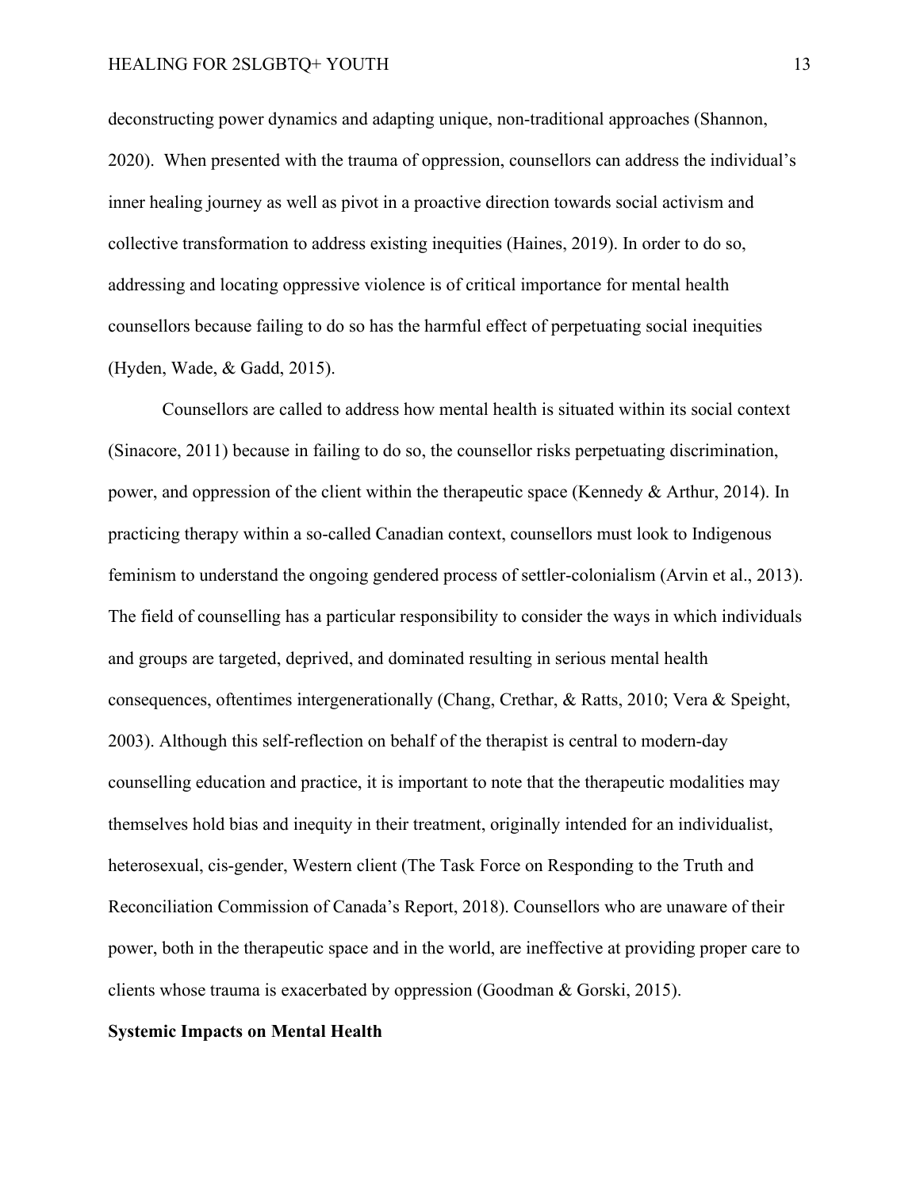deconstructing power dynamics and adapting unique, non-traditional approaches (Shannon, 2020). When presented with the trauma of oppression, counsellors can address the individual's inner healing journey as well as pivot in a proactive direction towards social activism and collective transformation to address existing inequities (Haines, 2019). In order to do so, addressing and locating oppressive violence is of critical importance for mental health counsellors because failing to do so has the harmful effect of perpetuating social inequities (Hyden, Wade, & Gadd, 2015).

Counsellors are called to address how mental health is situated within its social context (Sinacore, 2011) because in failing to do so, the counsellor risks perpetuating discrimination, power, and oppression of the client within the therapeutic space (Kennedy & Arthur, 2014). In practicing therapy within a so-called Canadian context, counsellors must look to Indigenous feminism to understand the ongoing gendered process of settler-colonialism (Arvin et al., 2013). The field of counselling has a particular responsibility to consider the ways in which individuals and groups are targeted, deprived, and dominated resulting in serious mental health consequences, oftentimes intergenerationally (Chang, Crethar, & Ratts, 2010; Vera & Speight, 2003). Although this self-reflection on behalf of the therapist is central to modern-day counselling education and practice, it is important to note that the therapeutic modalities may themselves hold bias and inequity in their treatment, originally intended for an individualist, heterosexual, cis-gender, Western client (The Task Force on Responding to the Truth and Reconciliation Commission of Canada's Report, 2018). Counsellors who are unaware of their power, both in the therapeutic space and in the world, are ineffective at providing proper care to clients whose trauma is exacerbated by oppression (Goodman & Gorski, 2015).

## Systemic Impacts on Mental Health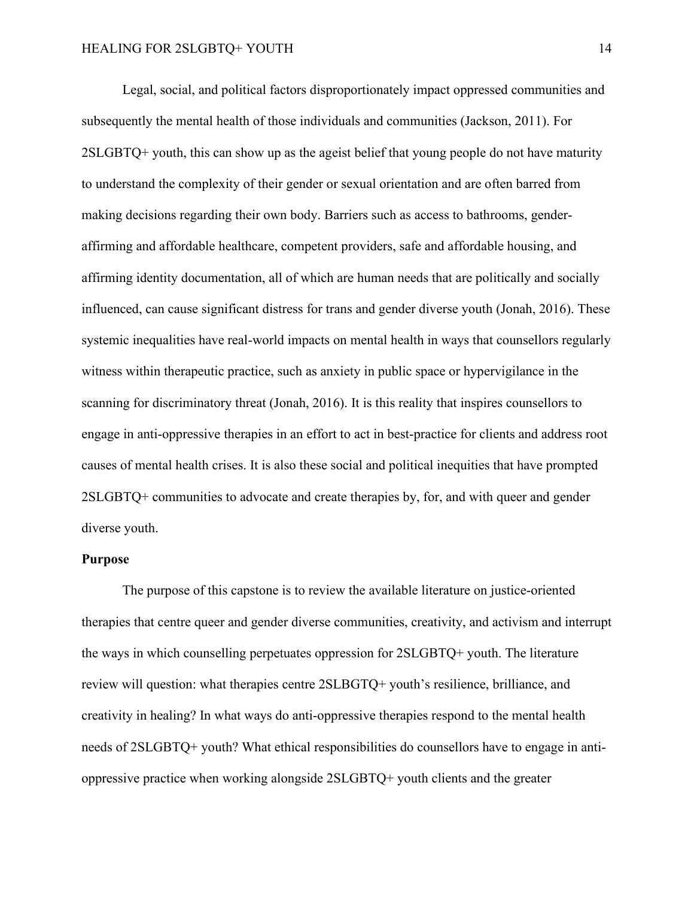Legal, social, and political factors disproportionately impact oppressed communities and subsequently the mental health of those individuals and communities (Jackson, 2011). For 2SLGBTQ+ youth, this can show up as the ageist belief that young people do not have maturity to understand the complexity of their gender or sexual orientation and are often barred from making decisions regarding their own body. Barriers such as access to bathrooms, gender-affirming and affordable healthcare, competent providers, safe and affordable housing, and affirming identity documentation, all of which are human needs that are politically and socially influenced, can cause significant distress for trans and gender diverse youth (Jonah, 2016). These systemic inequalities have real-world impacts on mental health in ways that counsellors regularly witness within therapeutic practice, such as anxiety in public space or hypervigilance in the scanning for discriminatory threat (Jonah, 2016). It is this reality that inspires counsellors to engage in anti-oppressive therapies in an effort to act in best-practice for clients and address root causes of mental health crises. It is also these social and political inequities that have prompted 2SLGBTQ+ communities to advocate and create therapies by, for, and with queer and gender diverse youth.

## Purpose

The purpose of this capstone is to review the available literature on justice-oriented therapies that centre queer and gender diverse communities, creativity, and activism and interrupt the ways in which counselling perpetuates oppression for 2SLGBTQ+ youth. The literature review will question: what therapies centre 2SLBGTQ+ youth's resilience, brilliance, and creativity in healing? In what ways do anti-oppressive therapies respond to the mental health needs of 2SLGBTQ+ youth? What ethical responsibilities do counsellors have to engage in anti-oppressive practice when working alongside 2SLGBTQ+ youth clients and the greater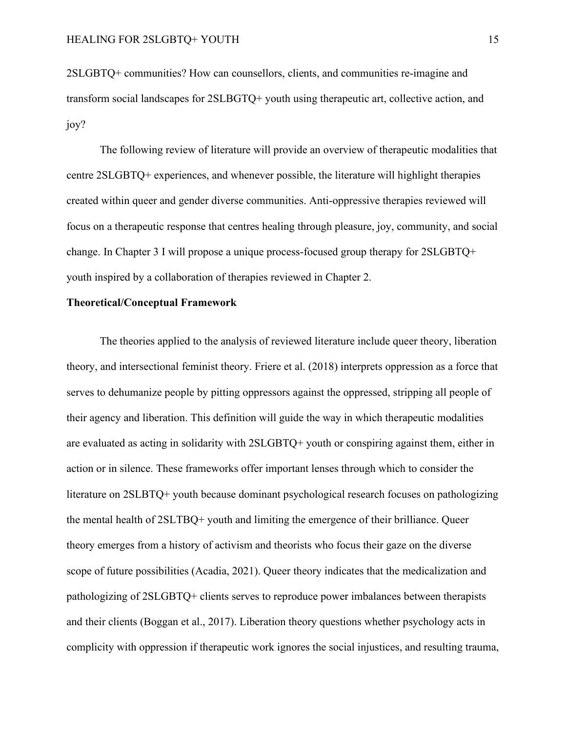2SLGBTQ+ communities? How can counsellors, clients, and communities re-imagine and transform social landscapes for 2SLBGTQ+ youth using therapeutic art, collective action, and joy?

The following review of literature will provide an overview of therapeutic modalities that centre 2SLGBTQ+ experiences, and whenever possible, the literature will highlight therapies created within queer and gender diverse communities. Anti-oppressive therapies reviewed will focus on a therapeutic response that centres healing through pleasure, joy, community, and social change. In Chapter 3 I will propose a unique process-focused group therapy for 2SLGBTQ+ youth inspired by a collaboration of therapies reviewed in Chapter 2.

**Theoretical/Conceptual Framework**

The theories applied to the analysis of reviewed literature include queer theory, liberation theory, and intersectional feminist theory. Friere et al. (2018) interprets oppression as a force that serves to dehumanize people by pitting oppressors against the oppressed, stripping all people of their agency and liberation. This definition will guide the way in which therapeutic modalities are evaluated as acting in solidarity with 2SLGBTQ+ youth or conspiring against them, either in action or in silence. These frameworks offer important lenses through which to consider the literature on 2SLBTQ+ youth because dominant psychological research focuses on pathologizing the mental health of 2SLTBQ+ youth and limiting the emergence of their brilliance. Queer theory emerges from a history of activism and theorists who focus their gaze on the diverse scope of future possibilities (Acadia, 2021). Queer theory indicates that the medicalization and pathologizing of 2SLGBTQ+ clients serves to reproduce power imbalances between therapists and their clients (Boggan et al., 2017). Liberation theory questions whether psychology acts in complicity with oppression if therapeutic work ignores the social injustices, and resulting trauma,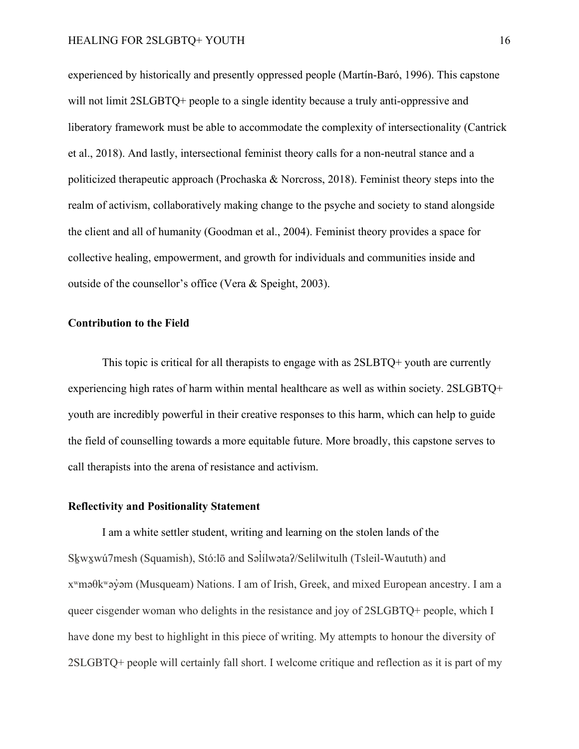experienced by historically and presently oppressed people (Martín-Baró, 1996). This capstone will not limit 2SLGBTQ+ people to a single identity because a truly anti-oppressive and liberatory framework must be able to accommodate the complexity of intersectionality (Cantrick et al., 2018). And lastly, intersectional feminist theory calls for a non-neutral stance and a politicized therapeutic approach (Prochaska & Norcross, 2018). Feminist theory steps into the realm of activism, collaboratively making change to the psyche and society to stand alongside the client and all of humanity (Goodman et al., 2004). Feminist theory provides a space for collective healing, empowerment, and growth for individuals and communities inside and outside of the counsellor's office (Vera & Speight, 2003).

### Contribution to the Field

This topic is critical for all therapists to engage with as 2SLBTQ+ youth are currently experiencing high rates of harm within mental healthcare as well as within society. 2SLGBTQ+ youth are incredibly powerful in their creative responses to this harm, which can help to guide the field of counselling towards a more equitable future. More broadly, this capstone serves to call therapists into the arena of resistance and activism.

### Reflectivity and Positionality Statement

I am a white settler student, writing and learning on the stolen lands of the Sḵwx̱wú7mesh (Squamish), Stó:lō and Səl̓ílwətaʔ/Selilwitulh (Tsleil-Waututh) and xʷməθkʷəy̓əm (Musqueam) Nations. I am of Irish, Greek, and mixed European ancestry. I am a queer cisgender woman who delights in the resistance and joy of 2SLGBTQ+ people, which I have done my best to highlight in this piece of writing. My attempts to honour the diversity of 2SLGBTQ+ people will certainly fall short. I welcome critique and reflection as it is part of my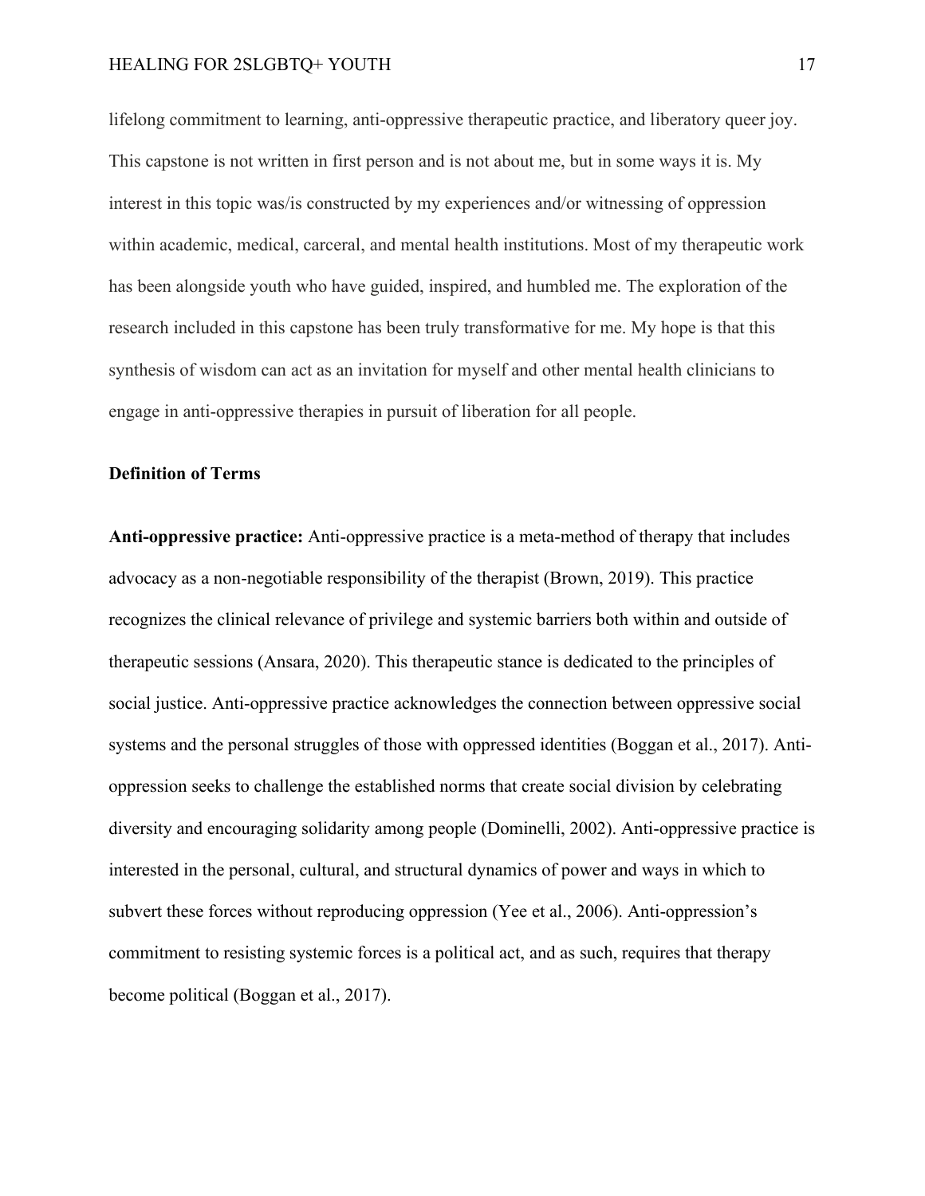lifelong commitment to learning, anti-oppressive therapeutic practice, and liberatory queer joy. This capstone is not written in first person and is not about me, but in some ways it is. My interest in this topic was/is constructed by my experiences and/or witnessing of oppression within academic, medical, carceral, and mental health institutions. Most of my therapeutic work has been alongside youth who have guided, inspired, and humbled me. The exploration of the research included in this capstone has been truly transformative for me. My hope is that this synthesis of wisdom can act as an invitation for myself and other mental health clinicians to engage in anti-oppressive therapies in pursuit of liberation for all people.

### Definition of Terms

**Anti-oppressive practice:** Anti-oppressive practice is a meta-method of therapy that includes advocacy as a non-negotiable responsibility of the therapist (Brown, 2019). This practice recognizes the clinical relevance of privilege and systemic barriers both within and outside of therapeutic sessions (Ansara, 2020). This therapeutic stance is dedicated to the principles of social justice. Anti-oppressive practice acknowledges the connection between oppressive social systems and the personal struggles of those with oppressed identities (Boggan et al., 2017). Anti-oppression seeks to challenge the established norms that create social division by celebrating diversity and encouraging solidarity among people (Dominelli, 2002). Anti-oppressive practice is interested in the personal, cultural, and structural dynamics of power and ways in which to subvert these forces without reproducing oppression (Yee et al., 2006). Anti-oppression's commitment to resisting systemic forces is a political act, and as such, requires that therapy become political (Boggan et al., 2017).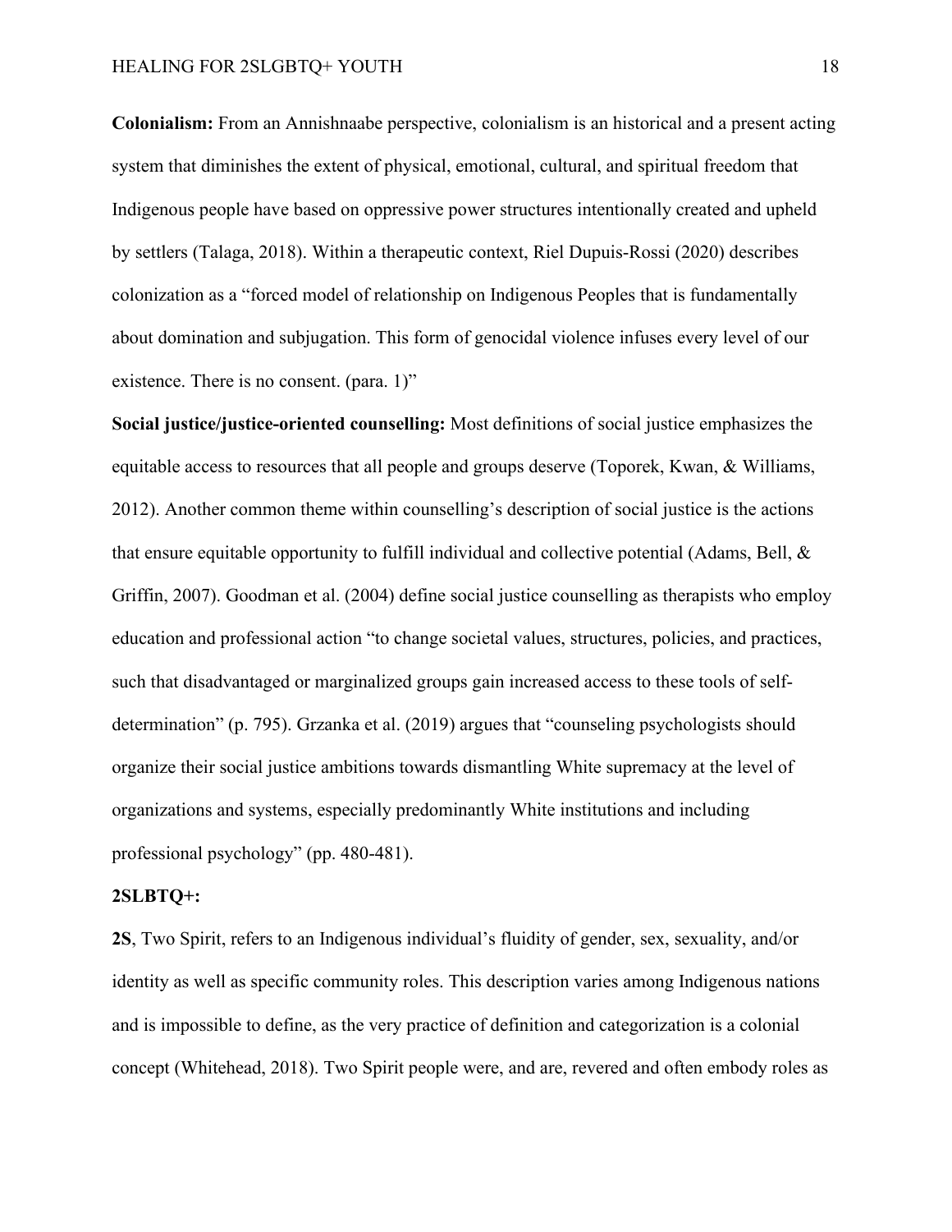**Colonialism:** From an Annishnaabe perspective, colonialism is an historical and a present acting system that diminishes the extent of physical, emotional, cultural, and spiritual freedom that Indigenous people have based on oppressive power structures intentionally created and upheld by settlers (Talaga, 2018). Within a therapeutic context, Riel Dupuis-Rossi (2020) describes colonization as a "forced model of relationship on Indigenous Peoples that is fundamentally about domination and subjugation. This form of genocidal violence infuses every level of our existence. There is no consent. (para. 1)"

**Social justice/justice-oriented counselling:** Most definitions of social justice emphasizes the equitable access to resources that all people and groups deserve (Toporek, Kwan, & Williams, 2012). Another common theme within counselling's description of social justice is the actions that ensure equitable opportunity to fulfill individual and collective potential (Adams, Bell, & Griffin, 2007). Goodman et al. (2004) define social justice counselling as therapists who employ education and professional action "to change societal values, structures, policies, and practices, such that disadvantaged or marginalized groups gain increased access to these tools of self-determination" (p. 795). Grzanka et al. (2019) argues that "counseling psychologists should organize their social justice ambitions towards dismantling White supremacy at the level of organizations and systems, especially predominantly White institutions and including professional psychology" (pp. 480-481).

**2SLBTQ+:**

**2S**, Two Spirit, refers to an Indigenous individual's fluidity of gender, sex, sexuality, and/or identity as well as specific community roles. This description varies among Indigenous nations and is impossible to define, as the very practice of definition and categorization is a colonial concept (Whitehead, 2018). Two Spirit people were, and are, revered and often embody roles as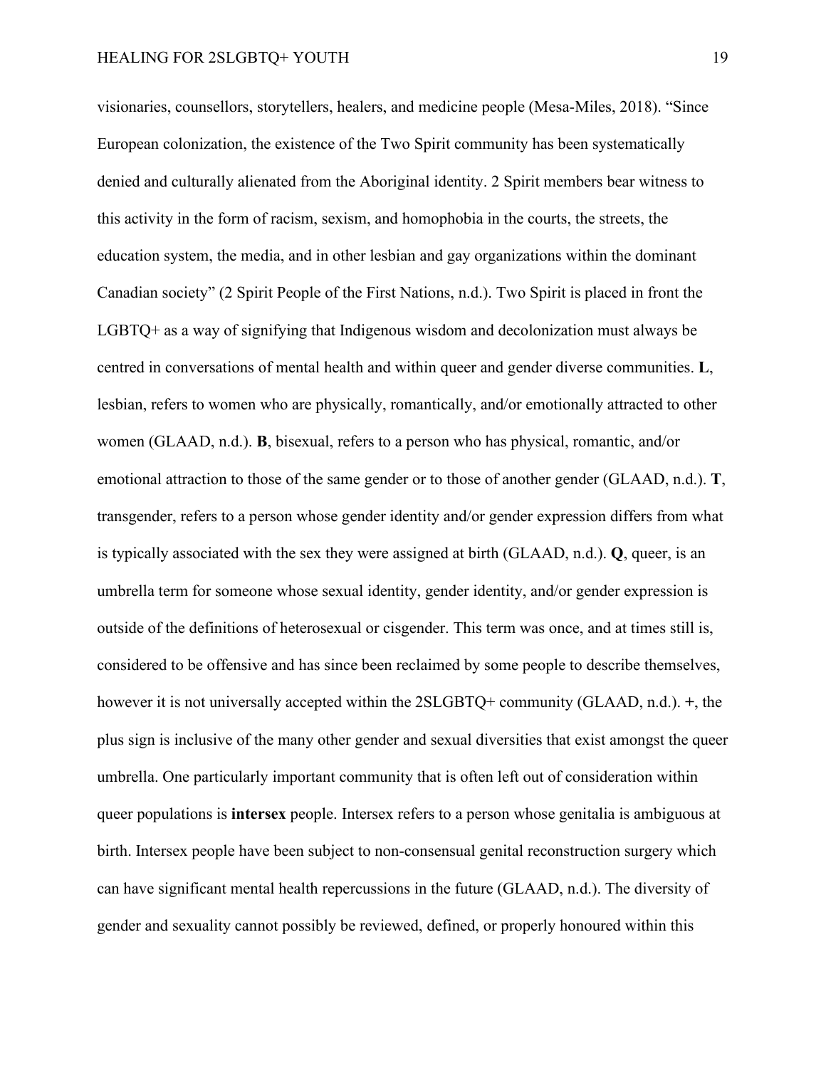visionaries, counsellors, storytellers, healers, and medicine people (Mesa-Miles, 2018). "Since European colonization, the existence of the Two Spirit community has been systematically denied and culturally alienated from the Aboriginal identity. 2 Spirit members bear witness to this activity in the form of racism, sexism, and homophobia in the courts, the streets, the education system, the media, and in other lesbian and gay organizations within the dominant Canadian society" (2 Spirit People of the First Nations, n.d.). Two Spirit is placed in front the LGBTQ+ as a way of signifying that Indigenous wisdom and decolonization must always be centred in conversations of mental health and within queer and gender diverse communities. **L**, lesbian, refers to women who are physically, romantically, and/or emotionally attracted to other women (GLAAD, n.d.). **B**, bisexual, refers to a person who has physical, romantic, and/or emotional attraction to those of the same gender or to those of another gender (GLAAD, n.d.). **T**, transgender, refers to a person whose gender identity and/or gender expression differs from what is typically associated with the sex they were assigned at birth (GLAAD, n.d.). **Q**, queer, is an umbrella term for someone whose sexual identity, gender identity, and/or gender expression is outside of the definitions of heterosexual or cisgender. This term was once, and at times still is, considered to be offensive and has since been reclaimed by some people to describe themselves, however it is not universally accepted within the 2SLGBTQ+ community (GLAAD, n.d.). **+**, the plus sign is inclusive of the many other gender and sexual diversities that exist amongst the queer umbrella. One particularly important community that is often left out of consideration within queer populations is **intersex** people. Intersex refers to a person whose genitalia is ambiguous at birth. Intersex people have been subject to non-consensual genital reconstruction surgery which can have significant mental health repercussions in the future (GLAAD, n.d.). The diversity of gender and sexuality cannot possibly be reviewed, defined, or properly honoured within this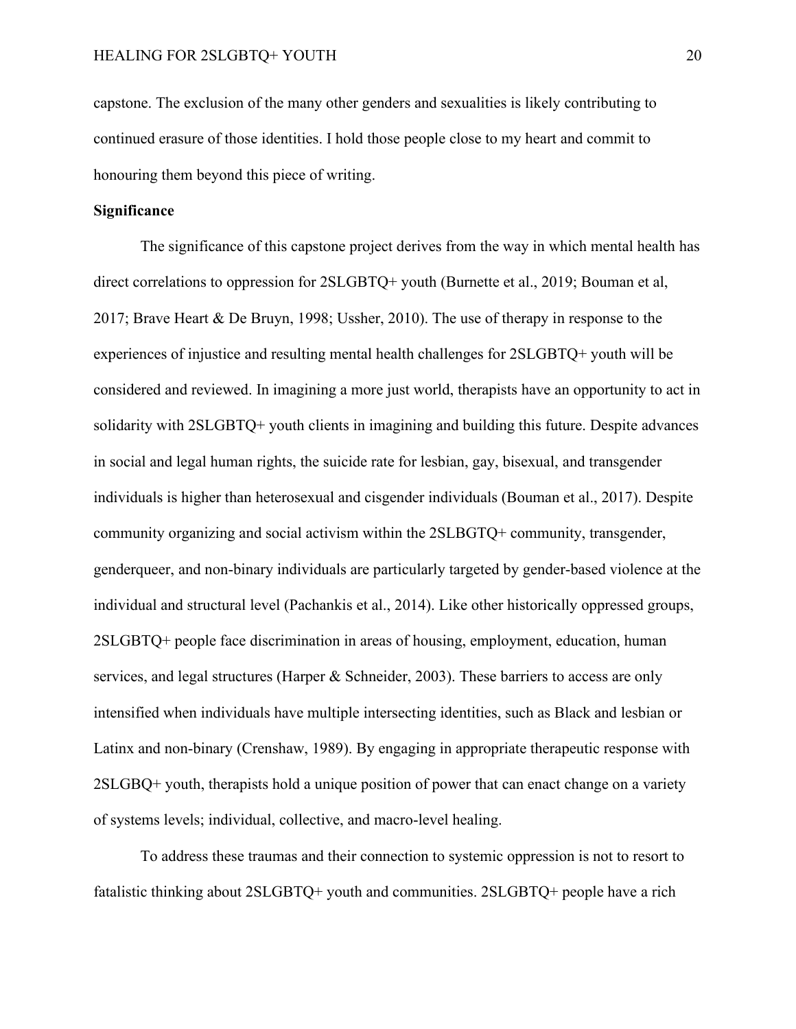capstone. The exclusion of the many other genders and sexualities is likely contributing to continued erasure of those identities. I hold those people close to my heart and commit to honouring them beyond this piece of writing.

**Significance**

The significance of this capstone project derives from the way in which mental health has direct correlations to oppression for 2SLGBTQ+ youth (Burnette et al., 2019; Bouman et al, 2017; Brave Heart & De Bruyn, 1998; Ussher, 2010). The use of therapy in response to the experiences of injustice and resulting mental health challenges for 2SLGBTQ+ youth will be considered and reviewed. In imagining a more just world, therapists have an opportunity to act in solidarity with 2SLGBTQ+ youth clients in imagining and building this future. Despite advances in social and legal human rights, the suicide rate for lesbian, gay, bisexual, and transgender individuals is higher than heterosexual and cisgender individuals (Bouman et al., 2017). Despite community organizing and social activism within the 2SLBGTQ+ community, transgender, genderqueer, and non-binary individuals are particularly targeted by gender-based violence at the individual and structural level (Pachankis et al., 2014). Like other historically oppressed groups, 2SLGBTQ+ people face discrimination in areas of housing, employment, education, human services, and legal structures (Harper & Schneider, 2003). These barriers to access are only intensified when individuals have multiple intersecting identities, such as Black and lesbian or Latinx and non-binary (Crenshaw, 1989). By engaging in appropriate therapeutic response with 2SLGBQ+ youth, therapists hold a unique position of power that can enact change on a variety of systems levels; individual, collective, and macro-level healing.

To address these traumas and their connection to systemic oppression is not to resort to fatalistic thinking about 2SLGBTQ+ youth and communities. 2SLGBTQ+ people have a rich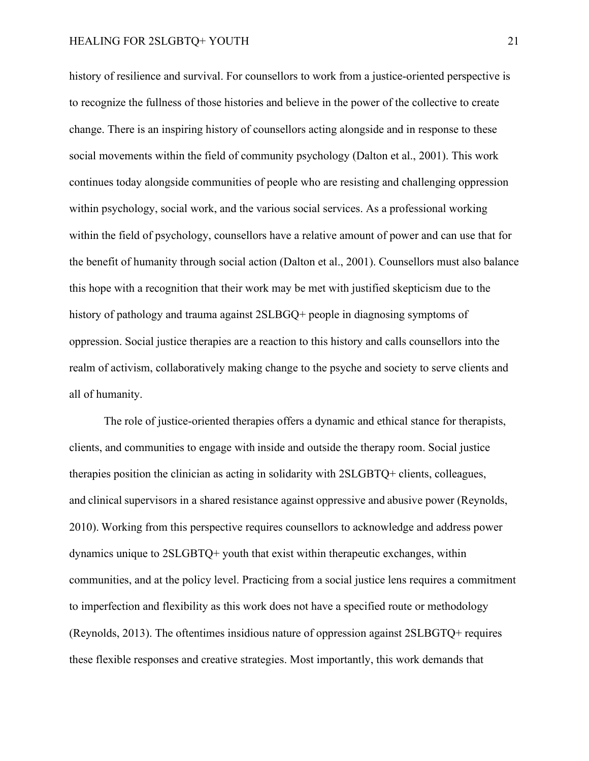history of resilience and survival. For counsellors to work from a justice-oriented perspective is to recognize the fullness of those histories and believe in the power of the collective to create change. There is an inspiring history of counsellors acting alongside and in response to these social movements within the field of community psychology (Dalton et al., 2001). This work continues today alongside communities of people who are resisting and challenging oppression within psychology, social work, and the various social services. As a professional working within the field of psychology, counsellors have a relative amount of power and can use that for the benefit of humanity through social action (Dalton et al., 2001). Counsellors must also balance this hope with a recognition that their work may be met with justified skepticism due to the history of pathology and trauma against 2SLBGQ+ people in diagnosing symptoms of oppression. Social justice therapies are a reaction to this history and calls counsellors into the realm of activism, collaboratively making change to the psyche and society to serve clients and all of humanity.

The role of justice-oriented therapies offers a dynamic and ethical stance for therapists, clients, and communities to engage with inside and outside the therapy room. Social justice therapies position the clinician as acting in solidarity with 2SLGBTQ+ clients, colleagues, and clinical supervisors in a shared resistance against oppressive and abusive power (Reynolds, 2010). Working from this perspective requires counsellors to acknowledge and address power dynamics unique to 2SLGBTQ+ youth that exist within therapeutic exchanges, within communities, and at the policy level. Practicing from a social justice lens requires a commitment to imperfection and flexibility as this work does not have a specified route or methodology (Reynolds, 2013). The oftentimes insidious nature of oppression against 2SLBGTQ+ requires these flexible responses and creative strategies. Most importantly, this work demands that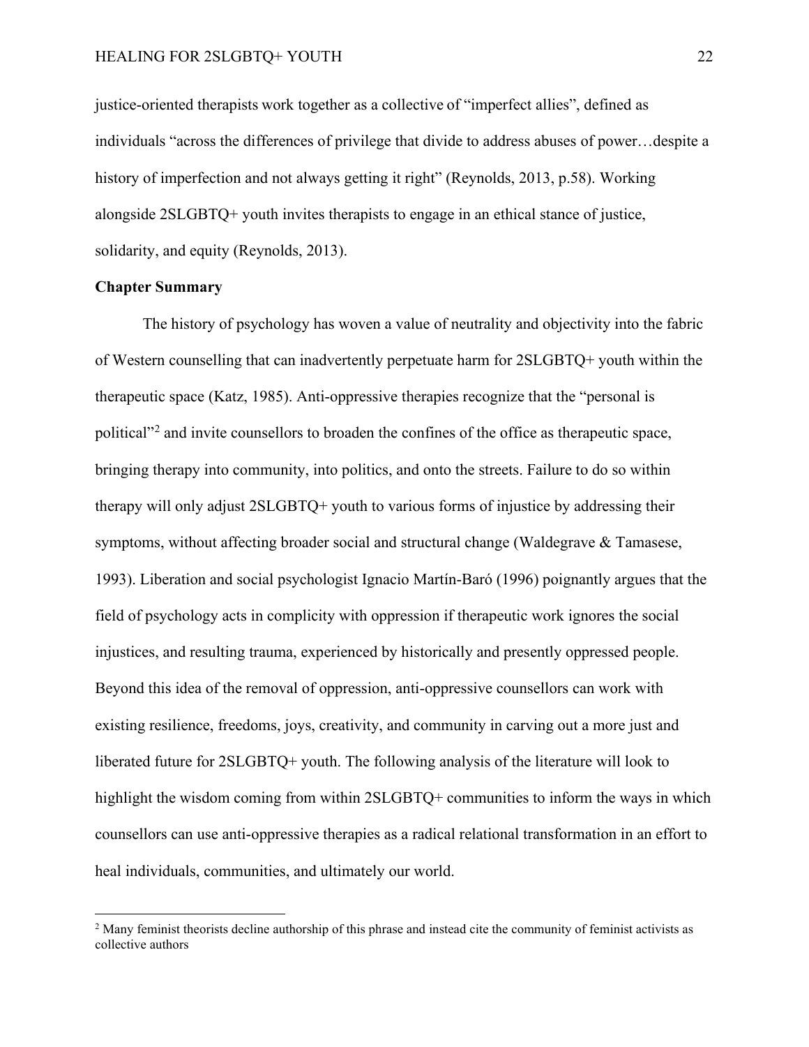justice-oriented therapists work together as a collective of "imperfect allies", defined as individuals "across the differences of privilege that divide to address abuses of power…despite a history of imperfection and not always getting it right" (Reynolds, 2013, p.58). Working alongside 2SLGBTQ+ youth invites therapists to engage in an ethical stance of justice, solidarity, and equity (Reynolds, 2013).

## Chapter Summary

The history of psychology has woven a value of neutrality and objectivity into the fabric of Western counselling that can inadvertently perpetuate harm for 2SLGBTQ+ youth within the therapeutic space (Katz, 1985). Anti-oppressive therapies recognize that the "personal is political"[2] and invite counsellors to broaden the confines of the office as therapeutic space, bringing therapy into community, into politics, and onto the streets. Failure to do so within therapy will only adjust 2SLGBTQ+ youth to various forms of injustice by addressing their symptoms, without affecting broader social and structural change (Waldegrave & Tamasese, 1993). Liberation and social psychologist Ignacio Martín-Baró (1996) poignantly argues that the field of psychology acts in complicity with oppression if therapeutic work ignores the social injustices, and resulting trauma, experienced by historically and presently oppressed people. Beyond this idea of the removal of oppression, anti-oppressive counsellors can work with existing resilience, freedoms, joys, creativity, and community in carving out a more just and liberated future for 2SLGBTQ+ youth. The following analysis of the literature will look to highlight the wisdom coming from within 2SLGBTQ+ communities to inform the ways in which counsellors can use anti-oppressive therapies as a radical relational transformation in an effort to heal individuals, communities, and ultimately our world.

---

[2] Many feminist theorists decline authorship of this phrase and instead cite the community of feminist activists as collective authors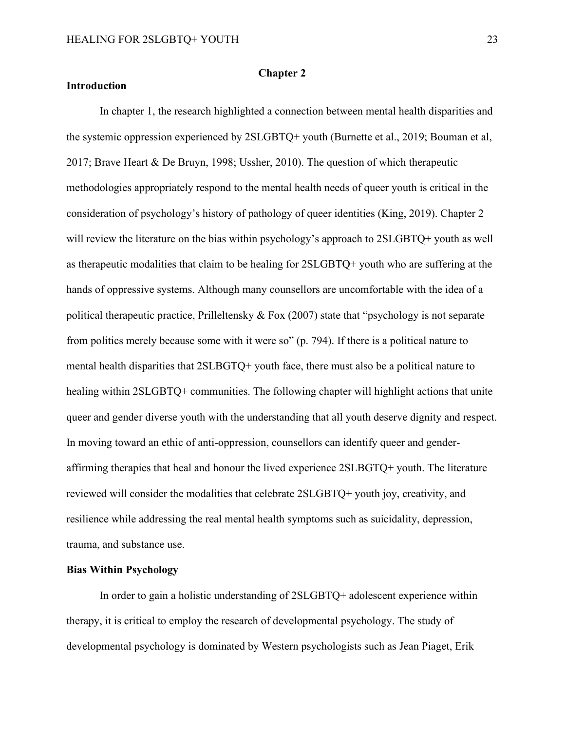# Chapter 2

## Introduction

In chapter 1, the research highlighted a connection between mental health disparities and the systemic oppression experienced by 2SLGBTQ+ youth (Burnette et al., 2019; Bouman et al, 2017; Brave Heart & De Bruyn, 1998; Ussher, 2010). The question of which therapeutic methodologies appropriately respond to the mental health needs of queer youth is critical in the consideration of psychology's history of pathology of queer identities (King, 2019). Chapter 2 will review the literature on the bias within psychology's approach to 2SLGBTQ+ youth as well as therapeutic modalities that claim to be healing for 2SLGBTQ+ youth who are suffering at the hands of oppressive systems. Although many counsellors are uncomfortable with the idea of a political therapeutic practice, Prilleltensky & Fox (2007) state that "psychology is not separate from politics merely because some with it were so" (p. 794). If there is a political nature to mental health disparities that 2SLBGTQ+ youth face, there must also be a political nature to healing within 2SLGBTQ+ communities. The following chapter will highlight actions that unite queer and gender diverse youth with the understanding that all youth deserve dignity and respect. In moving toward an ethic of anti-oppression, counsellors can identify queer and gender-affirming therapies that heal and honour the lived experience 2SLBGTQ+ youth. The literature reviewed will consider the modalities that celebrate 2SLGBTQ+ youth joy, creativity, and resilience while addressing the real mental health symptoms such as suicidality, depression, trauma, and substance use.

## Bias Within Psychology

In order to gain a holistic understanding of 2SLGBTQ+ adolescent experience within therapy, it is critical to employ the research of developmental psychology. The study of developmental psychology is dominated by Western psychologists such as Jean Piaget, Erik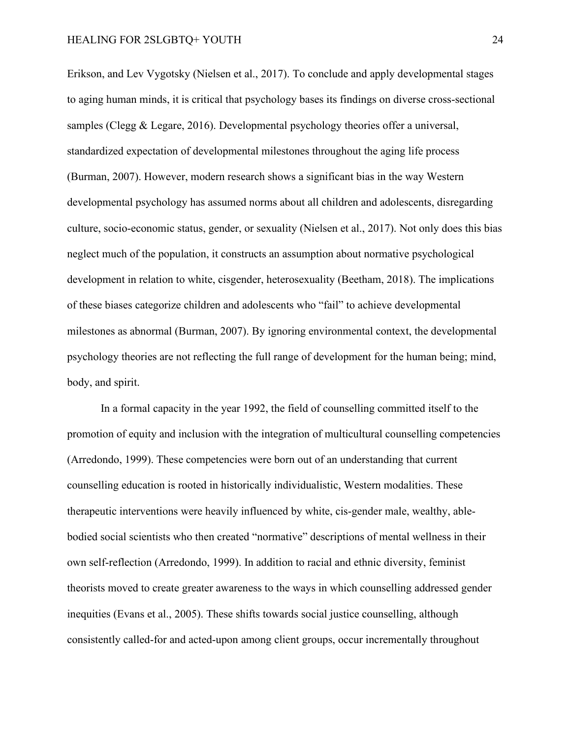Erikson, and Lev Vygotsky (Nielsen et al., 2017). To conclude and apply developmental stages to aging human minds, it is critical that psychology bases its findings on diverse cross-sectional samples (Clegg & Legare, 2016). Developmental psychology theories offer a universal, standardized expectation of developmental milestones throughout the aging life process (Burman, 2007). However, modern research shows a significant bias in the way Western developmental psychology has assumed norms about all children and adolescents, disregarding culture, socio-economic status, gender, or sexuality (Nielsen et al., 2017). Not only does this bias neglect much of the population, it constructs an assumption about normative psychological development in relation to white, cisgender, heterosexuality (Beetham, 2018). The implications of these biases categorize children and adolescents who "fail" to achieve developmental milestones as abnormal (Burman, 2007). By ignoring environmental context, the developmental psychology theories are not reflecting the full range of development for the human being; mind, body, and spirit.

In a formal capacity in the year 1992, the field of counselling committed itself to the promotion of equity and inclusion with the integration of multicultural counselling competencies (Arredondo, 1999). These competencies were born out of an understanding that current counselling education is rooted in historically individualistic, Western modalities. These therapeutic interventions were heavily influenced by white, cis-gender male, wealthy, able-bodied social scientists who then created "normative" descriptions of mental wellness in their own self-reflection (Arredondo, 1999). In addition to racial and ethnic diversity, feminist theorists moved to create greater awareness to the ways in which counselling addressed gender inequities (Evans et al., 2005). These shifts towards social justice counselling, although consistently called-for and acted-upon among client groups, occur incrementally throughout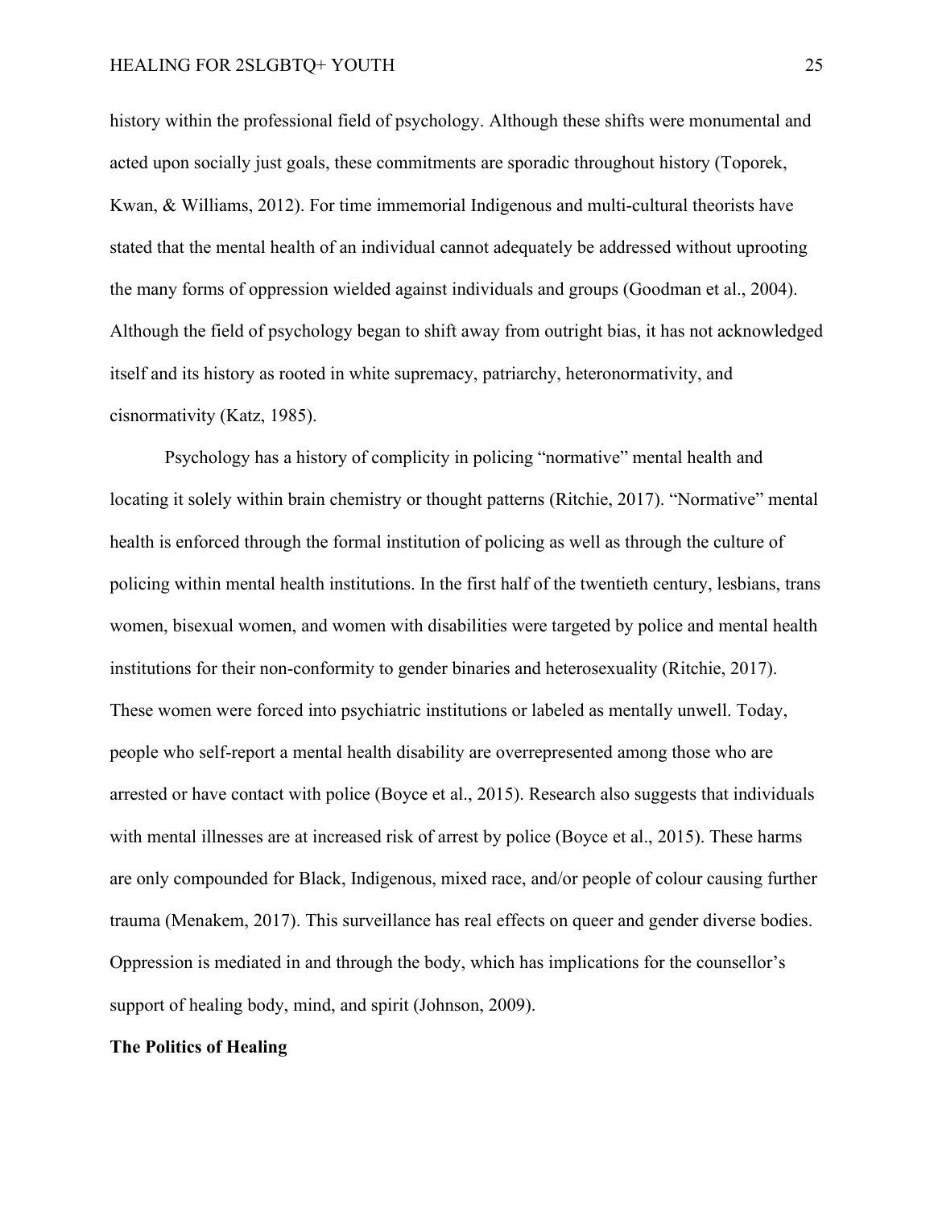history within the professional field of psychology. Although these shifts were monumental and acted upon socially just goals, these commitments are sporadic throughout history (Toporek, Kwan, & Williams, 2012). For time immemorial Indigenous and multi-cultural theorists have stated that the mental health of an individual cannot adequately be addressed without uprooting the many forms of oppression wielded against individuals and groups (Goodman et al., 2004). Although the field of psychology began to shift away from outright bias, it has not acknowledged itself and its history as rooted in white supremacy, patriarchy, heteronormativity, and cisnormativity (Katz, 1985).

Psychology has a history of complicity in policing "normative" mental health and locating it solely within brain chemistry or thought patterns (Ritchie, 2017). "Normative" mental health is enforced through the formal institution of policing as well as through the culture of policing within mental health institutions. In the first half of the twentieth century, lesbians, trans women, bisexual women, and women with disabilities were targeted by police and mental health institutions for their non-conformity to gender binaries and heterosexuality (Ritchie, 2017). These women were forced into psychiatric institutions or labeled as mentally unwell. Today, people who self-report a mental health disability are overrepresented among those who are arrested or have contact with police (Boyce et al., 2015). Research also suggests that individuals with mental illnesses are at increased risk of arrest by police (Boyce et al., 2015). These harms are only compounded for Black, Indigenous, mixed race, and/or people of colour causing further trauma (Menakem, 2017). This surveillance has real effects on queer and gender diverse bodies. Oppression is mediated in and through the body, which has implications for the counsellor's support of healing body, mind, and spirit (Johnson, 2009).

**The Politics of Healing**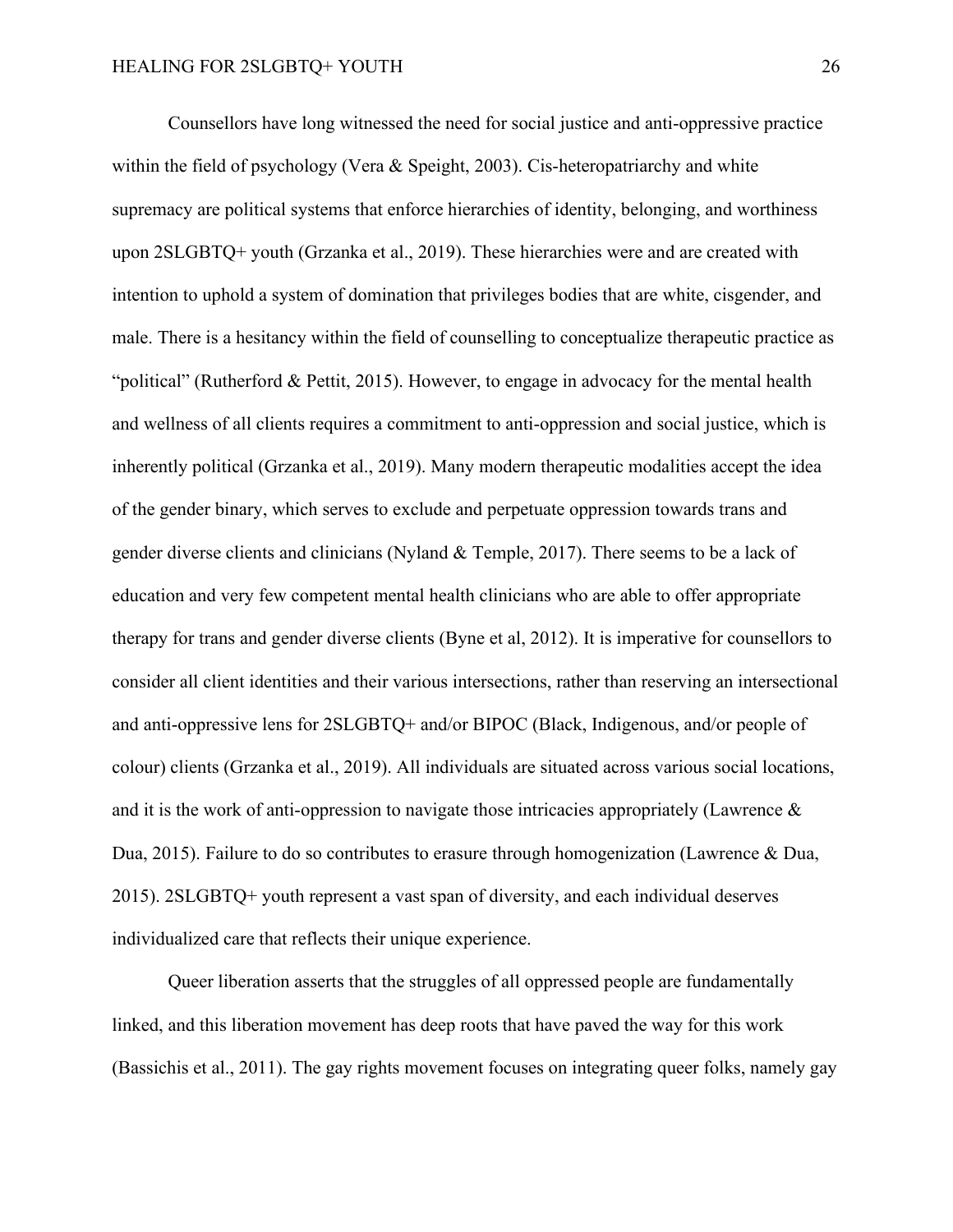Counsellors have long witnessed the need for social justice and anti-oppressive practice within the field of psychology (Vera & Speight, 2003). Cis-heteropatriarchy and white supremacy are political systems that enforce hierarchies of identity, belonging, and worthiness upon 2SLGBTQ+ youth (Grzanka et al., 2019). These hierarchies were and are created with intention to uphold a system of domination that privileges bodies that are white, cisgender, and male. There is a hesitancy within the field of counselling to conceptualize therapeutic practice as "political" (Rutherford & Pettit, 2015). However, to engage in advocacy for the mental health and wellness of all clients requires a commitment to anti-oppression and social justice, which is inherently political (Grzanka et al., 2019). Many modern therapeutic modalities accept the idea of the gender binary, which serves to exclude and perpetuate oppression towards trans and gender diverse clients and clinicians (Nyland & Temple, 2017). There seems to be a lack of education and very few competent mental health clinicians who are able to offer appropriate therapy for trans and gender diverse clients (Byne et al, 2012). It is imperative for counsellors to consider all client identities and their various intersections, rather than reserving an intersectional and anti-oppressive lens for 2SLGBTQ+ and/or BIPOC (Black, Indigenous, and/or people of colour) clients (Grzanka et al., 2019). All individuals are situated across various social locations, and it is the work of anti-oppression to navigate those intricacies appropriately (Lawrence & Dua, 2015). Failure to do so contributes to erasure through homogenization (Lawrence & Dua, 2015). 2SLGBTQ+ youth represent a vast span of diversity, and each individual deserves individualized care that reflects their unique experience.

Queer liberation asserts that the struggles of all oppressed people are fundamentally linked, and this liberation movement has deep roots that have paved the way for this work (Bassichis et al., 2011). The gay rights movement focuses on integrating queer folks, namely gay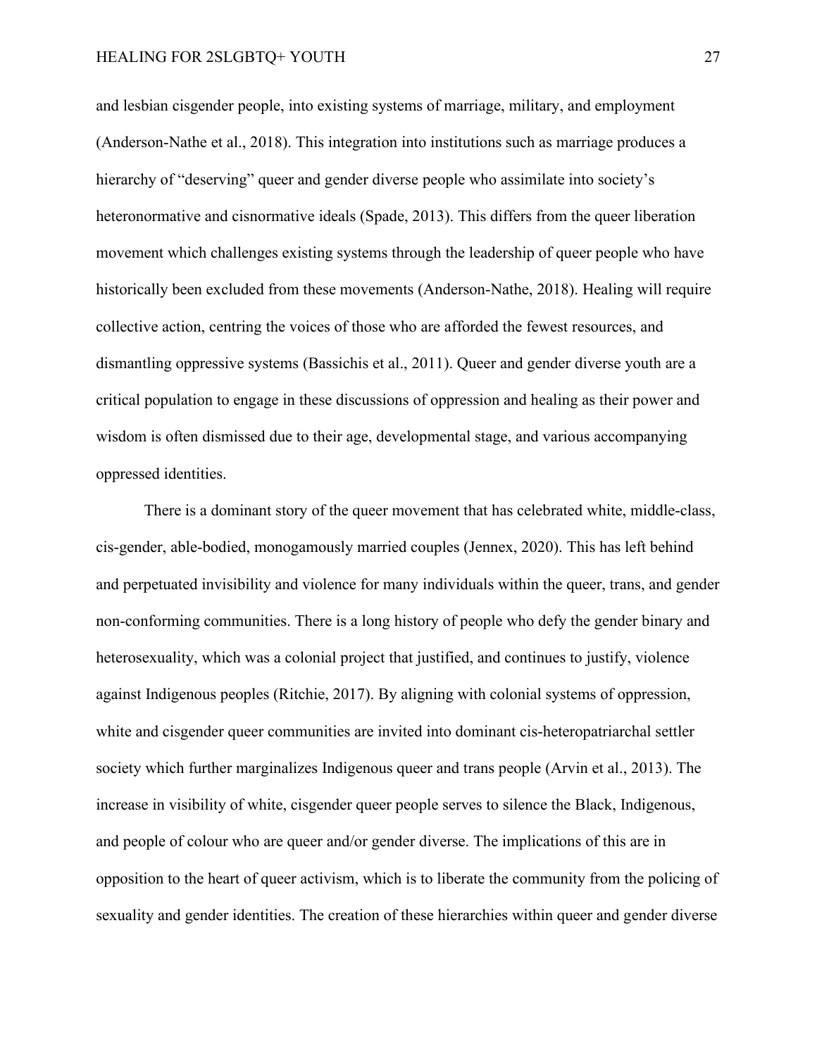and lesbian cisgender people, into existing systems of marriage, military, and employment (Anderson-Nathe et al., 2018). This integration into institutions such as marriage produces a hierarchy of "deserving" queer and gender diverse people who assimilate into society's heteronormative and cisnormative ideals (Spade, 2013). This differs from the queer liberation movement which challenges existing systems through the leadership of queer people who have historically been excluded from these movements (Anderson-Nathe, 2018). Healing will require collective action, centring the voices of those who are afforded the fewest resources, and dismantling oppressive systems (Bassichis et al., 2011). Queer and gender diverse youth are a critical population to engage in these discussions of oppression and healing as their power and wisdom is often dismissed due to their age, developmental stage, and various accompanying oppressed identities.

There is a dominant story of the queer movement that has celebrated white, middle-class, cis-gender, able-bodied, monogamously married couples (Jennex, 2020). This has left behind and perpetuated invisibility and violence for many individuals within the queer, trans, and gender non-conforming communities. There is a long history of people who defy the gender binary and heterosexuality, which was a colonial project that justified, and continues to justify, violence against Indigenous peoples (Ritchie, 2017). By aligning with colonial systems of oppression, white and cisgender queer communities are invited into dominant cis-heteropatriarchal settler society which further marginalizes Indigenous queer and trans people (Arvin et al., 2013). The increase in visibility of white, cisgender queer people serves to silence the Black, Indigenous, and people of colour who are queer and/or gender diverse. The implications of this are in opposition to the heart of queer activism, which is to liberate the community from the policing of sexuality and gender identities. The creation of these hierarchies within queer and gender diverse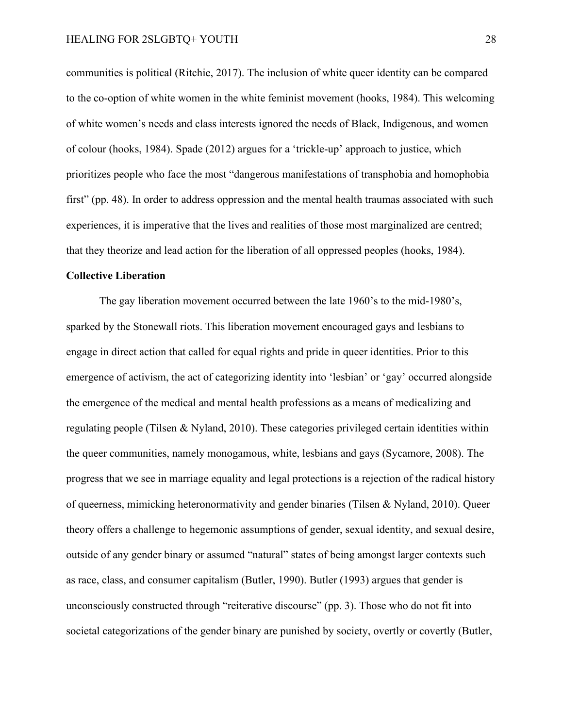communities is political (Ritchie, 2017). The inclusion of white queer identity can be compared to the co-option of white women in the white feminist movement (hooks, 1984). This welcoming of white women's needs and class interests ignored the needs of Black, Indigenous, and women of colour (hooks, 1984). Spade (2012) argues for a 'trickle-up' approach to justice, which prioritizes people who face the most "dangerous manifestations of transphobia and homophobia first" (pp. 48). In order to address oppression and the mental health traumas associated with such experiences, it is imperative that the lives and realities of those most marginalized are centred; that they theorize and lead action for the liberation of all oppressed peoples (hooks, 1984).

**Collective Liberation**

The gay liberation movement occurred between the late 1960's to the mid-1980's, sparked by the Stonewall riots. This liberation movement encouraged gays and lesbians to engage in direct action that called for equal rights and pride in queer identities. Prior to this emergence of activism, the act of categorizing identity into 'lesbian' or 'gay' occurred alongside the emergence of the medical and mental health professions as a means of medicalizing and regulating people (Tilsen & Nyland, 2010). These categories privileged certain identities within the queer communities, namely monogamous, white, lesbians and gays (Sycamore, 2008). The progress that we see in marriage equality and legal protections is a rejection of the radical history of queerness, mimicking heteronormativity and gender binaries (Tilsen & Nyland, 2010). Queer theory offers a challenge to hegemonic assumptions of gender, sexual identity, and sexual desire, outside of any gender binary or assumed "natural" states of being amongst larger contexts such as race, class, and consumer capitalism (Butler, 1990). Butler (1993) argues that gender is unconsciously constructed through "reiterative discourse" (pp. 3). Those who do not fit into societal categorizations of the gender binary are punished by society, overtly or covertly (Butler,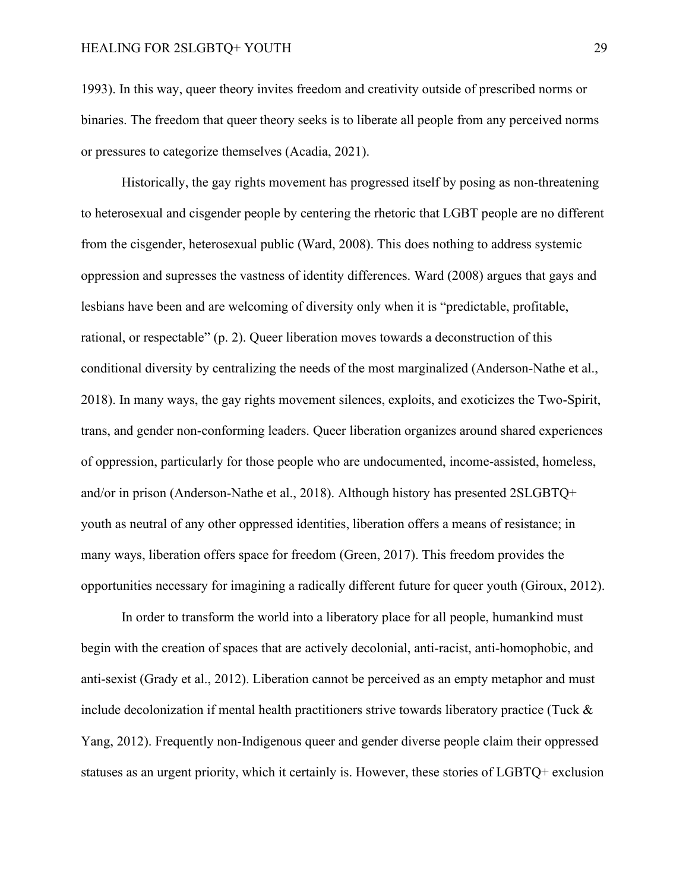1993). In this way, queer theory invites freedom and creativity outside of prescribed norms or binaries. The freedom that queer theory seeks is to liberate all people from any perceived norms or pressures to categorize themselves (Acadia, 2021).

Historically, the gay rights movement has progressed itself by posing as non-threatening to heterosexual and cisgender people by centering the rhetoric that LGBT people are no different from the cisgender, heterosexual public (Ward, 2008). This does nothing to address systemic oppression and supresses the vastness of identity differences. Ward (2008) argues that gays and lesbians have been and are welcoming of diversity only when it is "predictable, profitable, rational, or respectable" (p. 2). Queer liberation moves towards a deconstruction of this conditional diversity by centralizing the needs of the most marginalized (Anderson-Nathe et al., 2018). In many ways, the gay rights movement silences, exploits, and exoticizes the Two-Spirit, trans, and gender non-conforming leaders. Queer liberation organizes around shared experiences of oppression, particularly for those people who are undocumented, income-assisted, homeless, and/or in prison (Anderson-Nathe et al., 2018). Although history has presented 2SLGBTQ+ youth as neutral of any other oppressed identities, liberation offers a means of resistance; in many ways, liberation offers space for freedom (Green, 2017). This freedom provides the opportunities necessary for imagining a radically different future for queer youth (Giroux, 2012).

In order to transform the world into a liberatory place for all people, humankind must begin with the creation of spaces that are actively decolonial, anti-racist, anti-homophobic, and anti-sexist (Grady et al., 2012). Liberation cannot be perceived as an empty metaphor and must include decolonization if mental health practitioners strive towards liberatory practice (Tuck & Yang, 2012). Frequently non-Indigenous queer and gender diverse people claim their oppressed statuses as an urgent priority, which it certainly is. However, these stories of LGBTQ+ exclusion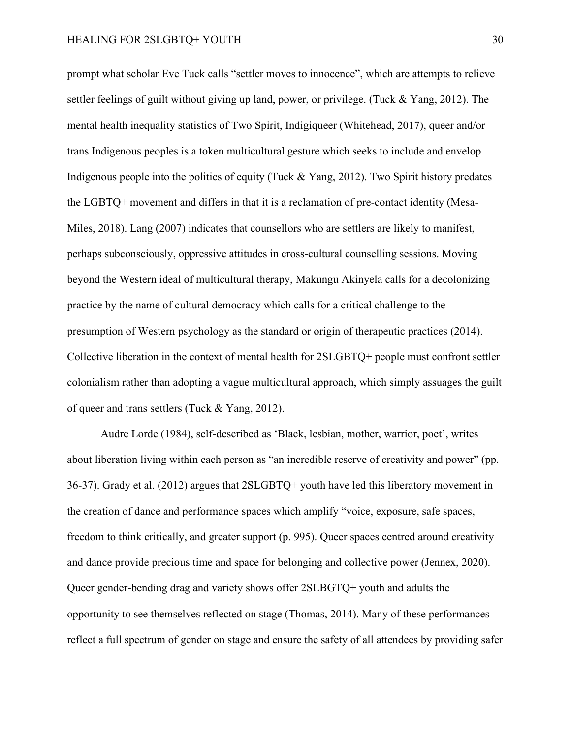prompt what scholar Eve Tuck calls "settler moves to innocence", which are attempts to relieve settler feelings of guilt without giving up land, power, or privilege. (Tuck & Yang, 2012). The mental health inequality statistics of Two Spirit, Indigiqueer (Whitehead, 2017), queer and/or trans Indigenous peoples is a token multicultural gesture which seeks to include and envelop Indigenous people into the politics of equity (Tuck & Yang, 2012). Two Spirit history predates the LGBTQ+ movement and differs in that it is a reclamation of pre-contact identity (Mesa-Miles, 2018). Lang (2007) indicates that counsellors who are settlers are likely to manifest, perhaps subconsciously, oppressive attitudes in cross-cultural counselling sessions. Moving beyond the Western ideal of multicultural therapy, Makungu Akinyela calls for a decolonizing practice by the name of cultural democracy which calls for a critical challenge to the presumption of Western psychology as the standard or origin of therapeutic practices (2014). Collective liberation in the context of mental health for 2SLGBTQ+ people must confront settler colonialism rather than adopting a vague multicultural approach, which simply assuages the guilt of queer and trans settlers (Tuck & Yang, 2012).

Audre Lorde (1984), self-described as 'Black, lesbian, mother, warrior, poet', writes about liberation living within each person as "an incredible reserve of creativity and power" (pp. 36-37). Grady et al. (2012) argues that 2SLGBTQ+ youth have led this liberatory movement in the creation of dance and performance spaces which amplify "voice, exposure, safe spaces, freedom to think critically, and greater support (p. 995). Queer spaces centred around creativity and dance provide precious time and space for belonging and collective power (Jennex, 2020). Queer gender-bending drag and variety shows offer 2SLBGTQ+ youth and adults the opportunity to see themselves reflected on stage (Thomas, 2014). Many of these performances reflect a full spectrum of gender on stage and ensure the safety of all attendees by providing safer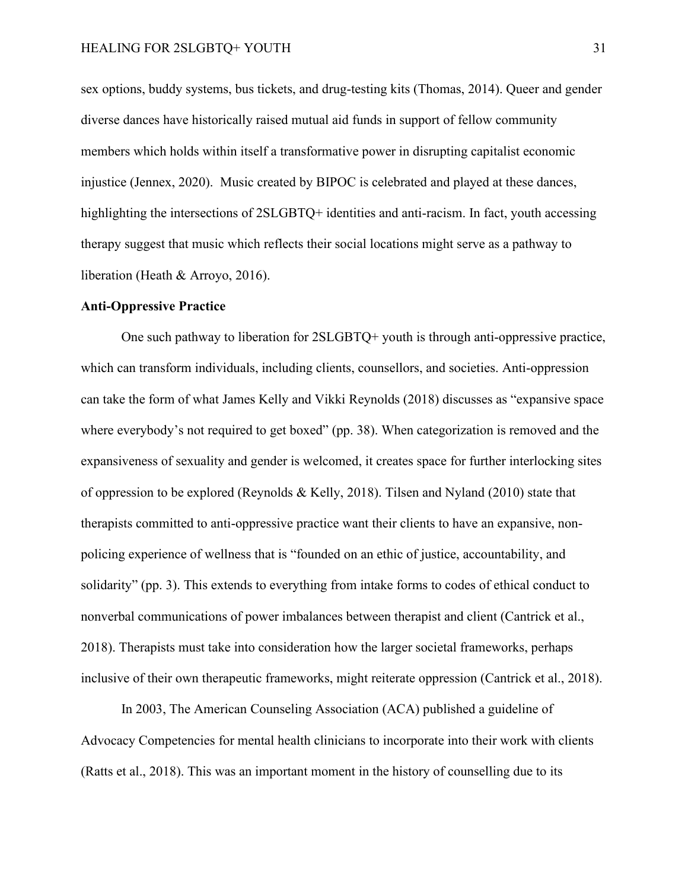sex options, buddy systems, bus tickets, and drug-testing kits (Thomas, 2014). Queer and gender diverse dances have historically raised mutual aid funds in support of fellow community members which holds within itself a transformative power in disrupting capitalist economic injustice (Jennex, 2020). Music created by BIPOC is celebrated and played at these dances, highlighting the intersections of 2SLGBTQ+ identities and anti-racism. In fact, youth accessing therapy suggest that music which reflects their social locations might serve as a pathway to liberation (Heath & Arroyo, 2016).

**Anti-Oppressive Practice**

One such pathway to liberation for 2SLGBTQ+ youth is through anti-oppressive practice, which can transform individuals, including clients, counsellors, and societies. Anti-oppression can take the form of what James Kelly and Vikki Reynolds (2018) discusses as "expansive space where everybody's not required to get boxed" (pp. 38). When categorization is removed and the expansiveness of sexuality and gender is welcomed, it creates space for further interlocking sites of oppression to be explored (Reynolds & Kelly, 2018). Tilsen and Nyland (2010) state that therapists committed to anti-oppressive practice want their clients to have an expansive, non-policing experience of wellness that is "founded on an ethic of justice, accountability, and solidarity" (pp. 3). This extends to everything from intake forms to codes of ethical conduct to nonverbal communications of power imbalances between therapist and client (Cantrick et al., 2018). Therapists must take into consideration how the larger societal frameworks, perhaps inclusive of their own therapeutic frameworks, might reiterate oppression (Cantrick et al., 2018).

In 2003, The American Counseling Association (ACA) published a guideline of Advocacy Competencies for mental health clinicians to incorporate into their work with clients (Ratts et al., 2018). This was an important moment in the history of counselling due to its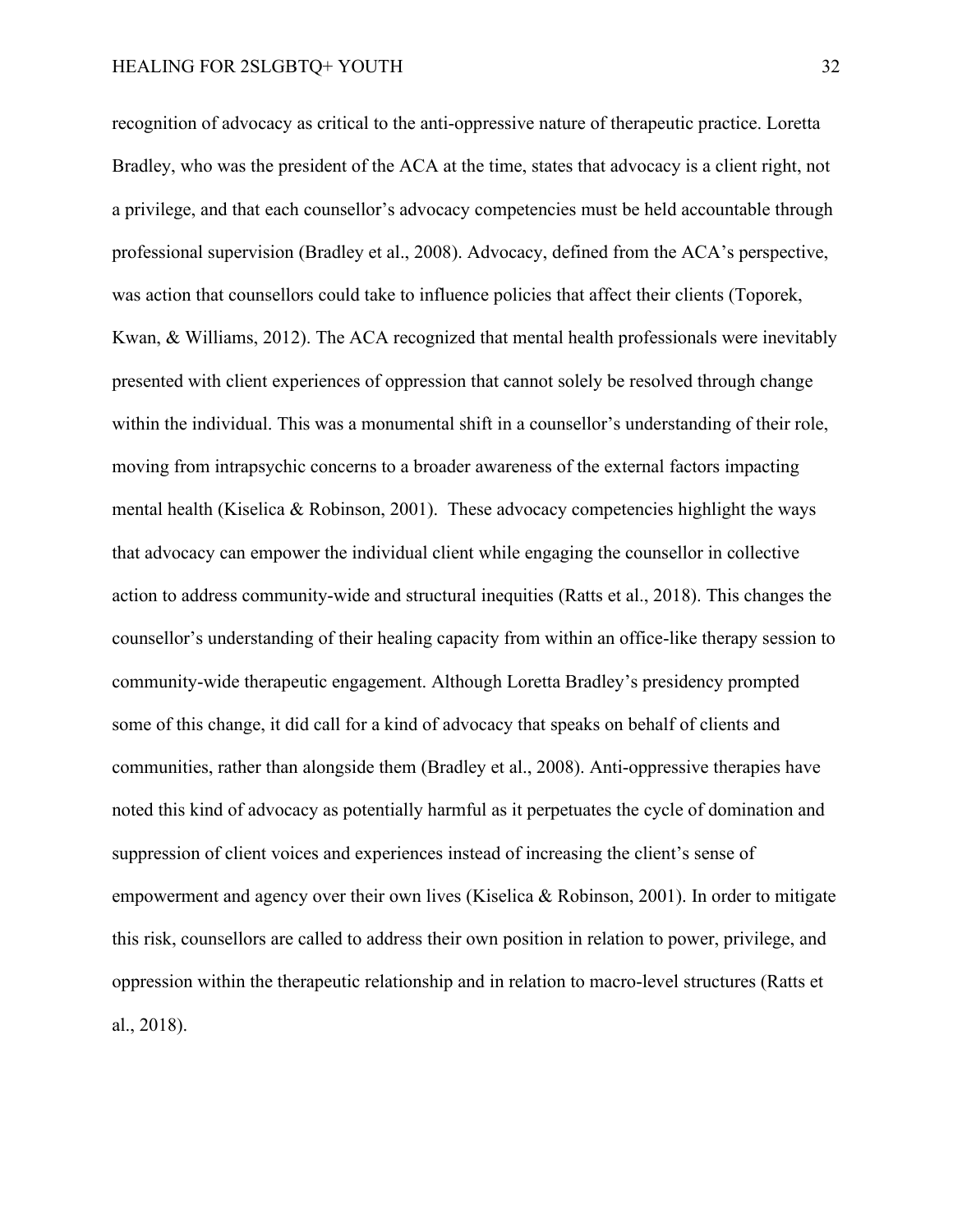recognition of advocacy as critical to the anti-oppressive nature of therapeutic practice. Loretta Bradley, who was the president of the ACA at the time, states that advocacy is a client right, not a privilege, and that each counsellor's advocacy competencies must be held accountable through professional supervision (Bradley et al., 2008). Advocacy, defined from the ACA's perspective, was action that counsellors could take to influence policies that affect their clients (Toporek, Kwan, & Williams, 2012). The ACA recognized that mental health professionals were inevitably presented with client experiences of oppression that cannot solely be resolved through change within the individual. This was a monumental shift in a counsellor's understanding of their role, moving from intrapsychic concerns to a broader awareness of the external factors impacting mental health (Kiselica & Robinson, 2001). These advocacy competencies highlight the ways that advocacy can empower the individual client while engaging the counsellor in collective action to address community-wide and structural inequities (Ratts et al., 2018). This changes the counsellor's understanding of their healing capacity from within an office-like therapy session to community-wide therapeutic engagement. Although Loretta Bradley's presidency prompted some of this change, it did call for a kind of advocacy that speaks on behalf of clients and communities, rather than alongside them (Bradley et al., 2008). Anti-oppressive therapies have noted this kind of advocacy as potentially harmful as it perpetuates the cycle of domination and suppression of client voices and experiences instead of increasing the client's sense of empowerment and agency over their own lives (Kiselica & Robinson, 2001). In order to mitigate this risk, counsellors are called to address their own position in relation to power, privilege, and oppression within the therapeutic relationship and in relation to macro-level structures (Ratts et al., 2018).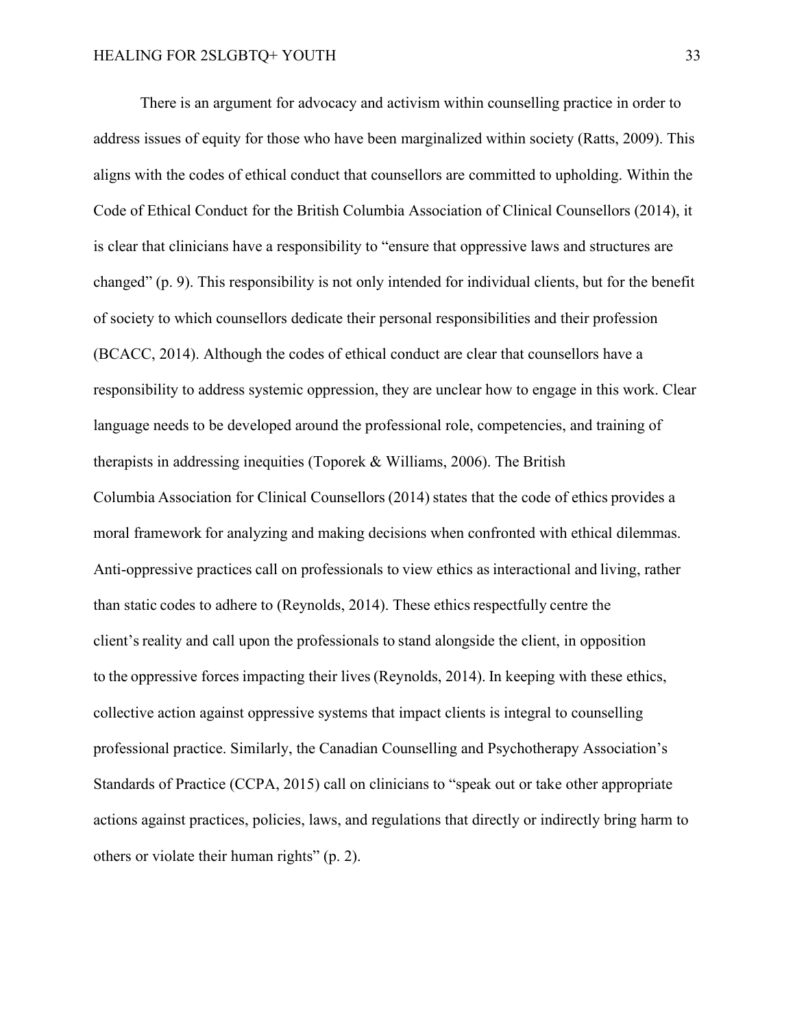There is an argument for advocacy and activism within counselling practice in order to address issues of equity for those who have been marginalized within society (Ratts, 2009). This aligns with the codes of ethical conduct that counsellors are committed to upholding. Within the Code of Ethical Conduct for the British Columbia Association of Clinical Counsellors (2014), it is clear that clinicians have a responsibility to "ensure that oppressive laws and structures are changed" (p. 9). This responsibility is not only intended for individual clients, but for the benefit of society to which counsellors dedicate their personal responsibilities and their profession (BCACC, 2014). Although the codes of ethical conduct are clear that counsellors have a responsibility to address systemic oppression, they are unclear how to engage in this work. Clear language needs to be developed around the professional role, competencies, and training of therapists in addressing inequities (Toporek & Williams, 2006). The British Columbia Association for Clinical Counsellors (2014) states that the code of ethics provides a moral framework for analyzing and making decisions when confronted with ethical dilemmas. Anti-oppressive practices call on professionals to view ethics as interactional and living, rather than static codes to adhere to (Reynolds, 2014). These ethics respectfully centre the client's reality and call upon the professionals to stand alongside the client, in opposition to the oppressive forces impacting their lives (Reynolds, 2014). In keeping with these ethics, collective action against oppressive systems that impact clients is integral to counselling professional practice. Similarly, the Canadian Counselling and Psychotherapy Association's Standards of Practice (CCPA, 2015) call on clinicians to "speak out or take other appropriate actions against practices, policies, laws, and regulations that directly or indirectly bring harm to others or violate their human rights" (p. 2).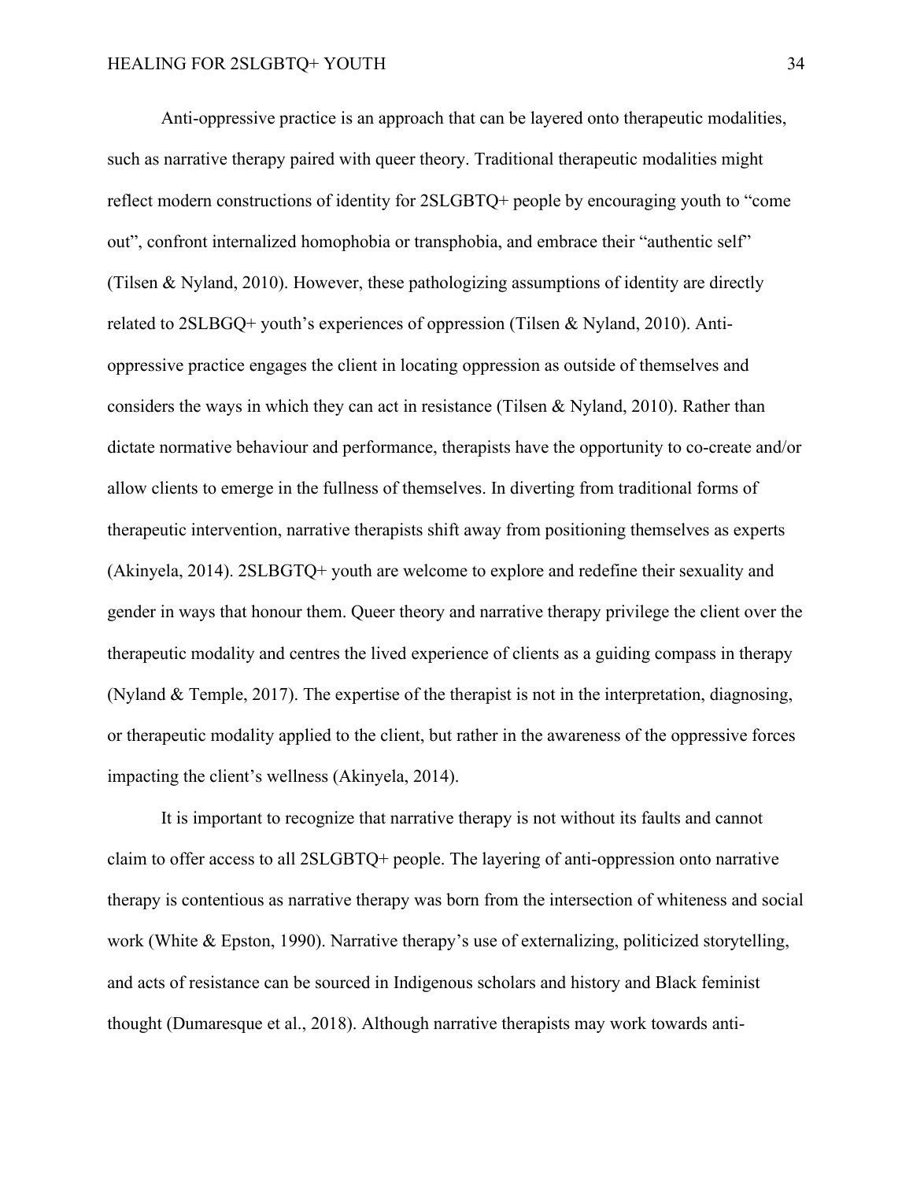Anti-oppressive practice is an approach that can be layered onto therapeutic modalities, such as narrative therapy paired with queer theory. Traditional therapeutic modalities might reflect modern constructions of identity for 2SLGBTQ+ people by encouraging youth to "come out", confront internalized homophobia or transphobia, and embrace their "authentic self" (Tilsen & Nyland, 2010). However, these pathologizing assumptions of identity are directly related to 2SLBGQ+ youth's experiences of oppression (Tilsen & Nyland, 2010). Anti-oppressive practice engages the client in locating oppression as outside of themselves and considers the ways in which they can act in resistance (Tilsen & Nyland, 2010). Rather than dictate normative behaviour and performance, therapists have the opportunity to co-create and/or allow clients to emerge in the fullness of themselves. In diverting from traditional forms of therapeutic intervention, narrative therapists shift away from positioning themselves as experts (Akinyela, 2014). 2SLBGTQ+ youth are welcome to explore and redefine their sexuality and gender in ways that honour them. Queer theory and narrative therapy privilege the client over the therapeutic modality and centres the lived experience of clients as a guiding compass in therapy (Nyland & Temple, 2017). The expertise of the therapist is not in the interpretation, diagnosing, or therapeutic modality applied to the client, but rather in the awareness of the oppressive forces impacting the client's wellness (Akinyela, 2014).

It is important to recognize that narrative therapy is not without its faults and cannot claim to offer access to all 2SLGBTQ+ people. The layering of anti-oppression onto narrative therapy is contentious as narrative therapy was born from the intersection of whiteness and social work (White & Epston, 1990). Narrative therapy's use of externalizing, politicized storytelling, and acts of resistance can be sourced in Indigenous scholars and history and Black feminist thought (Dumaresque et al., 2018). Although narrative therapists may work towards anti-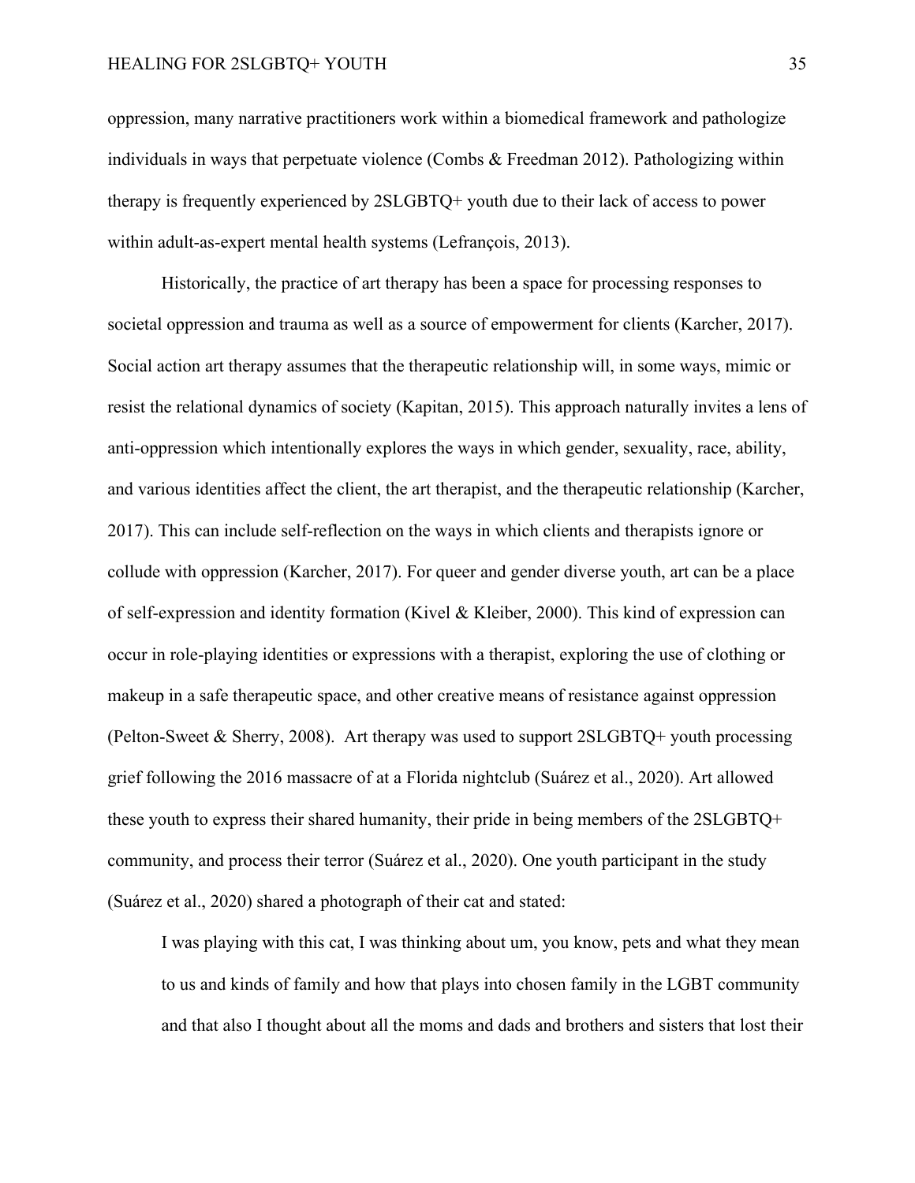oppression, many narrative practitioners work within a biomedical framework and pathologize individuals in ways that perpetuate violence (Combs & Freedman 2012). Pathologizing within therapy is frequently experienced by 2SLGBTQ+ youth due to their lack of access to power within adult-as-expert mental health systems (Lefrançois, 2013).

Historically, the practice of art therapy has been a space for processing responses to societal oppression and trauma as well as a source of empowerment for clients (Karcher, 2017). Social action art therapy assumes that the therapeutic relationship will, in some ways, mimic or resist the relational dynamics of society (Kapitan, 2015). This approach naturally invites a lens of anti-oppression which intentionally explores the ways in which gender, sexuality, race, ability, and various identities affect the client, the art therapist, and the therapeutic relationship (Karcher, 2017). This can include self-reflection on the ways in which clients and therapists ignore or collude with oppression (Karcher, 2017). For queer and gender diverse youth, art can be a place of self-expression and identity formation (Kivel & Kleiber, 2000). This kind of expression can occur in role-playing identities or expressions with a therapist, exploring the use of clothing or makeup in a safe therapeutic space, and other creative means of resistance against oppression (Pelton-Sweet & Sherry, 2008). Art therapy was used to support 2SLGBTQ+ youth processing grief following the 2016 massacre of at a Florida nightclub (Suárez et al., 2020). Art allowed these youth to express their shared humanity, their pride in being members of the 2SLGBTQ+ community, and process their terror (Suárez et al., 2020). One youth participant in the study (Suárez et al., 2020) shared a photograph of their cat and stated:

> I was playing with this cat, I was thinking about um, you know, pets and what they mean to us and kinds of family and how that plays into chosen family in the LGBT community and that also I thought about all the moms and dads and brothers and sisters that lost their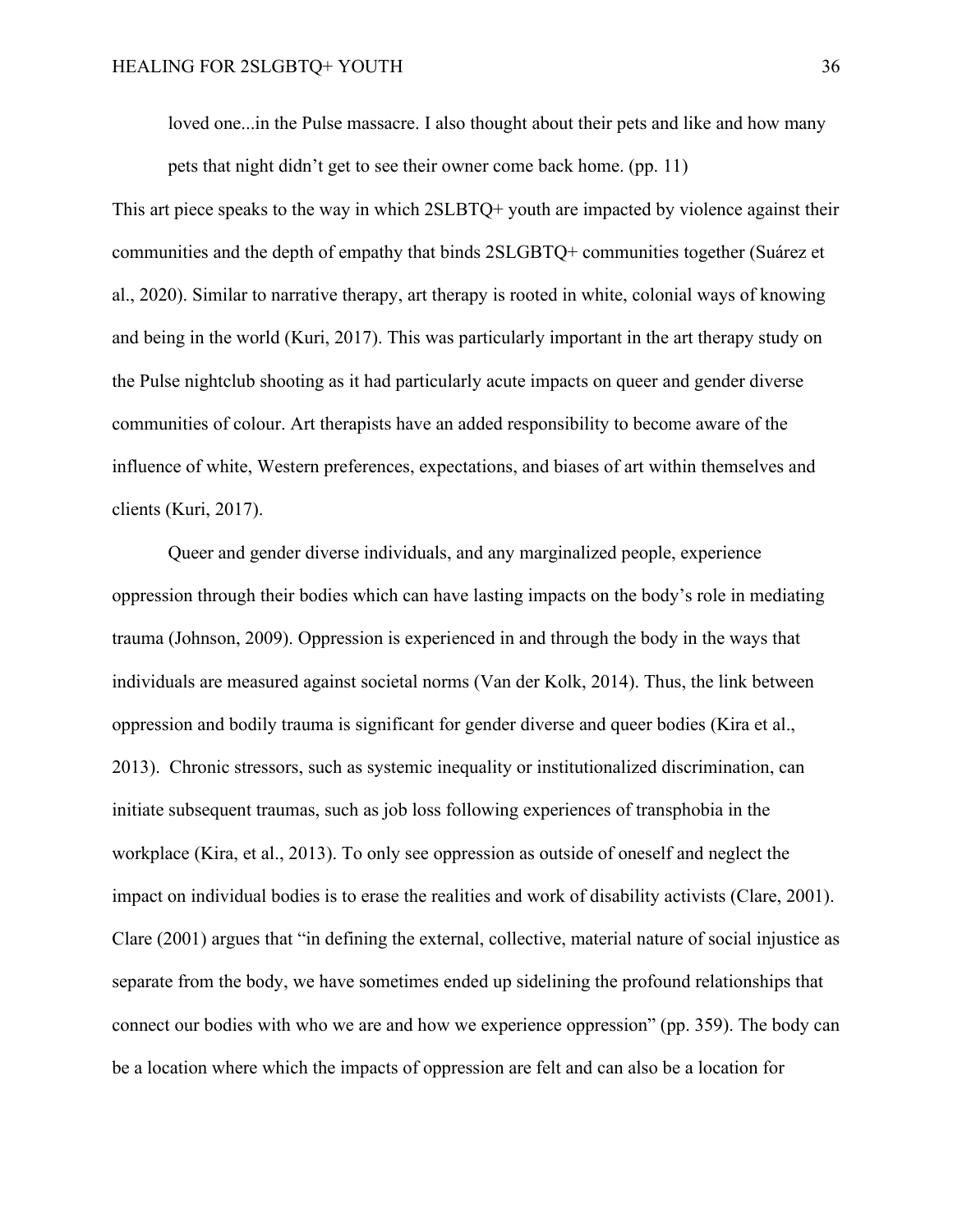> loved one...in the Pulse massacre. I also thought about their pets and like and how many pets that night didn't get to see their owner come back home. (pp. 11)

This art piece speaks to the way in which 2SLBTQ+ youth are impacted by violence against their communities and the depth of empathy that binds 2SLGBTQ+ communities together (Suárez et al., 2020). Similar to narrative therapy, art therapy is rooted in white, colonial ways of knowing and being in the world (Kuri, 2017). This was particularly important in the art therapy study on the Pulse nightclub shooting as it had particularly acute impacts on queer and gender diverse communities of colour. Art therapists have an added responsibility to become aware of the influence of white, Western preferences, expectations, and biases of art within themselves and clients (Kuri, 2017).

Queer and gender diverse individuals, and any marginalized people, experience oppression through their bodies which can have lasting impacts on the body's role in mediating trauma (Johnson, 2009). Oppression is experienced in and through the body in the ways that individuals are measured against societal norms (Van der Kolk, 2014). Thus, the link between oppression and bodily trauma is significant for gender diverse and queer bodies (Kira et al., 2013). Chronic stressors, such as systemic inequality or institutionalized discrimination, can initiate subsequent traumas, such as job loss following experiences of transphobia in the workplace (Kira, et al., 2013). To only see oppression as outside of oneself and neglect the impact on individual bodies is to erase the realities and work of disability activists (Clare, 2001). Clare (2001) argues that "in defining the external, collective, material nature of social injustice as separate from the body, we have sometimes ended up sidelining the profound relationships that connect our bodies with who we are and how we experience oppression" (pp. 359). The body can be a location where which the impacts of oppression are felt and can also be a location for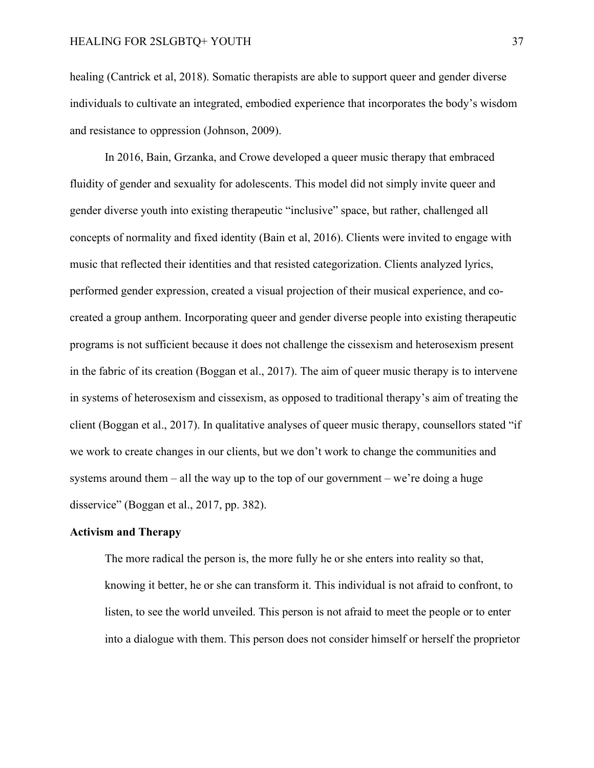healing (Cantrick et al, 2018). Somatic therapists are able to support queer and gender diverse individuals to cultivate an integrated, embodied experience that incorporates the body's wisdom and resistance to oppression (Johnson, 2009).

In 2016, Bain, Grzanka, and Crowe developed a queer music therapy that embraced fluidity of gender and sexuality for adolescents. This model did not simply invite queer and gender diverse youth into existing therapeutic "inclusive" space, but rather, challenged all concepts of normality and fixed identity (Bain et al, 2016). Clients were invited to engage with music that reflected their identities and that resisted categorization. Clients analyzed lyrics, performed gender expression, created a visual projection of their musical experience, and co-created a group anthem. Incorporating queer and gender diverse people into existing therapeutic programs is not sufficient because it does not challenge the cissexism and heterosexism present in the fabric of its creation (Boggan et al., 2017). The aim of queer music therapy is to intervene in systems of heterosexism and cissexism, as opposed to traditional therapy's aim of treating the client (Boggan et al., 2017). In qualitative analyses of queer music therapy, counsellors stated "if we work to create changes in our clients, but we don't work to change the communities and systems around them – all the way up to the top of our government – we're doing a huge disservice" (Boggan et al., 2017, pp. 382).

**Activism and Therapy**

> The more radical the person is, the more fully he or she enters into reality so that, knowing it better, he or she can transform it. This individual is not afraid to confront, to listen, to see the world unveiled. This person is not afraid to meet the people or to enter into a dialogue with them. This person does not consider himself or herself the proprietor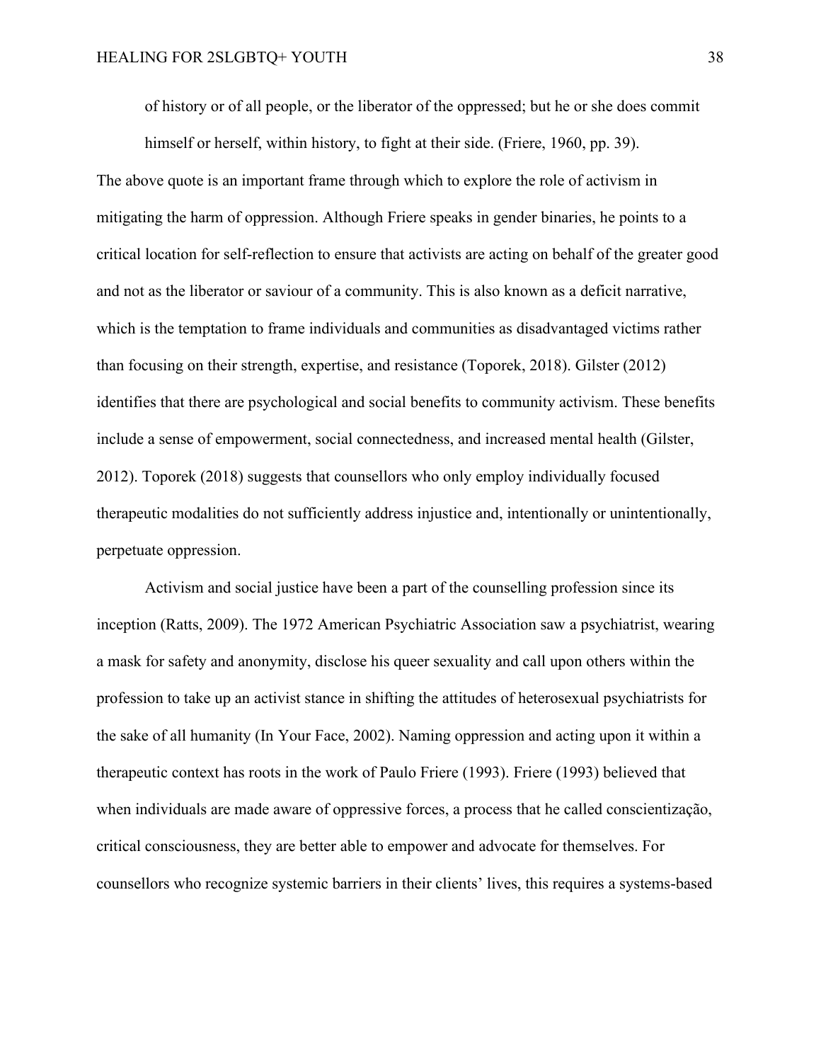> of history or of all people, or the liberator of the oppressed; but he or she does commit himself or herself, within history, to fight at their side. (Friere, 1960, pp. 39).

The above quote is an important frame through which to explore the role of activism in mitigating the harm of oppression. Although Friere speaks in gender binaries, he points to a critical location for self-reflection to ensure that activists are acting on behalf of the greater good and not as the liberator or saviour of a community. This is also known as a deficit narrative, which is the temptation to frame individuals and communities as disadvantaged victims rather than focusing on their strength, expertise, and resistance (Toporek, 2018). Gilster (2012) identifies that there are psychological and social benefits to community activism. These benefits include a sense of empowerment, social connectedness, and increased mental health (Gilster, 2012). Toporek (2018) suggests that counsellors who only employ individually focused therapeutic modalities do not sufficiently address injustice and, intentionally or unintentionally, perpetuate oppression.

Activism and social justice have been a part of the counselling profession since its inception (Ratts, 2009). The 1972 American Psychiatric Association saw a psychiatrist, wearing a mask for safety and anonymity, disclose his queer sexuality and call upon others within the profession to take up an activist stance in shifting the attitudes of heterosexual psychiatrists for the sake of all humanity (In Your Face, 2002). Naming oppression and acting upon it within a therapeutic context has roots in the work of Paulo Friere (1993). Friere (1993) believed that when individuals are made aware of oppressive forces, a process that he called conscientização, critical consciousness, they are better able to empower and advocate for themselves. For counsellors who recognize systemic barriers in their clients' lives, this requires a systems-based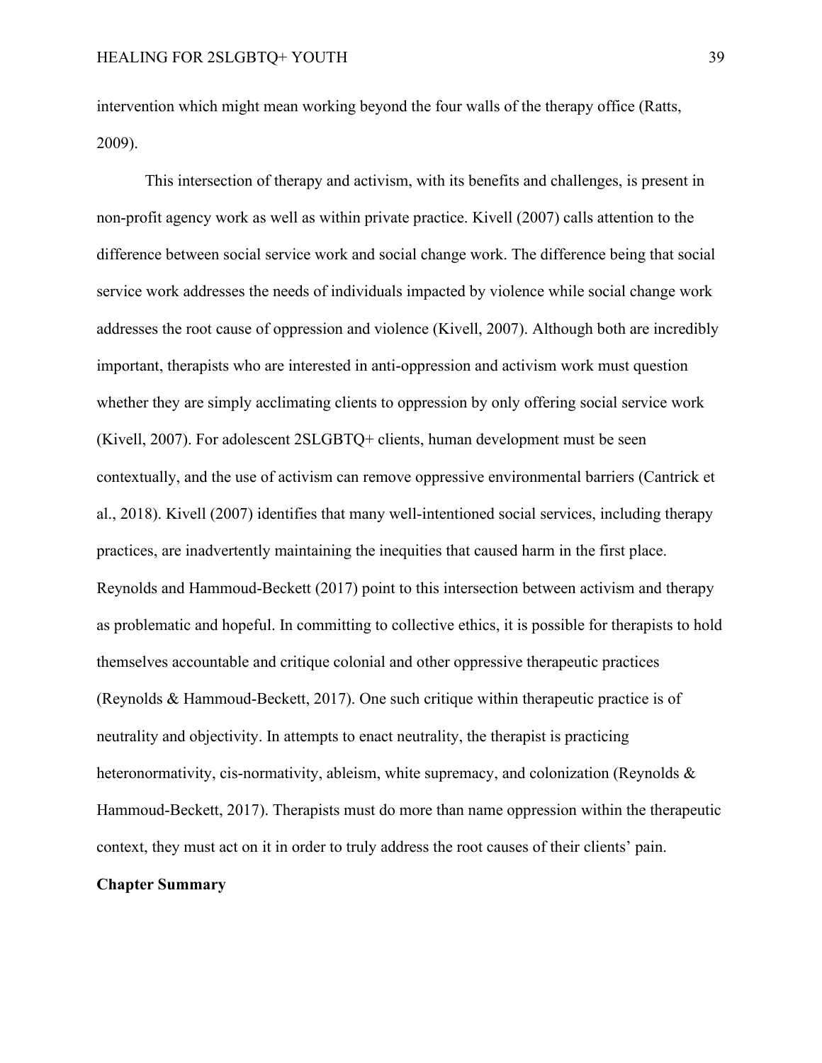intervention which might mean working beyond the four walls of the therapy office (Ratts, 2009).

This intersection of therapy and activism, with its benefits and challenges, is present in non-profit agency work as well as within private practice. Kivell (2007) calls attention to the difference between social service work and social change work. The difference being that social service work addresses the needs of individuals impacted by violence while social change work addresses the root cause of oppression and violence (Kivell, 2007). Although both are incredibly important, therapists who are interested in anti-oppression and activism work must question whether they are simply acclimating clients to oppression by only offering social service work (Kivell, 2007). For adolescent 2SLGBTQ+ clients, human development must be seen contextually, and the use of activism can remove oppressive environmental barriers (Cantrick et al., 2018). Kivell (2007) identifies that many well-intentioned social services, including therapy practices, are inadvertently maintaining the inequities that caused harm in the first place. Reynolds and Hammoud-Beckett (2017) point to this intersection between activism and therapy as problematic and hopeful. In committing to collective ethics, it is possible for therapists to hold themselves accountable and critique colonial and other oppressive therapeutic practices (Reynolds & Hammoud-Beckett, 2017). One such critique within therapeutic practice is of neutrality and objectivity. In attempts to enact neutrality, the therapist is practicing heteronormativity, cis-normativity, ableism, white supremacy, and colonization (Reynolds & Hammoud-Beckett, 2017). Therapists must do more than name oppression within the therapeutic context, they must act on it in order to truly address the root causes of their clients' pain.

## Chapter Summary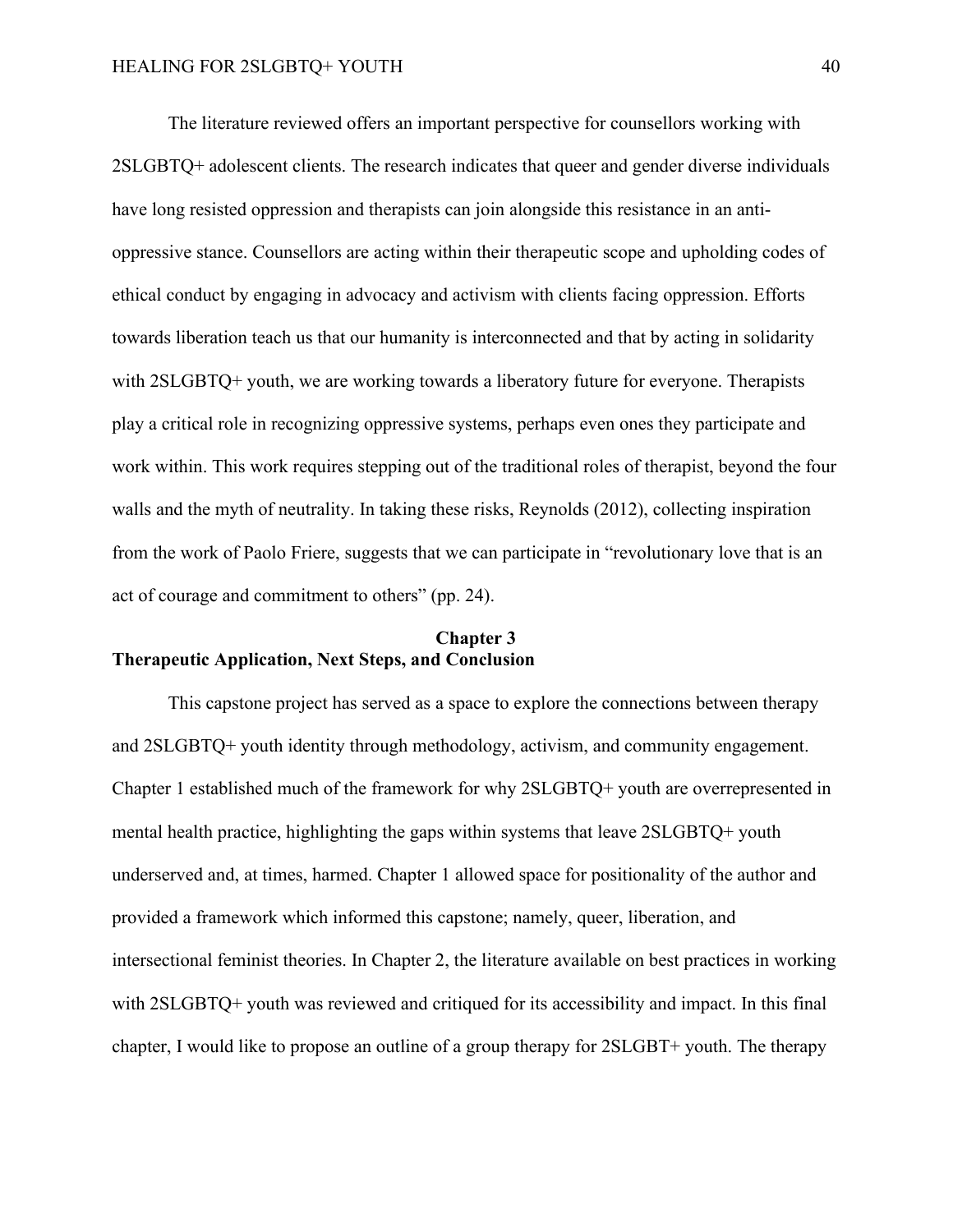The literature reviewed offers an important perspective for counsellors working with 2SLGBTQ+ adolescent clients. The research indicates that queer and gender diverse individuals have long resisted oppression and therapists can join alongside this resistance in an anti-oppressive stance. Counsellors are acting within their therapeutic scope and upholding codes of ethical conduct by engaging in advocacy and activism with clients facing oppression. Efforts towards liberation teach us that our humanity is interconnected and that by acting in solidarity with 2SLGBTQ+ youth, we are working towards a liberatory future for everyone. Therapists play a critical role in recognizing oppressive systems, perhaps even ones they participate and work within. This work requires stepping out of the traditional roles of therapist, beyond the four walls and the myth of neutrality. In taking these risks, Reynolds (2012), collecting inspiration from the work of Paolo Friere, suggests that we can participate in "revolutionary love that is an act of courage and commitment to others" (pp. 24).

# Chapter 3
## Therapeutic Application, Next Steps, and Conclusion

This capstone project has served as a space to explore the connections between therapy and 2SLGBTQ+ youth identity through methodology, activism, and community engagement. Chapter 1 established much of the framework for why 2SLGBTQ+ youth are overrepresented in mental health practice, highlighting the gaps within systems that leave 2SLGBTQ+ youth underserved and, at times, harmed. Chapter 1 allowed space for positionality of the author and provided a framework which informed this capstone; namely, queer, liberation, and intersectional feminist theories. In Chapter 2, the literature available on best practices in working with 2SLGBTQ+ youth was reviewed and critiqued for its accessibility and impact. In this final chapter, I would like to propose an outline of a group therapy for 2SLGBT+ youth. The therapy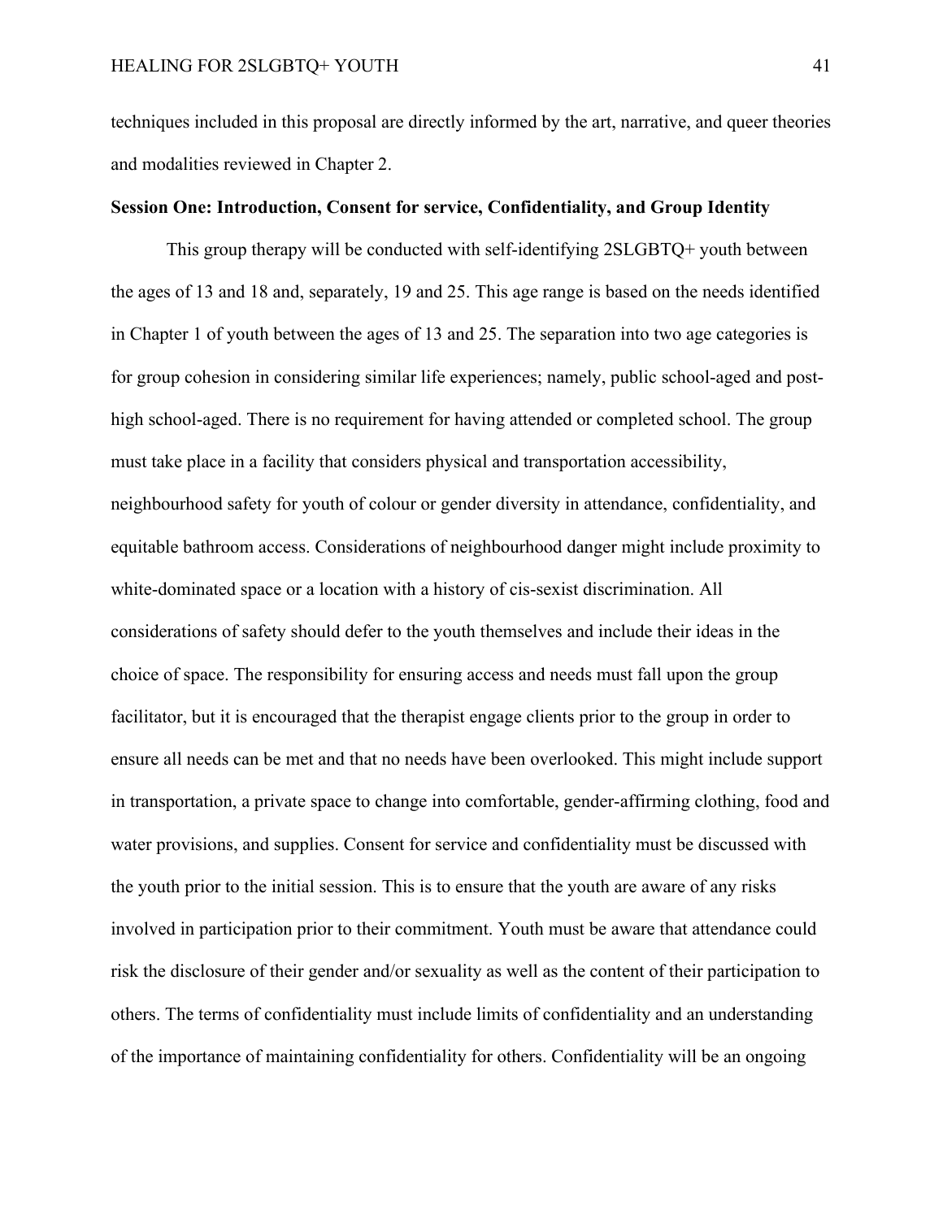techniques included in this proposal are directly informed by the art, narrative, and queer theories and modalities reviewed in Chapter 2.

**Session One: Introduction, Consent for service, Confidentiality, and Group Identity**

This group therapy will be conducted with self-identifying 2SLGBTQ+ youth between the ages of 13 and 18 and, separately, 19 and 25. This age range is based on the needs identified in Chapter 1 of youth between the ages of 13 and 25. The separation into two age categories is for group cohesion in considering similar life experiences; namely, public school-aged and post-high school-aged. There is no requirement for having attended or completed school. The group must take place in a facility that considers physical and transportation accessibility, neighbourhood safety for youth of colour or gender diversity in attendance, confidentiality, and equitable bathroom access. Considerations of neighbourhood danger might include proximity to white-dominated space or a location with a history of cis-sexist discrimination. All considerations of safety should defer to the youth themselves and include their ideas in the choice of space. The responsibility for ensuring access and needs must fall upon the group facilitator, but it is encouraged that the therapist engage clients prior to the group in order to ensure all needs can be met and that no needs have been overlooked. This might include support in transportation, a private space to change into comfortable, gender-affirming clothing, food and water provisions, and supplies. Consent for service and confidentiality must be discussed with the youth prior to the initial session. This is to ensure that the youth are aware of any risks involved in participation prior to their commitment. Youth must be aware that attendance could risk the disclosure of their gender and/or sexuality as well as the content of their participation to others. The terms of confidentiality must include limits of confidentiality and an understanding of the importance of maintaining confidentiality for others. Confidentiality will be an ongoing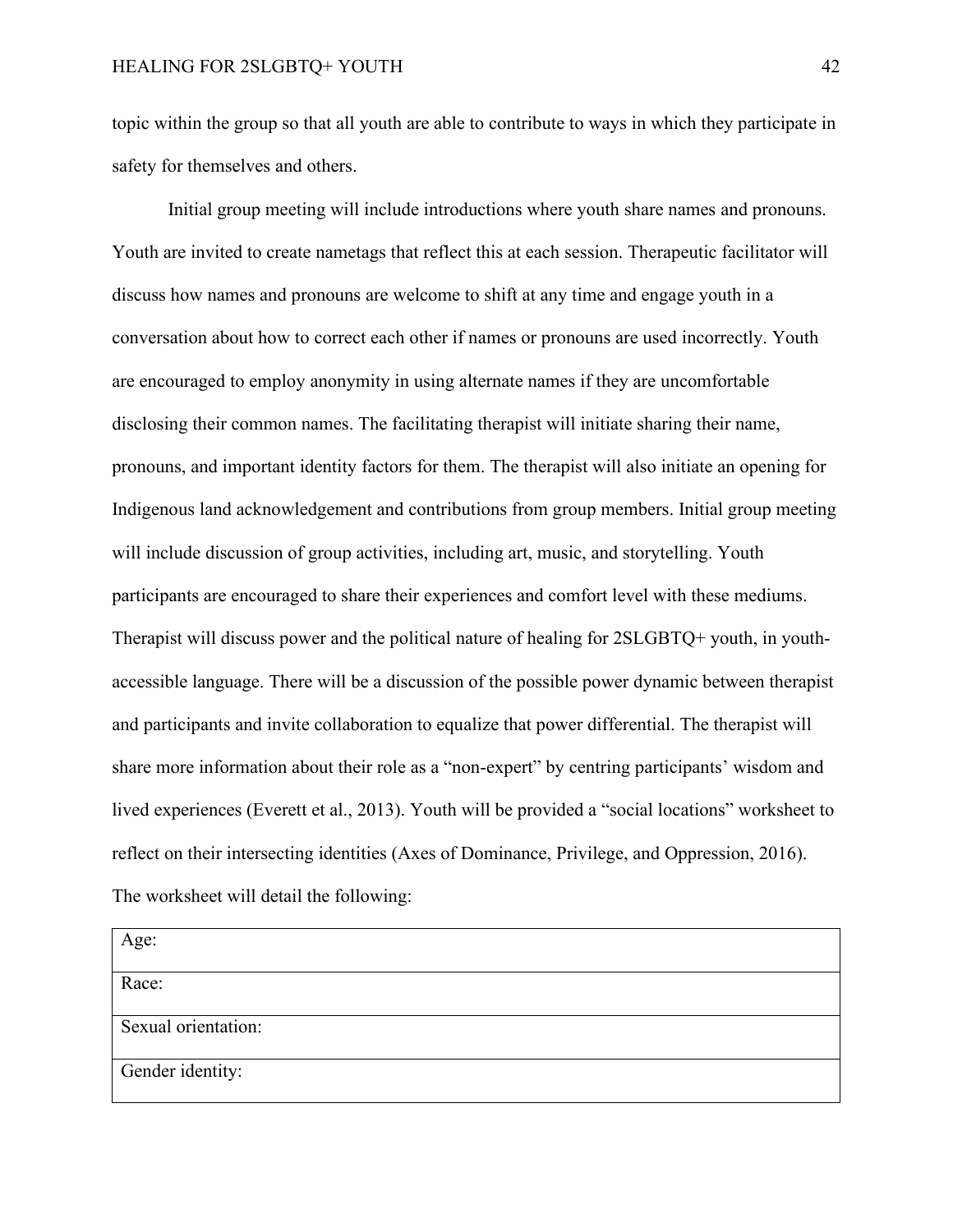topic within the group so that all youth are able to contribute to ways in which they participate in safety for themselves and others.

Initial group meeting will include introductions where youth share names and pronouns. Youth are invited to create nametags that reflect this at each session. Therapeutic facilitator will discuss how names and pronouns are welcome to shift at any time and engage youth in a conversation about how to correct each other if names or pronouns are used incorrectly. Youth are encouraged to employ anonymity in using alternate names if they are uncomfortable disclosing their common names. The facilitating therapist will initiate sharing their name, pronouns, and important identity factors for them. The therapist will also initiate an opening for Indigenous land acknowledgement and contributions from group members. Initial group meeting will include discussion of group activities, including art, music, and storytelling. Youth participants are encouraged to share their experiences and comfort level with these mediums. Therapist will discuss power and the political nature of healing for 2SLGBTQ+ youth, in youth-accessible language. There will be a discussion of the possible power dynamic between therapist and participants and invite collaboration to equalize that power differential. The therapist will share more information about their role as a "non-expert" by centring participants' wisdom and lived experiences (Everett et al., 2013). Youth will be provided a "social locations" worksheet to reflect on their intersecting identities (Axes of Dominance, Privilege, and Oppression, 2016). The worksheet will detail the following:

| Age: |
|---|
| Race: |
| Sexual orientation: |
| Gender identity: |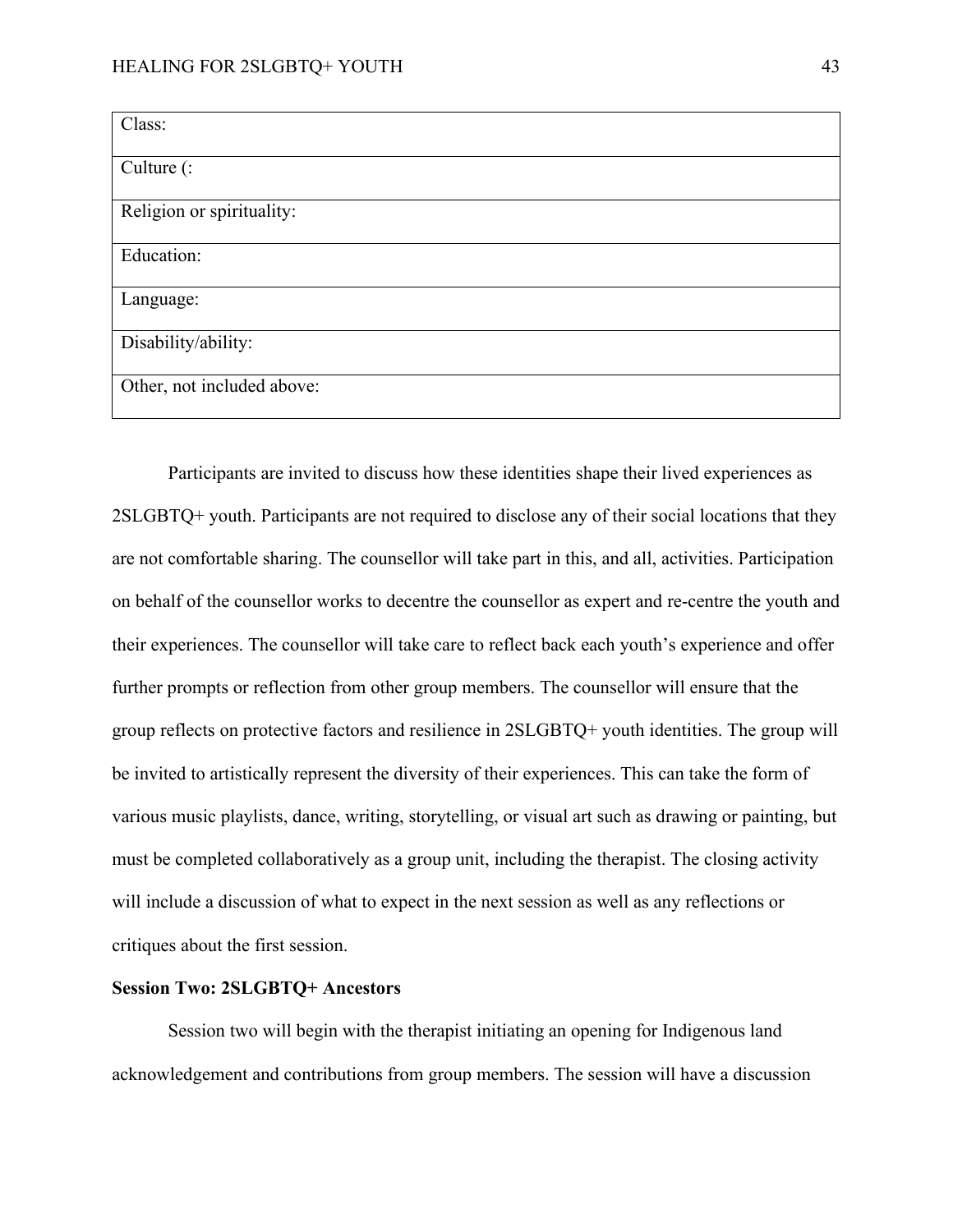| Class: |
|---|
| Culture (: |
| Religion or spirituality: |
| Education: |
| Language: |
| Disability/ability: |
| Other, not included above: |

Participants are invited to discuss how these identities shape their lived experiences as 2SLGBTQ+ youth. Participants are not required to disclose any of their social locations that they are not comfortable sharing. The counsellor will take part in this, and all, activities. Participation on behalf of the counsellor works to decentre the counsellor as expert and re-centre the youth and their experiences. The counsellor will take care to reflect back each youth's experience and offer further prompts or reflection from other group members. The counsellor will ensure that the group reflects on protective factors and resilience in 2SLGBTQ+ youth identities. The group will be invited to artistically represent the diversity of their experiences. This can take the form of various music playlists, dance, writing, storytelling, or visual art such as drawing or painting, but must be completed collaboratively as a group unit, including the therapist. The closing activity will include a discussion of what to expect in the next session as well as any reflections or critiques about the first session.

**Session Two: 2SLGBTQ+ Ancestors**

Session two will begin with the therapist initiating an opening for Indigenous land acknowledgement and contributions from group members. The session will have a discussion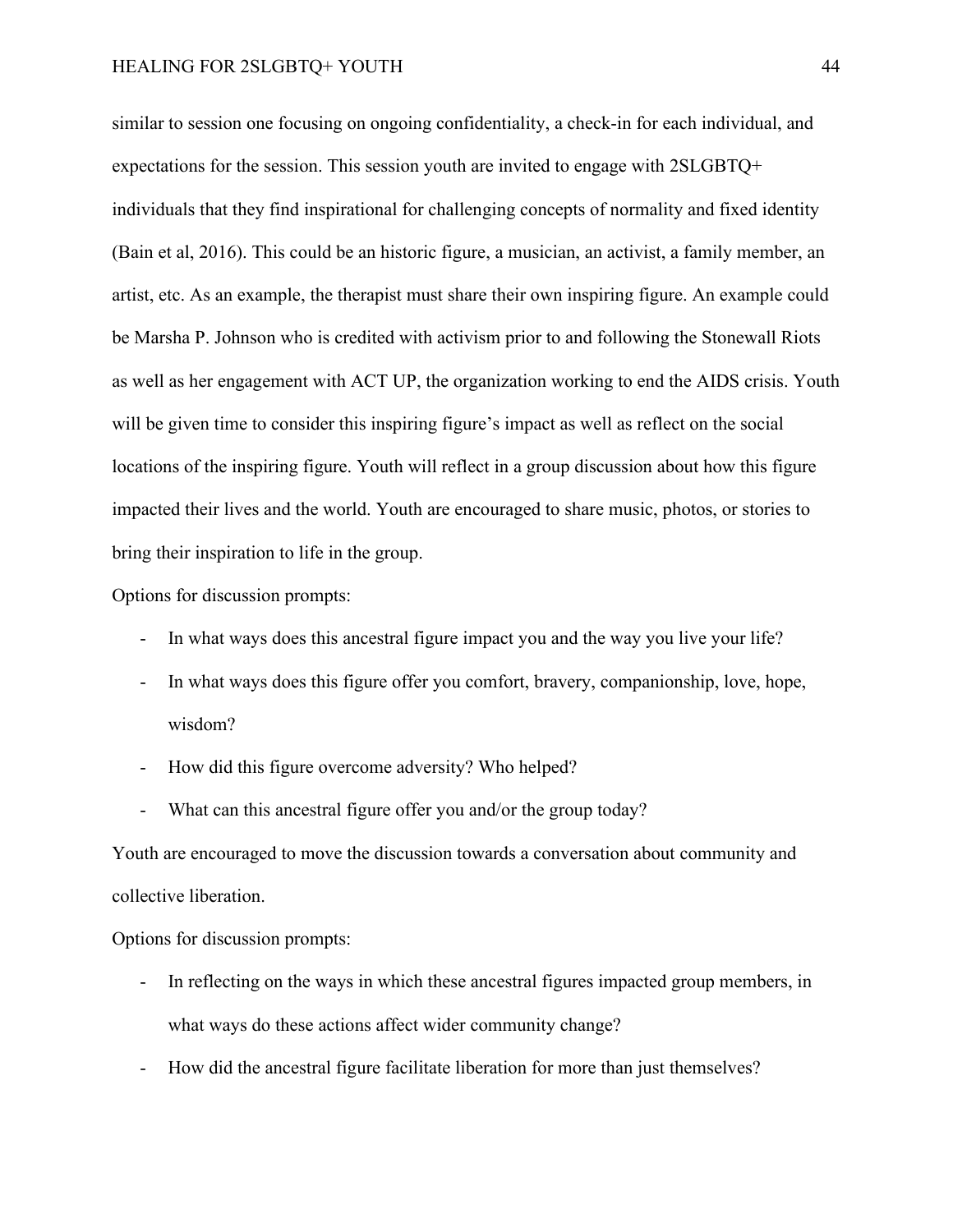similar to session one focusing on ongoing confidentiality, a check-in for each individual, and expectations for the session. This session youth are invited to engage with 2SLGBTQ+ individuals that they find inspirational for challenging concepts of normality and fixed identity (Bain et al, 2016). This could be an historic figure, a musician, an activist, a family member, an artist, etc. As an example, the therapist must share their own inspiring figure. An example could be Marsha P. Johnson who is credited with activism prior to and following the Stonewall Riots as well as her engagement with ACT UP, the organization working to end the AIDS crisis. Youth will be given time to consider this inspiring figure's impact as well as reflect on the social locations of the inspiring figure. Youth will reflect in a group discussion about how this figure impacted their lives and the world. Youth are encouraged to share music, photos, or stories to bring their inspiration to life in the group.

Options for discussion prompts:

- In what ways does this ancestral figure impact you and the way you live your life?
- In what ways does this figure offer you comfort, bravery, companionship, love, hope, wisdom?
- How did this figure overcome adversity? Who helped?
- What can this ancestral figure offer you and/or the group today?

Youth are encouraged to move the discussion towards a conversation about community and collective liberation.

Options for discussion prompts:

- In reflecting on the ways in which these ancestral figures impacted group members, in what ways do these actions affect wider community change?
- How did the ancestral figure facilitate liberation for more than just themselves?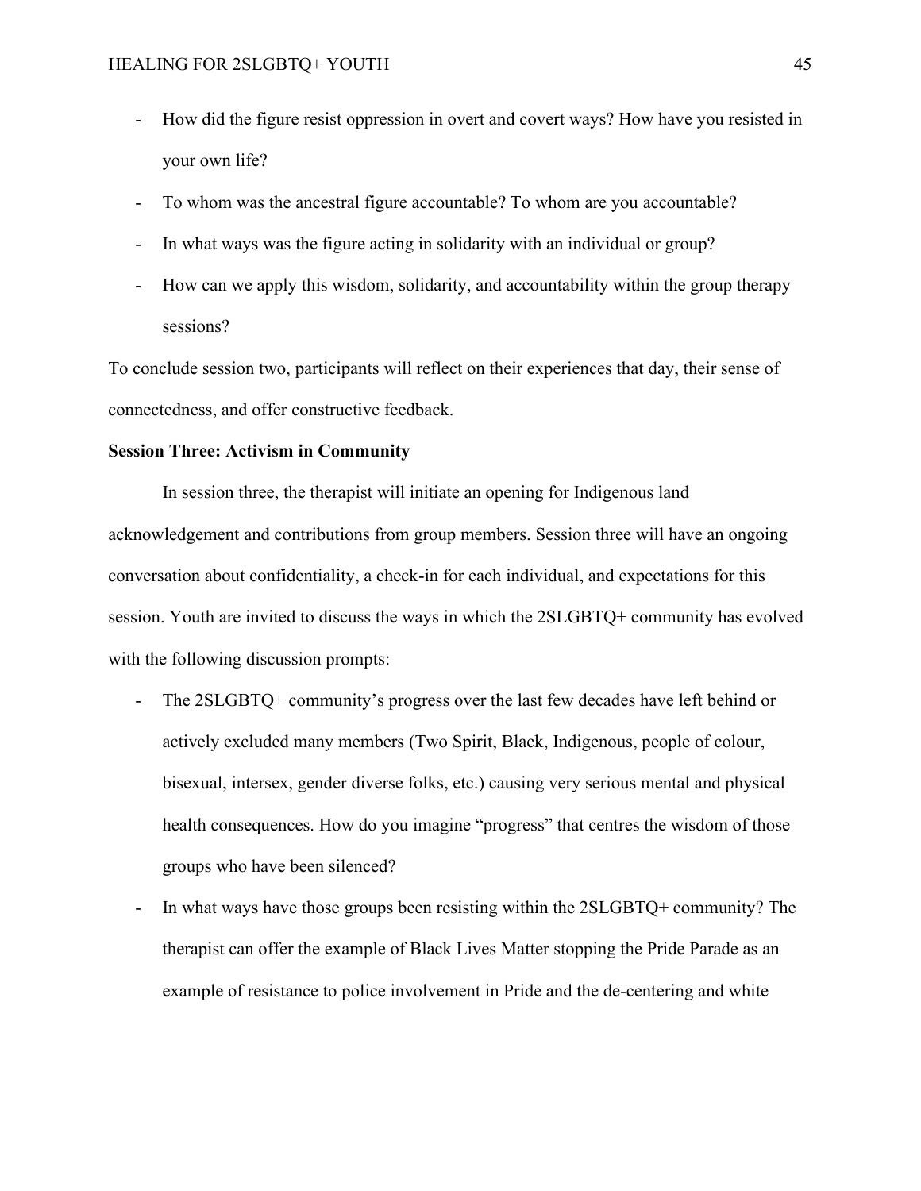- How did the figure resist oppression in overt and covert ways? How have you resisted in your own life?
- To whom was the ancestral figure accountable? To whom are you accountable?
- In what ways was the figure acting in solidarity with an individual or group?
- How can we apply this wisdom, solidarity, and accountability within the group therapy sessions?

To conclude session two, participants will reflect on their experiences that day, their sense of connectedness, and offer constructive feedback.

**Session Three: Activism in Community**

In session three, the therapist will initiate an opening for Indigenous land acknowledgement and contributions from group members. Session three will have an ongoing conversation about confidentiality, a check-in for each individual, and expectations for this session. Youth are invited to discuss the ways in which the 2SLGBTQ+ community has evolved with the following discussion prompts:

- The 2SLGBTQ+ community's progress over the last few decades have left behind or actively excluded many members (Two Spirit, Black, Indigenous, people of colour, bisexual, intersex, gender diverse folks, etc.) causing very serious mental and physical health consequences. How do you imagine "progress" that centres the wisdom of those groups who have been silenced?
- In what ways have those groups been resisting within the 2SLGBTQ+ community? The therapist can offer the example of Black Lives Matter stopping the Pride Parade as an example of resistance to police involvement in Pride and the de-centering and white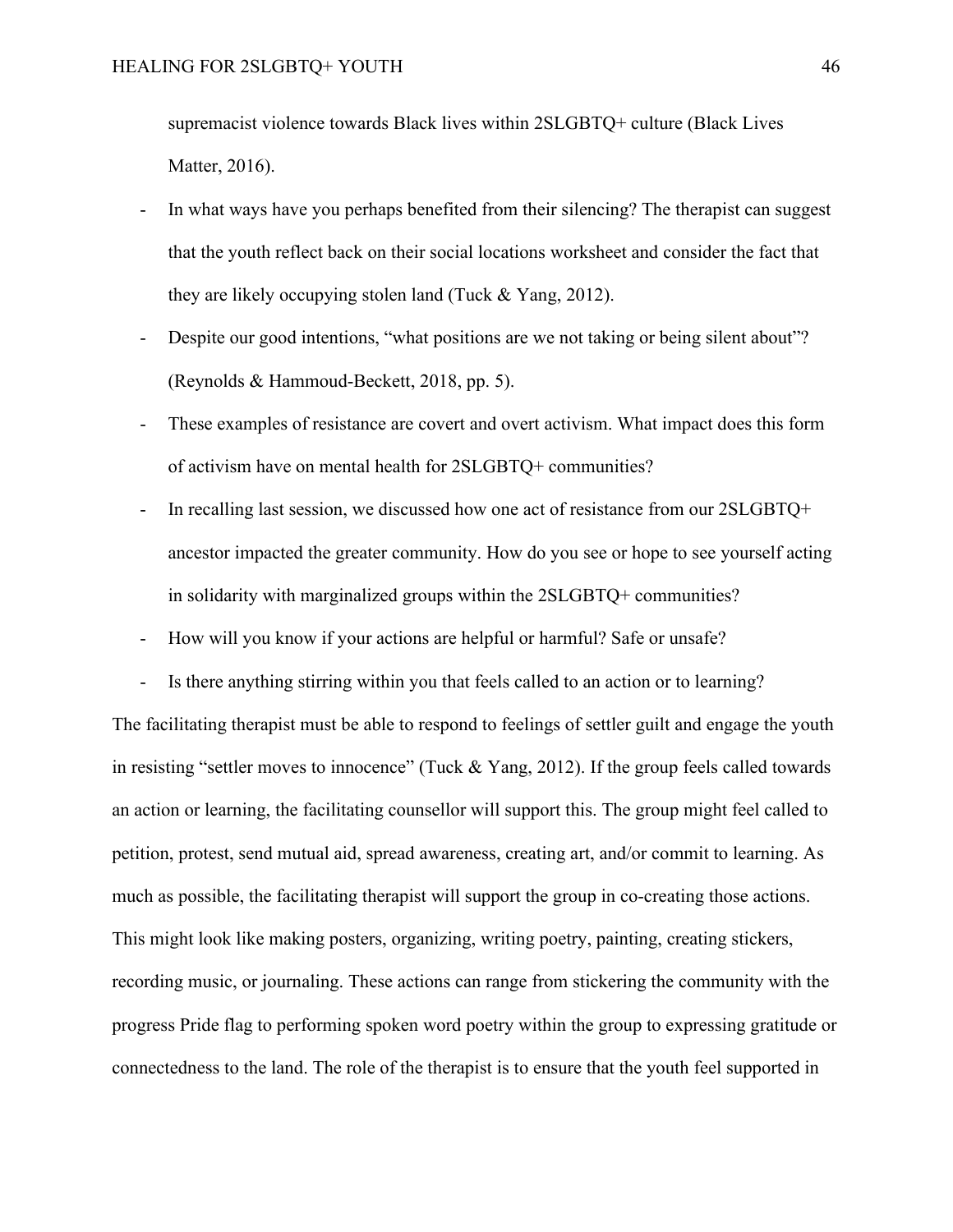supremacist violence towards Black lives within 2SLGBTQ+ culture (Black Lives Matter, 2016).

- In what ways have you perhaps benefited from their silencing? The therapist can suggest that the youth reflect back on their social locations worksheet and consider the fact that they are likely occupying stolen land (Tuck & Yang, 2012).
- Despite our good intentions, "what positions are we not taking or being silent about"? (Reynolds & Hammoud-Beckett, 2018, pp. 5).
- These examples of resistance are covert and overt activism. What impact does this form of activism have on mental health for 2SLGBTQ+ communities?
- In recalling last session, we discussed how one act of resistance from our 2SLGBTQ+ ancestor impacted the greater community. How do you see or hope to see yourself acting in solidarity with marginalized groups within the 2SLGBTQ+ communities?
- How will you know if your actions are helpful or harmful? Safe or unsafe?
- Is there anything stirring within you that feels called to an action or to learning?

The facilitating therapist must be able to respond to feelings of settler guilt and engage the youth in resisting "settler moves to innocence" (Tuck & Yang, 2012). If the group feels called towards an action or learning, the facilitating counsellor will support this. The group might feel called to petition, protest, send mutual aid, spread awareness, creating art, and/or commit to learning. As much as possible, the facilitating therapist will support the group in co-creating those actions. This might look like making posters, organizing, writing poetry, painting, creating stickers, recording music, or journaling. These actions can range from stickering the community with the progress Pride flag to performing spoken word poetry within the group to expressing gratitude or connectedness to the land. The role of the therapist is to ensure that the youth feel supported in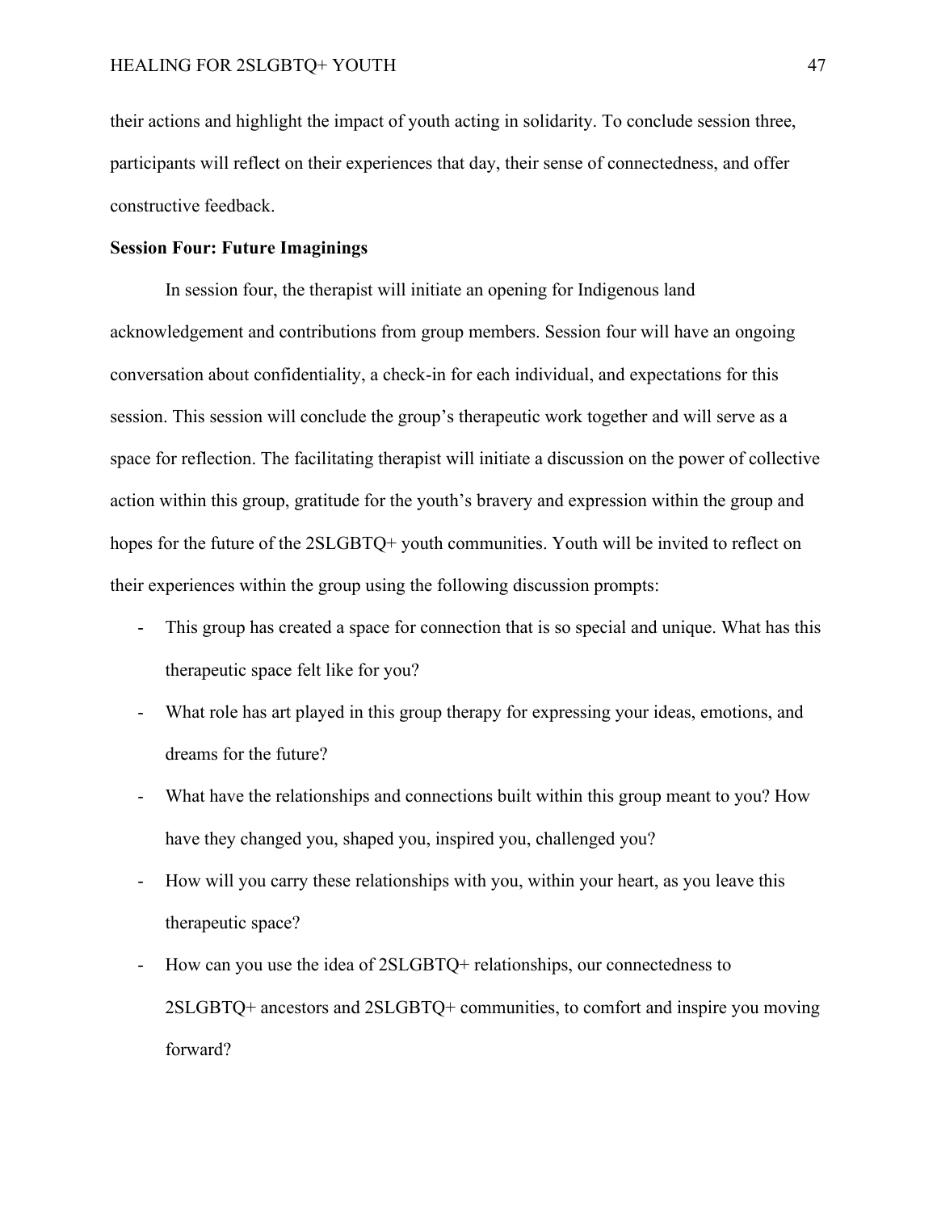their actions and highlight the impact of youth acting in solidarity. To conclude session three, participants will reflect on their experiences that day, their sense of connectedness, and offer constructive feedback.

**Session Four: Future Imaginings**

In session four, the therapist will initiate an opening for Indigenous land acknowledgement and contributions from group members. Session four will have an ongoing conversation about confidentiality, a check-in for each individual, and expectations for this session. This session will conclude the group's therapeutic work together and will serve as a space for reflection. The facilitating therapist will initiate a discussion on the power of collective action within this group, gratitude for the youth's bravery and expression within the group and hopes for the future of the 2SLGBTQ+ youth communities. Youth will be invited to reflect on their experiences within the group using the following discussion prompts:

- This group has created a space for connection that is so special and unique. What has this therapeutic space felt like for you?
- What role has art played in this group therapy for expressing your ideas, emotions, and dreams for the future?
- What have the relationships and connections built within this group meant to you? How have they changed you, shaped you, inspired you, challenged you?
- How will you carry these relationships with you, within your heart, as you leave this therapeutic space?
- How can you use the idea of 2SLGBTQ+ relationships, our connectedness to 2SLGBTQ+ ancestors and 2SLGBTQ+ communities, to comfort and inspire you moving forward?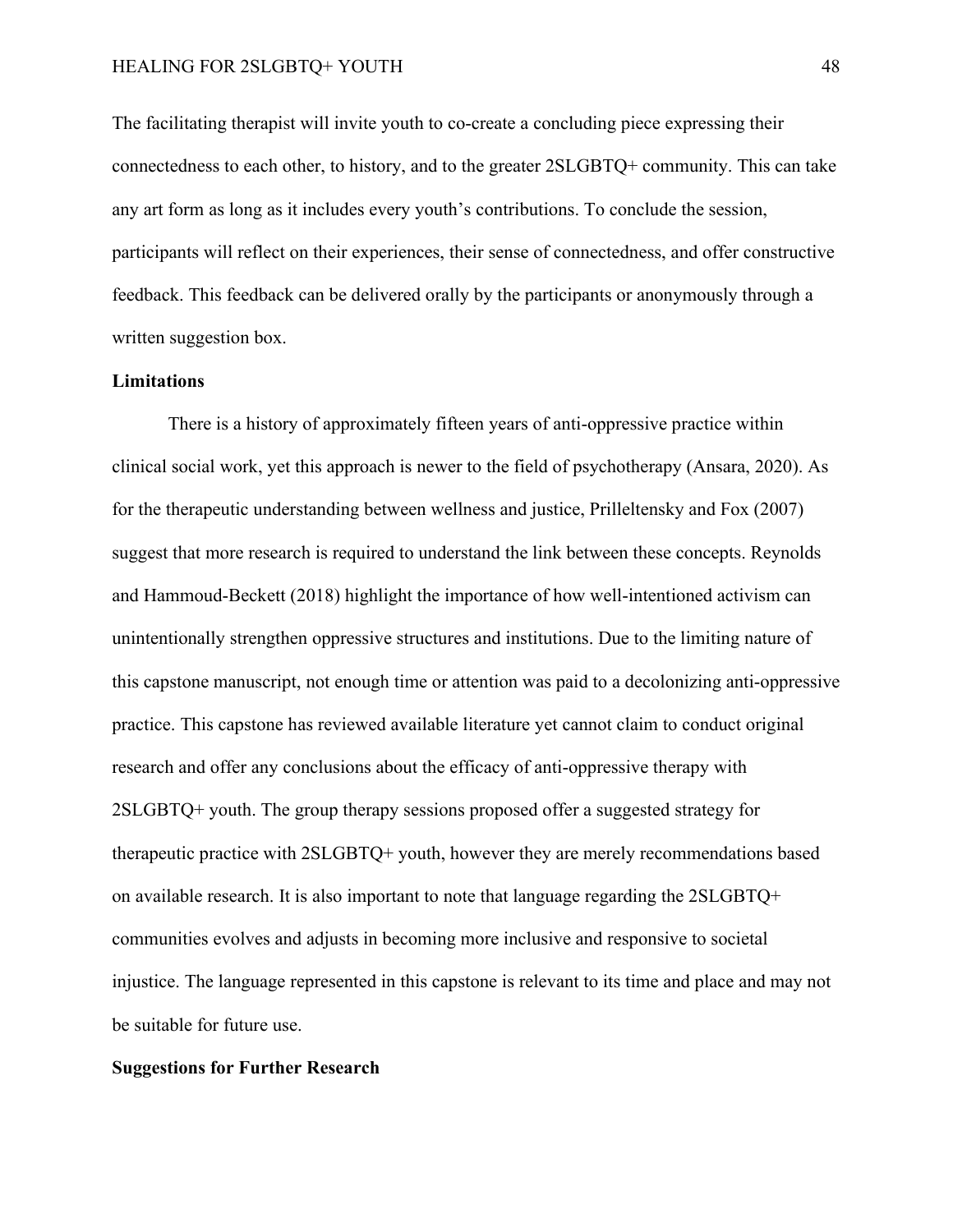The facilitating therapist will invite youth to co-create a concluding piece expressing their connectedness to each other, to history, and to the greater 2SLGBTQ+ community. This can take any art form as long as it includes every youth's contributions. To conclude the session, participants will reflect on their experiences, their sense of connectedness, and offer constructive feedback. This feedback can be delivered orally by the participants or anonymously through a written suggestion box.

## Limitations

There is a history of approximately fifteen years of anti-oppressive practice within clinical social work, yet this approach is newer to the field of psychotherapy (Ansara, 2020). As for the therapeutic understanding between wellness and justice, Prilleltensky and Fox (2007) suggest that more research is required to understand the link between these concepts. Reynolds and Hammoud-Beckett (2018) highlight the importance of how well-intentioned activism can unintentionally strengthen oppressive structures and institutions. Due to the limiting nature of this capstone manuscript, not enough time or attention was paid to a decolonizing anti-oppressive practice. This capstone has reviewed available literature yet cannot claim to conduct original research and offer any conclusions about the efficacy of anti-oppressive therapy with 2SLGBTQ+ youth. The group therapy sessions proposed offer a suggested strategy for therapeutic practice with 2SLGBTQ+ youth, however they are merely recommendations based on available research. It is also important to note that language regarding the 2SLGBTQ+ communities evolves and adjusts in becoming more inclusive and responsive to societal injustice. The language represented in this capstone is relevant to its time and place and may not be suitable for future use.

## Suggestions for Further Research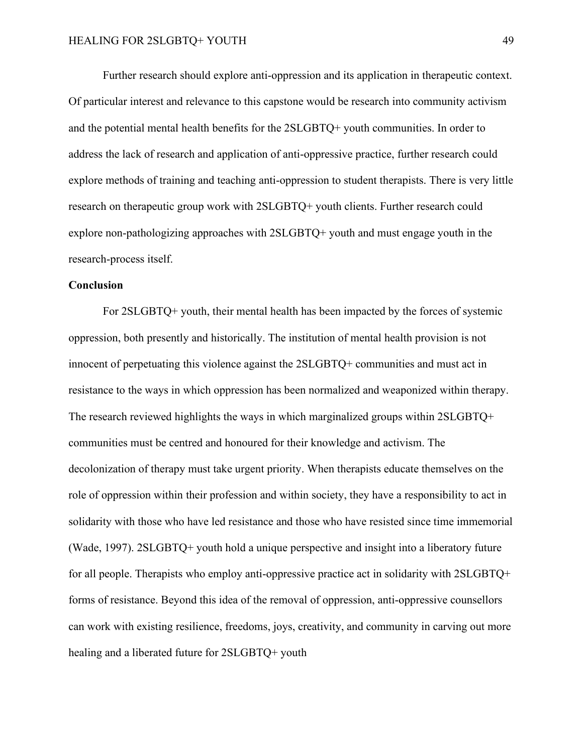Further research should explore anti-oppression and its application in therapeutic context. Of particular interest and relevance to this capstone would be research into community activism and the potential mental health benefits for the 2SLGBTQ+ youth communities. In order to address the lack of research and application of anti-oppressive practice, further research could explore methods of training and teaching anti-oppression to student therapists. There is very little research on therapeutic group work with 2SLGBTQ+ youth clients. Further research could explore non-pathologizing approaches with 2SLGBTQ+ youth and must engage youth in the research-process itself.

**Conclusion**

For 2SLGBTQ+ youth, their mental health has been impacted by the forces of systemic oppression, both presently and historically. The institution of mental health provision is not innocent of perpetuating this violence against the 2SLGBTQ+ communities and must act in resistance to the ways in which oppression has been normalized and weaponized within therapy. The research reviewed highlights the ways in which marginalized groups within 2SLGBTQ+ communities must be centred and honoured for their knowledge and activism. The decolonization of therapy must take urgent priority. When therapists educate themselves on the role of oppression within their profession and within society, they have a responsibility to act in solidarity with those who have led resistance and those who have resisted since time immemorial (Wade, 1997). 2SLGBTQ+ youth hold a unique perspective and insight into a liberatory future for all people. Therapists who employ anti-oppressive practice act in solidarity with 2SLGBTQ+ forms of resistance. Beyond this idea of the removal of oppression, anti-oppressive counsellors can work with existing resilience, freedoms, joys, creativity, and community in carving out more healing and a liberated future for 2SLGBTQ+ youth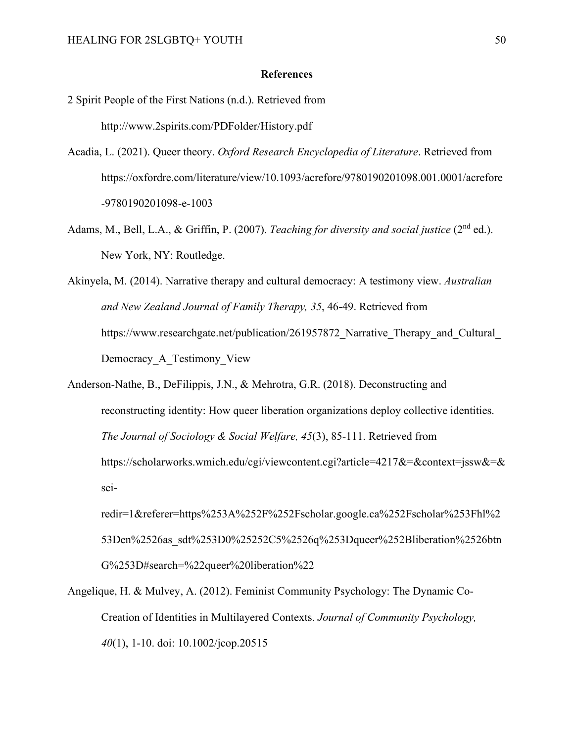## References

2 Spirit People of the First Nations (n.d.). Retrieved from http://www.2spirits.com/PDFolder/History.pdf

Acadia, L. (2021). Queer theory. *Oxford Research Encyclopedia of Literature*. Retrieved from https://oxfordre.com/literature/view/10.1093/acrefore/9780190201098.001.0001/acrefore-9780190201098-e-1003

Adams, M., Bell, L.A., & Griffin, P. (2007). *Teaching for diversity and social justice* (2nd ed.). New York, NY: Routledge.

Akinyela, M. (2014). Narrative therapy and cultural democracy: A testimony view. *Australian and New Zealand Journal of Family Therapy, 35*, 46-49. Retrieved from https://www.researchgate.net/publication/261957872_Narrative_Therapy_and_Cultural_Democracy_A_Testimony_View

Anderson-Nathe, B., DeFilippis, J.N., & Mehrotra, G.R. (2018). Deconstructing and reconstructing identity: How queer liberation organizations deploy collective identities. *The Journal of Sociology & Social Welfare, 45*(3), 85-111. Retrieved from https://scholarworks.wmich.edu/cgi/viewcontent.cgi?article=4217&=&context=jssw&=&sei-redir=1&referer=https%253A%252F%252Fscholar.google.ca%252Fscholar%253Fhl%253Den%2526as_sdt%253D0%25252C5%2526q%253Dqueer%252Bliberation%2526btnG%253D#search=%22queer%20liberation%22

Angelique, H. & Mulvey, A. (2012). Feminist Community Psychology: The Dynamic Co-Creation of Identities in Multilayered Contexts. *Journal of Community Psychology, 40*(1), 1-10. doi: 10.1002/jcop.20515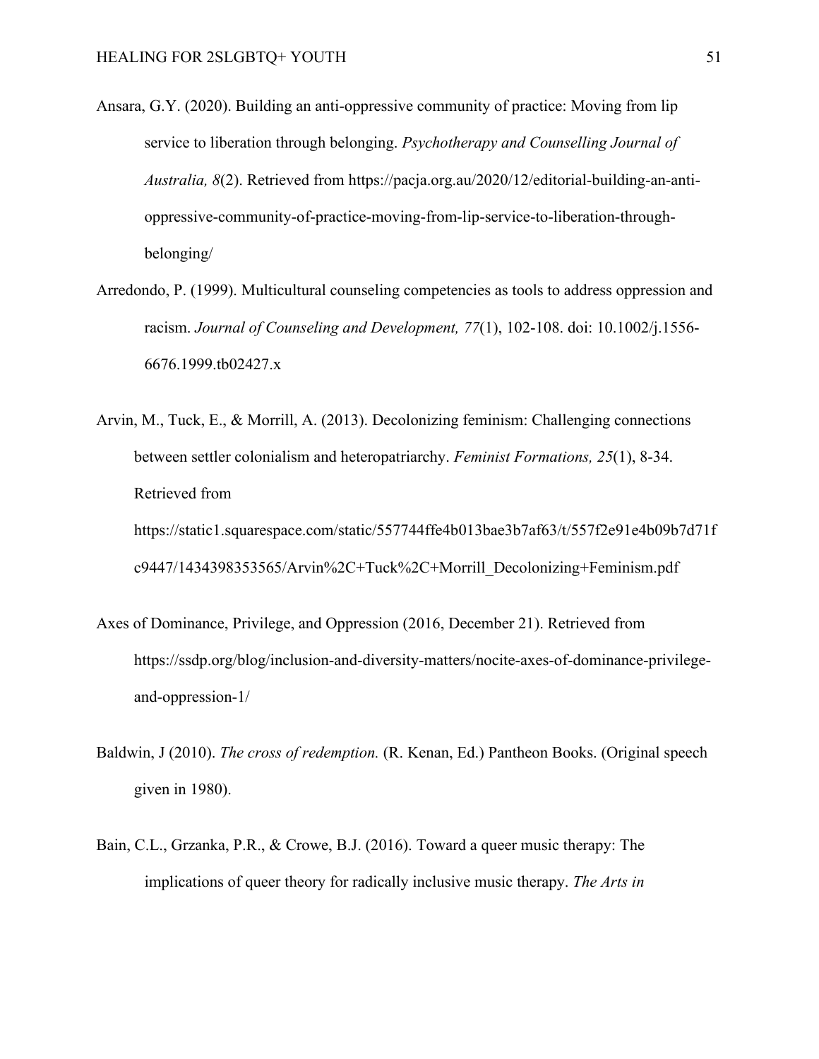Ansara, G.Y. (2020). Building an anti-oppressive community of practice: Moving from lip service to liberation through belonging. *Psychotherapy and Counselling Journal of Australia, 8*(2). Retrieved from https://pacja.org.au/2020/12/editorial-building-an-anti-oppressive-community-of-practice-moving-from-lip-service-to-liberation-through-belonging/

Arredondo, P. (1999). Multicultural counseling competencies as tools to address oppression and racism. *Journal of Counseling and Development, 77*(1), 102-108. doi: 10.1002/j.1556-6676.1999.tb02427.x

Arvin, M., Tuck, E., & Morrill, A. (2013). Decolonizing feminism: Challenging connections between settler colonialism and heteropatriarchy. *Feminist Formations, 25*(1), 8-34. Retrieved from https://static1.squarespace.com/static/557744ffe4b013bae3b7af63/t/557f2e91e4b09b7d71fc9447/1434398353565/Arvin%2C+Tuck%2C+Morrill_Decolonizing+Feminism.pdf

Axes of Dominance, Privilege, and Oppression (2016, December 21). Retrieved from https://ssdp.org/blog/inclusion-and-diversity-matters/nocite-axes-of-dominance-privilege-and-oppression-1/

Baldwin, J (2010). *The cross of redemption.* (R. Kenan, Ed.) Pantheon Books. (Original speech given in 1980).

Bain, C.L., Grzanka, P.R., & Crowe, B.J. (2016). Toward a queer music therapy: The implications of queer theory for radically inclusive music therapy. *The Arts in*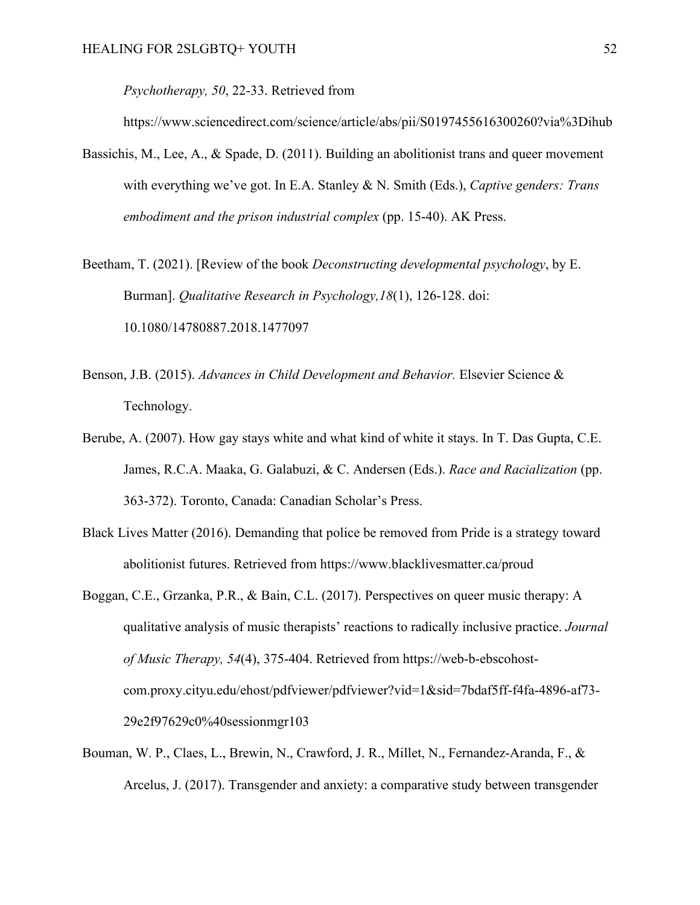*Psychotherapy, 50*, 22-33. Retrieved from https://www.sciencedirect.com/science/article/abs/pii/S0197455616300260?via%3Dihub

Bassichis, M., Lee, A., & Spade, D. (2011). Building an abolitionist trans and queer movement with everything we've got. In E.A. Stanley & N. Smith (Eds.), *Captive genders: Trans embodiment and the prison industrial complex* (pp. 15-40). AK Press.

Beetham, T. (2021). [Review of the book *Deconstructing developmental psychology*, by E. Burman]. *Qualitative Research in Psychology,18*(1), 126-128. doi: 10.1080/14780887.2018.1477097

Benson, J.B. (2015). *Advances in Child Development and Behavior.* Elsevier Science & Technology.

Berube, A. (2007). How gay stays white and what kind of white it stays. In T. Das Gupta, C.E. James, R.C.A. Maaka, G. Galabuzi, & C. Andersen (Eds.). *Race and Racialization* (pp. 363-372). Toronto, Canada: Canadian Scholar's Press.

Black Lives Matter (2016). Demanding that police be removed from Pride is a strategy toward abolitionist futures. Retrieved from https://www.blacklivesmatter.ca/proud

Boggan, C.E., Grzanka, P.R., & Bain, C.L. (2017). Perspectives on queer music therapy: A qualitative analysis of music therapists' reactions to radically inclusive practice. *Journal of Music Therapy, 54*(4), 375-404. Retrieved from https://web-b-ebscohost-com.proxy.cityu.edu/ehost/pdfviewer/pdfviewer?vid=1&sid=7bdaf5ff-f4fa-4896-af73-29e2f97629c0%40sessionmgr103

Bouman, W. P., Claes, L., Brewin, N., Crawford, J. R., Millet, N., Fernandez-Aranda, F., & Arcelus, J. (2017). Transgender and anxiety: a comparative study between transgender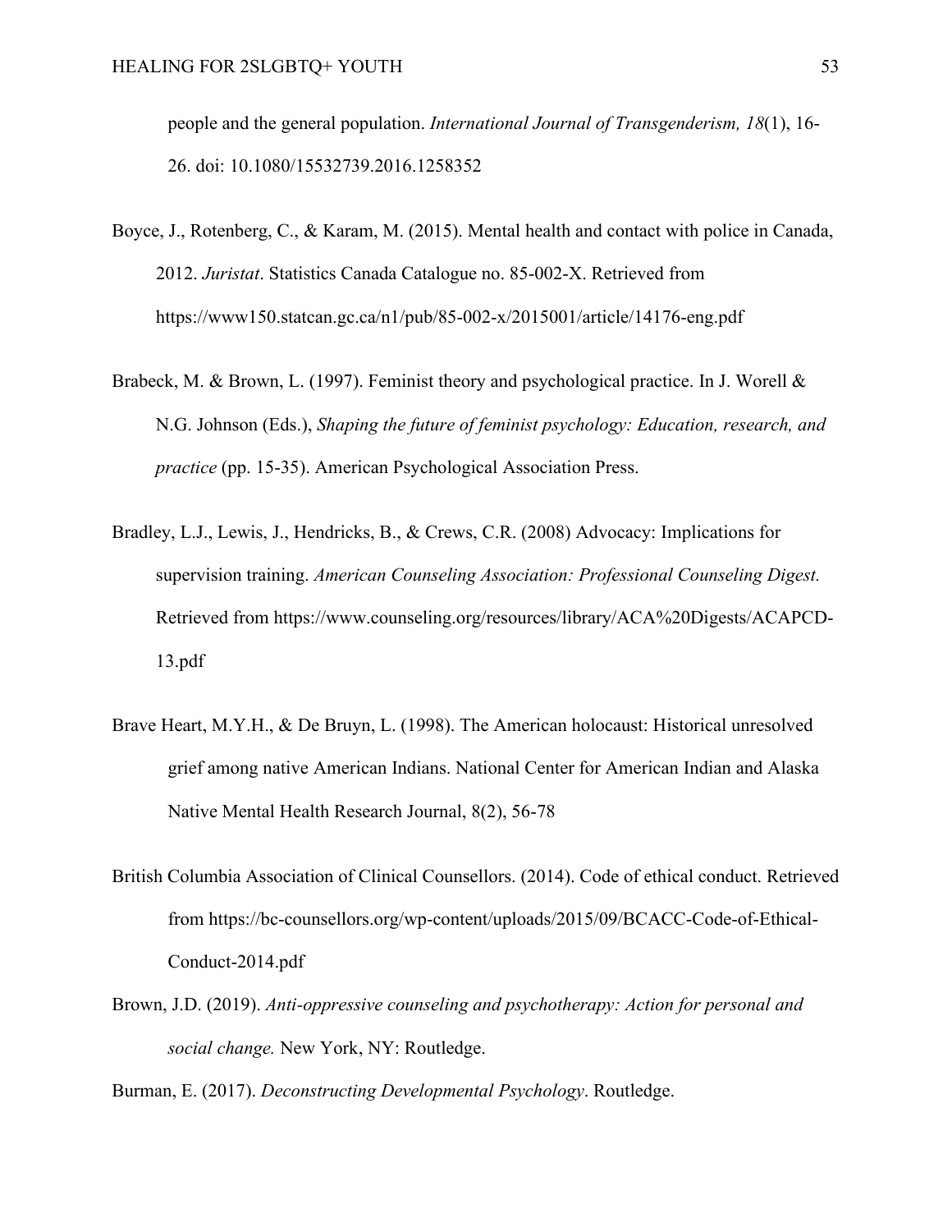people and the general population. *International Journal of Transgenderism, 18*(1), 16-26. doi: 10.1080/15532739.2016.1258352

Boyce, J., Rotenberg, C., & Karam, M. (2015). Mental health and contact with police in Canada, 2012. *Juristat*. Statistics Canada Catalogue no. 85-002-X. Retrieved from https://www150.statcan.gc.ca/n1/pub/85-002-x/2015001/article/14176-eng.pdf

Brabeck, M. & Brown, L. (1997). Feminist theory and psychological practice. In J. Worell & N.G. Johnson (Eds.), *Shaping the future of feminist psychology: Education, research, and practice* (pp. 15-35). American Psychological Association Press.

Bradley, L.J., Lewis, J., Hendricks, B., & Crews, C.R. (2008) Advocacy: Implications for supervision training. *American Counseling Association: Professional Counseling Digest.* Retrieved from https://www.counseling.org/resources/library/ACA%20Digests/ACAPCD-13.pdf

Brave Heart, M.Y.H., & De Bruyn, L. (1998). The American holocaust: Historical unresolved grief among native American Indians. National Center for American Indian and Alaska Native Mental Health Research Journal, 8(2), 56-78

British Columbia Association of Clinical Counsellors. (2014). Code of ethical conduct. Retrieved from https://bc-counsellors.org/wp-content/uploads/2015/09/BCACC-Code-of-Ethical-Conduct-2014.pdf

Brown, J.D. (2019). *Anti-oppressive counseling and psychotherapy: Action for personal and social change.* New York, NY: Routledge.

Burman, E. (2017). *Deconstructing Developmental Psychology*. Routledge.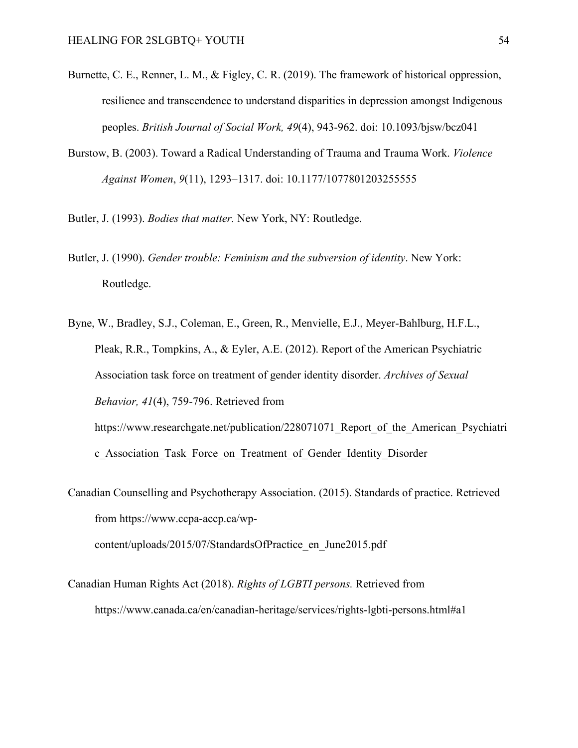Burnette, C. E., Renner, L. M., & Figley, C. R. (2019). The framework of historical oppression, resilience and transcendence to understand disparities in depression amongst Indigenous peoples. *British Journal of Social Work, 49*(4), 943-962. doi: 10.1093/bjsw/bcz041

Burstow, B. (2003). Toward a Radical Understanding of Trauma and Trauma Work. *Violence Against Women*, *9*(11), 1293–1317. doi: 10.1177/1077801203255555

Butler, J. (1993). *Bodies that matter.* New York, NY: Routledge.

Butler, J. (1990). *Gender trouble: Feminism and the subversion of identity*. New York: Routledge.

Byne, W., Bradley, S.J., Coleman, E., Green, R., Menvielle, E.J., Meyer-Bahlburg, H.F.L., Pleak, R.R., Tompkins, A., & Eyler, A.E. (2012). Report of the American Psychiatric Association task force on treatment of gender identity disorder. *Archives of Sexual Behavior, 41*(4), 759-796. Retrieved from https://www.researchgate.net/publication/228071071_Report_of_the_American_Psychiatric_Association_Task_Force_on_Treatment_of_Gender_Identity_Disorder

Canadian Counselling and Psychotherapy Association. (2015). Standards of practice. Retrieved from https://www.ccpa-accp.ca/wp-content/uploads/2015/07/StandardsOfPractice_en_June2015.pdf

Canadian Human Rights Act (2018). *Rights of LGBTI persons.* Retrieved from https://www.canada.ca/en/canadian-heritage/services/rights-lgbti-persons.html#a1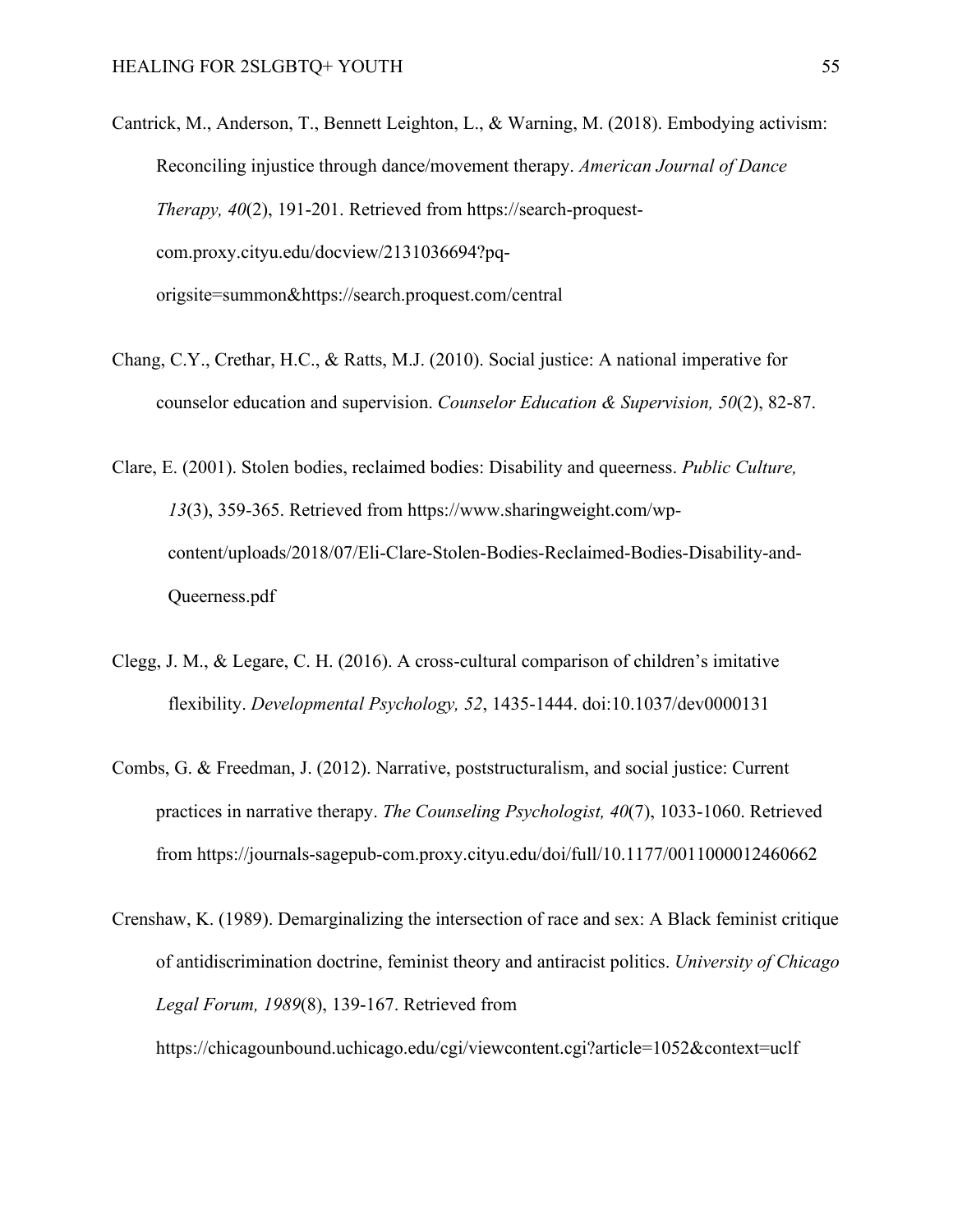Cantrick, M., Anderson, T., Bennett Leighton, L., & Warning, M. (2018). Embodying activism: Reconciling injustice through dance/movement therapy. *American Journal of Dance Therapy, 40*(2), 191-201. Retrieved from https://search-proquest-com.proxy.cityu.edu/docview/2131036694?pq-origsite=summon&https://search.proquest.com/central

Chang, C.Y., Crethar, H.C., & Ratts, M.J. (2010). Social justice: A national imperative for counselor education and supervision. *Counselor Education & Supervision, 50*(2), 82-87.

Clare, E. (2001). Stolen bodies, reclaimed bodies: Disability and queerness. *Public Culture, 13*(3), 359-365. Retrieved from https://www.sharingweight.com/wp-content/uploads/2018/07/Eli-Clare-Stolen-Bodies-Reclaimed-Bodies-Disability-and-Queerness.pdf

Clegg, J. M., & Legare, C. H. (2016). A cross-cultural comparison of children's imitative flexibility. *Developmental Psychology, 52*, 1435-1444. doi:10.1037/dev0000131

Combs, G. & Freedman, J. (2012). Narrative, poststructuralism, and social justice: Current practices in narrative therapy. *The Counseling Psychologist, 40*(7), 1033-1060. Retrieved from https://journals-sagepub-com.proxy.cityu.edu/doi/full/10.1177/0011000012460662

Crenshaw, K. (1989). Demarginalizing the intersection of race and sex: A Black feminist critique of antidiscrimination doctrine, feminist theory and antiracist politics. *University of Chicago Legal Forum, 1989*(8), 139-167. Retrieved from https://chicagounbound.uchicago.edu/cgi/viewcontent.cgi?article=1052&context=uclf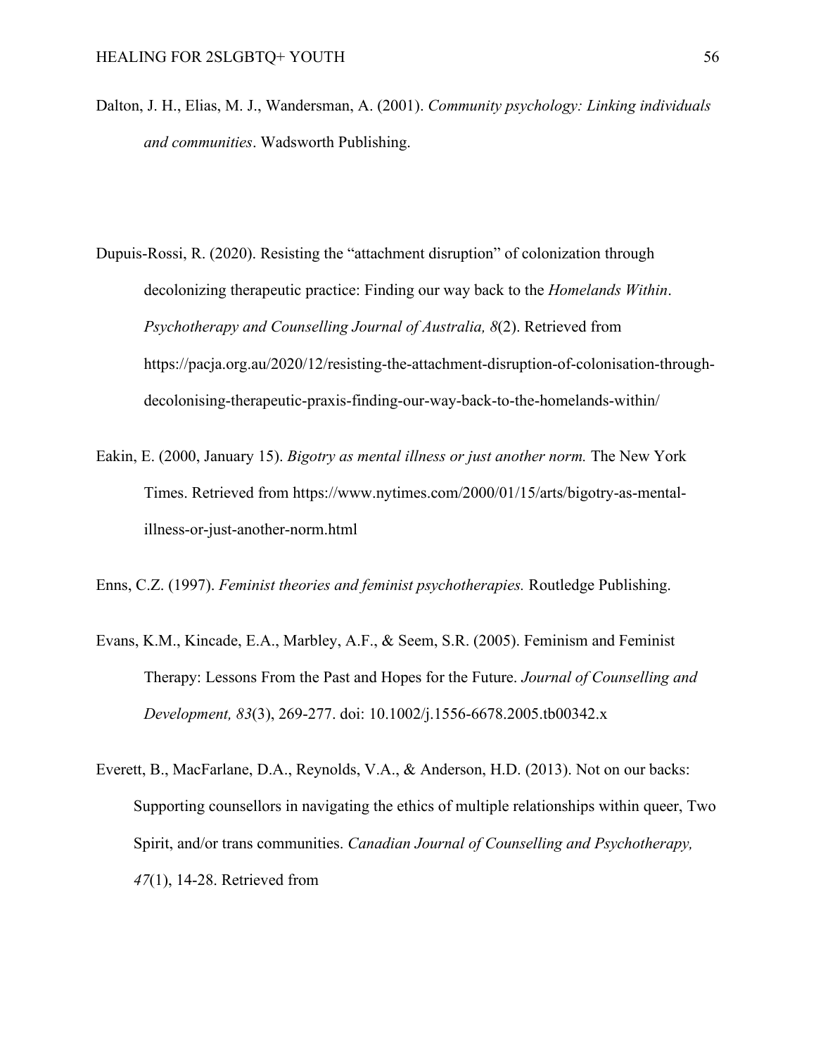Dalton, J. H., Elias, M. J., Wandersman, A. (2001). *Community psychology: Linking individuals and communities*. Wadsworth Publishing.

Dupuis-Rossi, R. (2020). Resisting the "attachment disruption" of colonization through decolonizing therapeutic practice: Finding our way back to the *Homelands Within*. *Psychotherapy and Counselling Journal of Australia, 8*(2). Retrieved from https://pacja.org.au/2020/12/resisting-the-attachment-disruption-of-colonisation-through-decolonising-therapeutic-praxis-finding-our-way-back-to-the-homelands-within/

Eakin, E. (2000, January 15). *Bigotry as mental illness or just another norm.* The New York Times. Retrieved from https://www.nytimes.com/2000/01/15/arts/bigotry-as-mental-illness-or-just-another-norm.html

Enns, C.Z. (1997). *Feminist theories and feminist psychotherapies.* Routledge Publishing.

Evans, K.M., Kincade, E.A., Marbley, A.F., & Seem, S.R. (2005). Feminism and Feminist Therapy: Lessons From the Past and Hopes for the Future. *Journal of Counselling and Development, 83*(3), 269-277. doi: 10.1002/j.1556-6678.2005.tb00342.x

Everett, B., MacFarlane, D.A., Reynolds, V.A., & Anderson, H.D. (2013). Not on our backs: Supporting counsellors in navigating the ethics of multiple relationships within queer, Two Spirit, and/or trans communities. *Canadian Journal of Counselling and Psychotherapy, 47*(1), 14-28. Retrieved from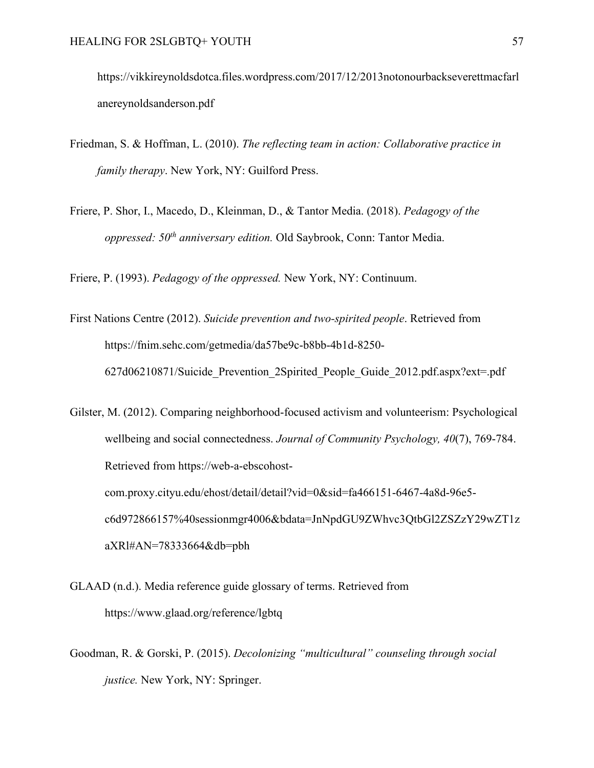https://vikkireynoldsdotca.files.wordpress.com/2017/12/2013notonourbackseverettmacfarlanereynoldsanderson.pdf

Friedman, S. & Hoffman, L. (2010). *The reflecting team in action: Collaborative practice in family therapy*. New York, NY: Guilford Press.

Friere, P. Shor, I., Macedo, D., Kleinman, D., & Tantor Media. (2018). *Pedagogy of the oppressed: 50th anniversary edition.* Old Saybrook, Conn: Tantor Media.

Friere, P. (1993). *Pedagogy of the oppressed.* New York, NY: Continuum.

First Nations Centre (2012). *Suicide prevention and two-spirited people*. Retrieved from https://fnim.sehc.com/getmedia/da57be9c-b8bb-4b1d-8250-627d06210871/Suicide_Prevention_2Spirited_People_Guide_2012.pdf.aspx?ext=.pdf

Gilster, M. (2012). Comparing neighborhood-focused activism and volunteerism: Psychological wellbeing and social connectedness. *Journal of Community Psychology, 40*(7), 769-784. Retrieved from https://web-a-ebscohost-com.proxy.cityu.edu/ehost/detail/detail?vid=0&sid=fa466151-6467-4a8d-96e5-c6d972866157%40sessionmgr4006&bdata=JnNpdGU9ZWhvc3QtbGl2ZSZzY29wZT1zaXRl#AN=78333664&db=pbh

GLAAD (n.d.). Media reference guide glossary of terms. Retrieved from https://www.glaad.org/reference/lgbtq

Goodman, R. & Gorski, P. (2015). *Decolonizing "multicultural" counseling through social justice.* New York, NY: Springer.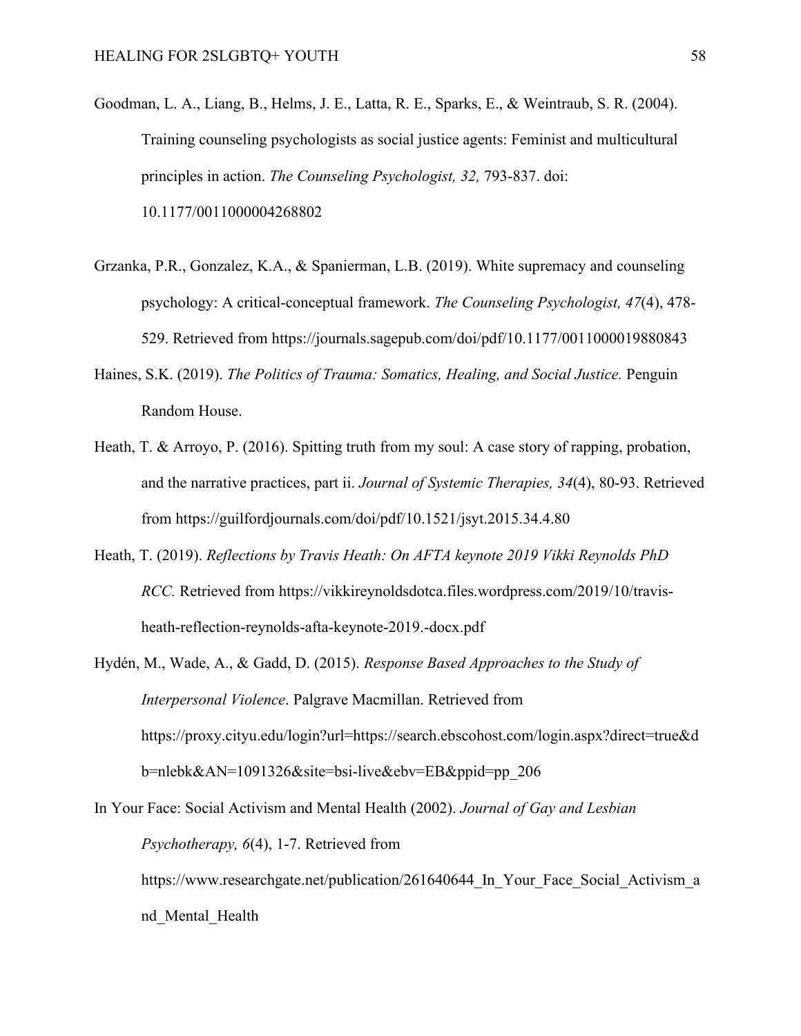Goodman, L. A., Liang, B., Helms, J. E., Latta, R. E., Sparks, E., & Weintraub, S. R. (2004). Training counseling psychologists as social justice agents: Feminist and multicultural principles in action. *The Counseling Psychologist, 32,* 793-837. doi: 10.1177/0011000004268802

Grzanka, P.R., Gonzalez, K.A., & Spanierman, L.B. (2019). White supremacy and counseling psychology: A critical-conceptual framework. *The Counseling Psychologist, 47*(4), 478-529. Retrieved from https://journals.sagepub.com/doi/pdf/10.1177/0011000019880843

Haines, S.K. (2019). *The Politics of Trauma: Somatics, Healing, and Social Justice.* Penguin Random House.

Heath, T. & Arroyo, P. (2016). Spitting truth from my soul: A case story of rapping, probation, and the narrative practices, part ii. *Journal of Systemic Therapies, 34*(4), 80-93. Retrieved from https://guilfordjournals.com/doi/pdf/10.1521/jsyt.2015.34.4.80

Heath, T. (2019). *Reflections by Travis Heath: On AFTA keynote 2019 Vikki Reynolds PhD RCC.* Retrieved from https://vikkireynoldsdotca.files.wordpress.com/2019/10/travis-heath-reflection-reynolds-afta-keynote-2019.-docx.pdf

Hydén, M., Wade, A., & Gadd, D. (2015). *Response Based Approaches to the Study of Interpersonal Violence*. Palgrave Macmillan. Retrieved from https://proxy.cityu.edu/login?url=https://search.ebscohost.com/login.aspx?direct=true&db=nlebk&AN=1091326&site=bsi-live&ebv=EB&ppid=pp_206

In Your Face: Social Activism and Mental Health (2002). *Journal of Gay and Lesbian Psychotherapy, 6*(4), 1-7. Retrieved from https://www.researchgate.net/publication/261640644_In_Your_Face_Social_Activism_and_Mental_Health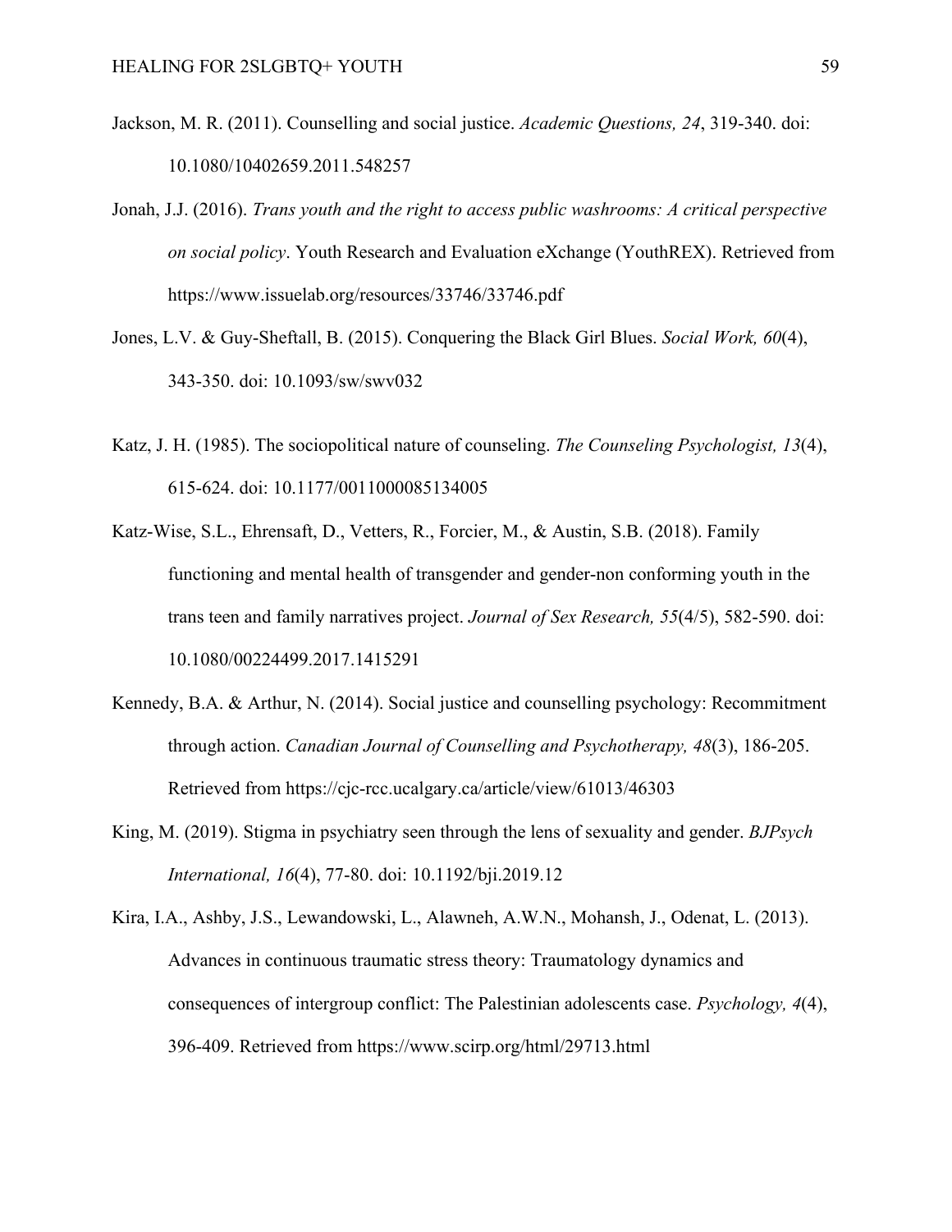Jackson, M. R. (2011). Counselling and social justice. *Academic Questions, 24*, 319-340. doi: 10.1080/10402659.2011.548257

Jonah, J.J. (2016). *Trans youth and the right to access public washrooms: A critical perspective on social policy*. Youth Research and Evaluation eXchange (YouthREX). Retrieved from https://www.issuelab.org/resources/33746/33746.pdf

Jones, L.V. & Guy-Sheftall, B. (2015). Conquering the Black Girl Blues. *Social Work, 60*(4), 343-350. doi: 10.1093/sw/swv032

Katz, J. H. (1985). The sociopolitical nature of counseling. *The Counseling Psychologist, 13*(4), 615-624. doi: 10.1177/0011000085134005

Katz-Wise, S.L., Ehrensaft, D., Vetters, R., Forcier, M., & Austin, S.B. (2018). Family functioning and mental health of transgender and gender-non conforming youth in the trans teen and family narratives project. *Journal of Sex Research, 55*(4/5), 582-590. doi: 10.1080/00224499.2017.1415291

Kennedy, B.A. & Arthur, N. (2014). Social justice and counselling psychology: Recommitment through action. *Canadian Journal of Counselling and Psychotherapy, 48*(3), 186-205. Retrieved from https://cjc-rcc.ucalgary.ca/article/view/61013/46303

King, M. (2019). Stigma in psychiatry seen through the lens of sexuality and gender. *BJPsych International, 16*(4), 77-80. doi: 10.1192/bji.2019.12

Kira, I.A., Ashby, J.S., Lewandowski, L., Alawneh, A.W.N., Mohansh, J., Odenat, L. (2013). Advances in continuous traumatic stress theory: Traumatology dynamics and consequences of intergroup conflict: The Palestinian adolescents case. *Psychology, 4*(4), 396-409. Retrieved from https://www.scirp.org/html/29713.html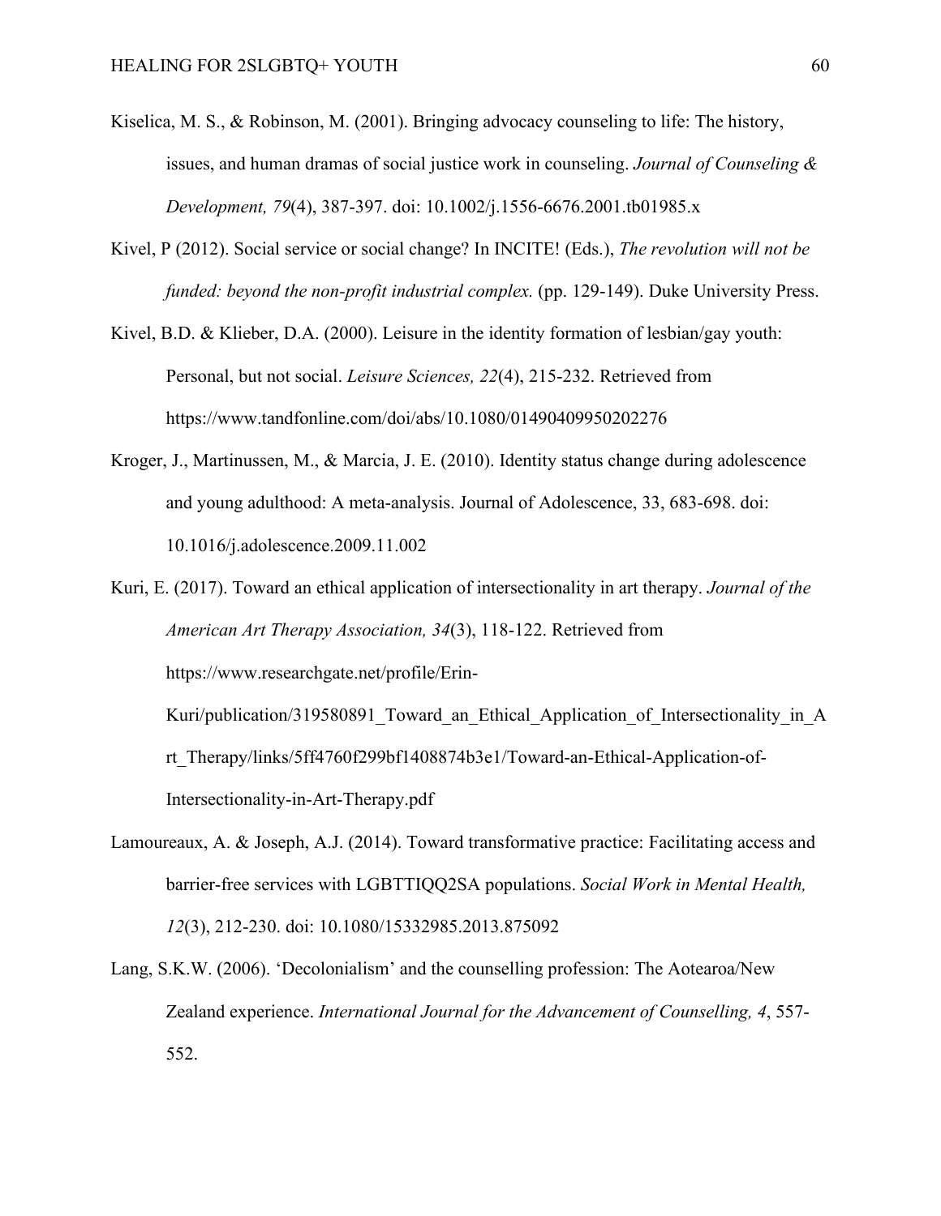Kiselica, M. S., & Robinson, M. (2001). Bringing advocacy counseling to life: The history, issues, and human dramas of social justice work in counseling. *Journal of Counseling & Development, 79*(4), 387-397. doi: 10.1002/j.1556-6676.2001.tb01985.x

Kivel, P (2012). Social service or social change? In INCITE! (Eds.), *The revolution will not be funded: beyond the non-profit industrial complex.* (pp. 129-149). Duke University Press.

Kivel, B.D. & Klieber, D.A. (2000). Leisure in the identity formation of lesbian/gay youth: Personal, but not social. *Leisure Sciences, 22*(4), 215-232. Retrieved from https://www.tandfonline.com/doi/abs/10.1080/01490409950202276

Kroger, J., Martinussen, M., & Marcia, J. E. (2010). Identity status change during adolescence and young adulthood: A meta-analysis. Journal of Adolescence, 33, 683-698. doi: 10.1016/j.adolescence.2009.11.002

Kuri, E. (2017). Toward an ethical application of intersectionality in art therapy. *Journal of the American Art Therapy Association, 34*(3), 118-122. Retrieved from https://www.researchgate.net/profile/Erin-Kuri/publication/319580891_Toward_an_Ethical_Application_of_Intersectionality_in_Art_Therapy/links/5ff4760f299bf1408874b3e1/Toward-an-Ethical-Application-of-Intersectionality-in-Art-Therapy.pdf

Lamoureaux, A. & Joseph, A.J. (2014). Toward transformative practice: Facilitating access and barrier-free services with LGBTTIQQ2SA populations. *Social Work in Mental Health, 12*(3), 212-230. doi: 10.1080/15332985.2013.875092

Lang, S.K.W. (2006). 'Decolonialism' and the counselling profession: The Aotearoa/New Zealand experience. *International Journal for the Advancement of Counselling, 4*, 557-552.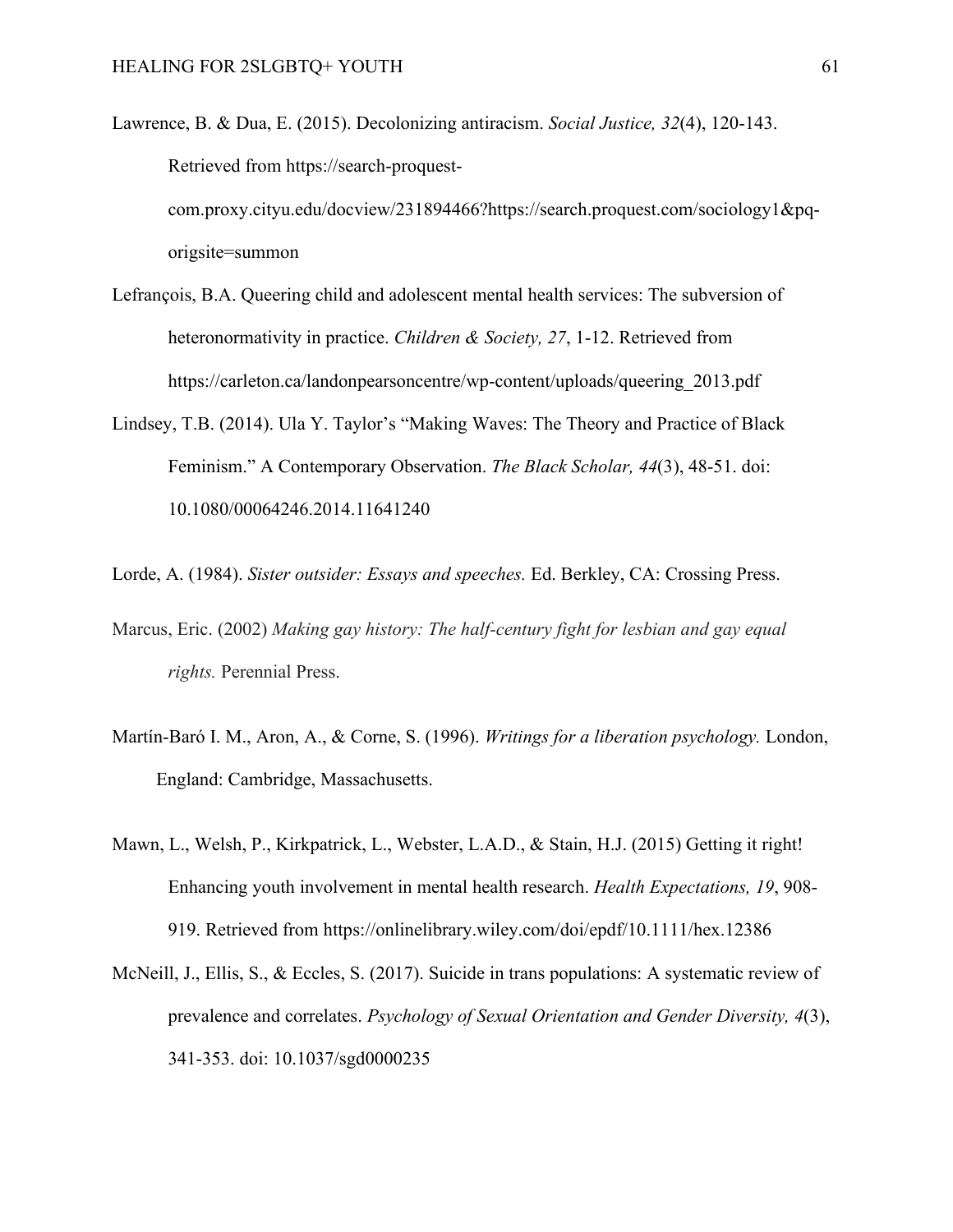Lawrence, B. & Dua, E. (2015). Decolonizing antiracism. *Social Justice, 32*(4), 120-143. Retrieved from https://search-proquest-com.proxy.cityu.edu/docview/231894466?https://search.proquest.com/sociology1&pq-origsite=summon

Lefrançois, B.A. Queering child and adolescent mental health services: The subversion of heteronormativity in practice. *Children & Society, 27*, 1-12. Retrieved from https://carleton.ca/landonpearsoncentre/wp-content/uploads/queering_2013.pdf

Lindsey, T.B. (2014). Ula Y. Taylor's "Making Waves: The Theory and Practice of Black Feminism." A Contemporary Observation. *The Black Scholar, 44*(3), 48-51. doi: 10.1080/00064246.2014.11641240

Lorde, A. (1984). *Sister outsider: Essays and speeches.* Ed. Berkley, CA: Crossing Press.

Marcus, Eric. (2002) *Making gay history: The half-century fight for lesbian and gay equal rights.* Perennial Press.

Martín-Baró I. M., Aron, A., & Corne, S. (1996). *Writings for a liberation psychology.* London, England: Cambridge, Massachusetts.

Mawn, L., Welsh, P., Kirkpatrick, L., Webster, L.A.D., & Stain, H.J. (2015) Getting it right! Enhancing youth involvement in mental health research. *Health Expectations, 19*, 908-919. Retrieved from https://onlinelibrary.wiley.com/doi/epdf/10.1111/hex.12386

McNeill, J., Ellis, S., & Eccles, S. (2017). Suicide in trans populations: A systematic review of prevalence and correlates. *Psychology of Sexual Orientation and Gender Diversity, 4*(3), 341-353. doi: 10.1037/sgd0000235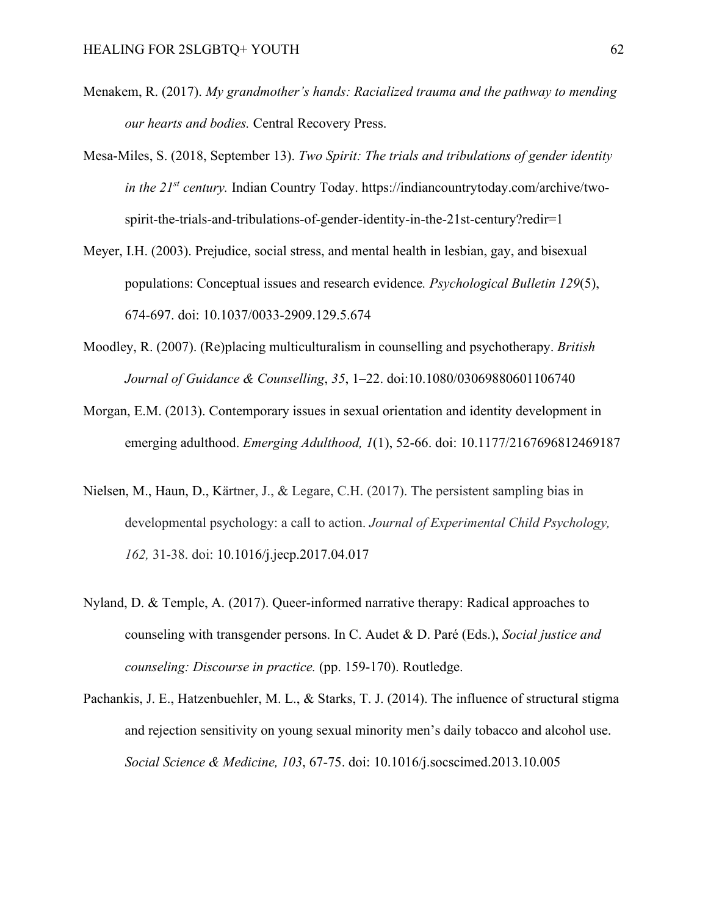Menakem, R. (2017). *My grandmother's hands: Racialized trauma and the pathway to mending our hearts and bodies.* Central Recovery Press.

Mesa-Miles, S. (2018, September 13). *Two Spirit: The trials and tribulations of gender identity in the 21st century.* Indian Country Today. https://indiancountrytoday.com/archive/two-spirit-the-trials-and-tribulations-of-gender-identity-in-the-21st-century?redir=1

Meyer, I.H. (2003). Prejudice, social stress, and mental health in lesbian, gay, and bisexual populations: Conceptual issues and research evidence. *Psychological Bulletin 129*(5), 674-697. doi: 10.1037/0033-2909.129.5.674

Moodley, R. (2007). (Re)placing multiculturalism in counselling and psychotherapy. *British Journal of Guidance & Counselling*, *35*, 1–22. doi:10.1080/03069880601106740

Morgan, E.M. (2013). Contemporary issues in sexual orientation and identity development in emerging adulthood. *Emerging Adulthood, 1*(1), 52-66. doi: 10.1177/2167696812469187

Nielsen, M., Haun, D., Kärtner, J., & Legare, C.H. (2017). The persistent sampling bias in developmental psychology: a call to action. *Journal of Experimental Child Psychology, 162,* 31-38. doi: 10.1016/j.jecp.2017.04.017

Nyland, D. & Temple, A. (2017). Queer-informed narrative therapy: Radical approaches to counseling with transgender persons. In C. Audet & D. Paré (Eds.), *Social justice and counseling: Discourse in practice.* (pp. 159-170). Routledge.

Pachankis, J. E., Hatzenbuehler, M. L., & Starks, T. J. (2014). The influence of structural stigma and rejection sensitivity on young sexual minority men's daily tobacco and alcohol use. *Social Science & Medicine, 103*, 67-75. doi: 10.1016/j.socscimed.2013.10.005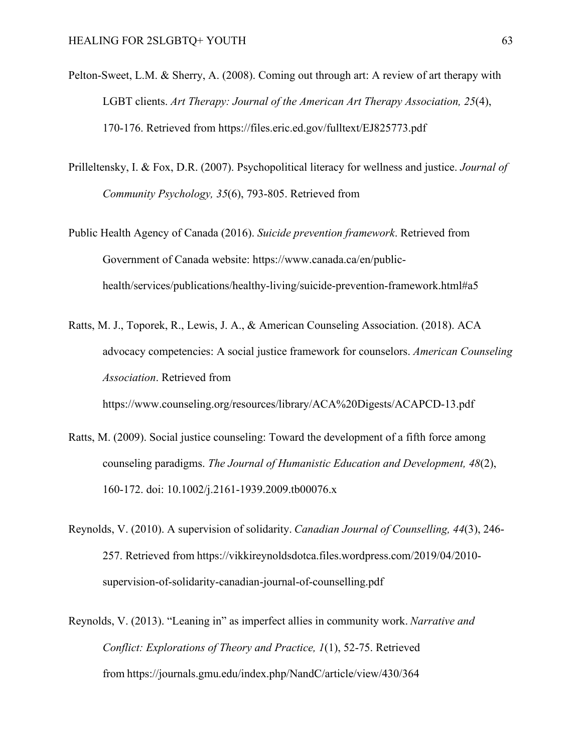Pelton-Sweet, L.M. & Sherry, A. (2008). Coming out through art: A review of art therapy with LGBT clients. *Art Therapy: Journal of the American Art Therapy Association, 25*(4), 170-176. Retrieved from https://files.eric.ed.gov/fulltext/EJ825773.pdf

Prilleltensky, I. & Fox, D.R. (2007). Psychopolitical literacy for wellness and justice. *Journal of Community Psychology, 35*(6), 793-805. Retrieved from

Public Health Agency of Canada (2016). *Suicide prevention framework*. Retrieved from Government of Canada website: https://www.canada.ca/en/public-health/services/publications/healthy-living/suicide-prevention-framework.html#a5

Ratts, M. J., Toporek, R., Lewis, J. A., & American Counseling Association. (2018). ACA advocacy competencies: A social justice framework for counselors. *American Counseling Association*. Retrieved from https://www.counseling.org/resources/library/ACA%20Digests/ACAPCD-13.pdf

Ratts, M. (2009). Social justice counseling: Toward the development of a fifth force among counseling paradigms. *The Journal of Humanistic Education and Development, 48*(2), 160-172. doi: 10.1002/j.2161-1939.2009.tb00076.x

Reynolds, V. (2010). A supervision of solidarity. *Canadian Journal of Counselling, 44*(3), 246-257. Retrieved from https://vikkireynoldsdotca.files.wordpress.com/2019/04/2010-supervision-of-solidarity-canadian-journal-of-counselling.pdf

Reynolds, V. (2013). "Leaning in" as imperfect allies in community work. *Narrative and Conflict: Explorations of Theory and Practice, 1*(1), 52-75. Retrieved from https://journals.gmu.edu/index.php/NandC/article/view/430/364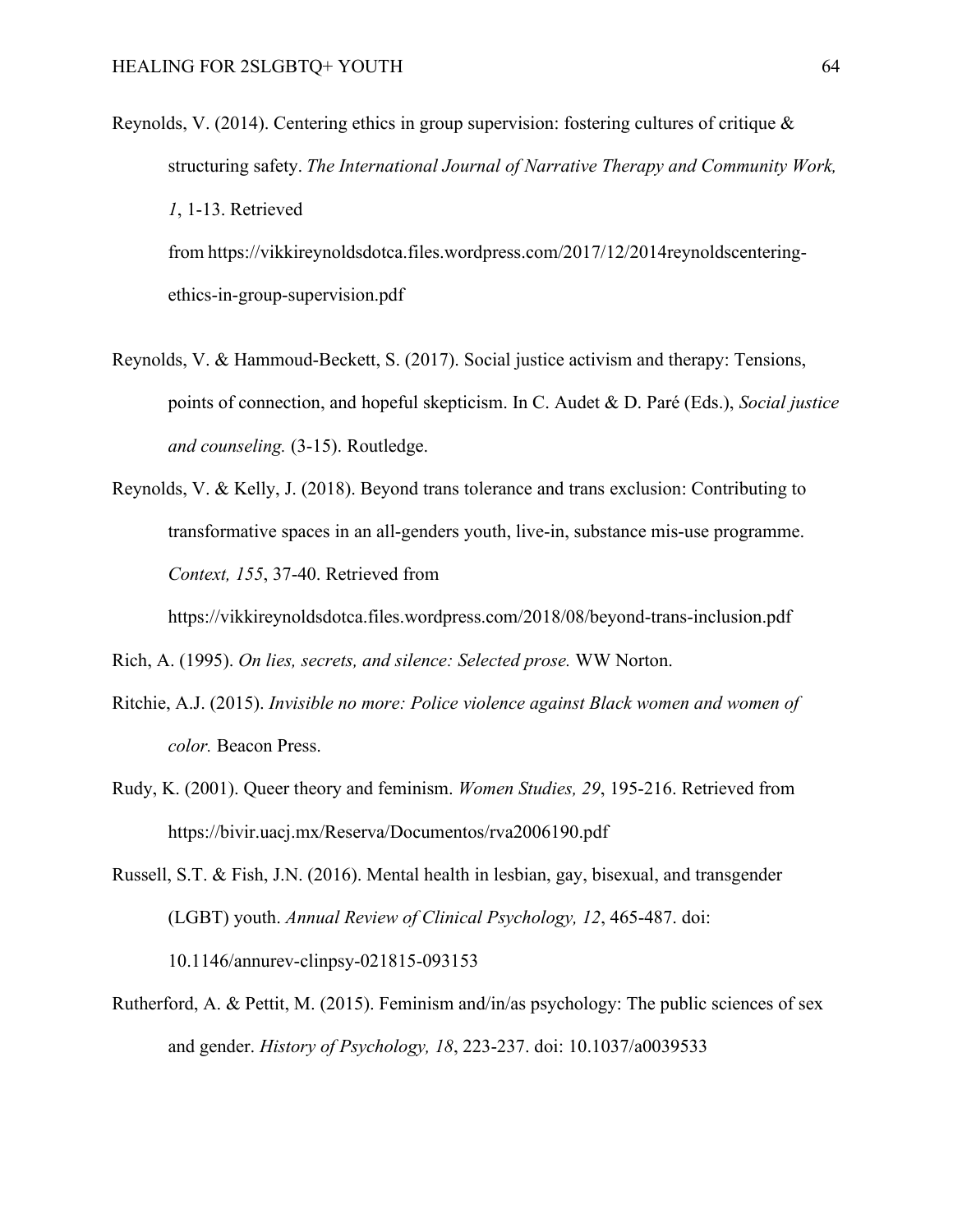Reynolds, V. (2014). Centering ethics in group supervision: fostering cultures of critique & structuring safety. *The International Journal of Narrative Therapy and Community Work, 1*, 1-13. Retrieved from https://vikkireynoldsdotca.files.wordpress.com/2017/12/2014reynoldscentering-ethics-in-group-supervision.pdf

Reynolds, V. & Hammoud-Beckett, S. (2017). Social justice activism and therapy: Tensions, points of connection, and hopeful skepticism. In C. Audet & D. Paré (Eds.), *Social justice and counseling.* (3-15). Routledge.

Reynolds, V. & Kelly, J. (2018). Beyond trans tolerance and trans exclusion: Contributing to transformative spaces in an all-genders youth, live-in, substance mis-use programme. *Context, 155*, 37-40. Retrieved from https://vikkireynoldsdotca.files.wordpress.com/2018/08/beyond-trans-inclusion.pdf

Rich, A. (1995). *On lies, secrets, and silence: Selected prose.* WW Norton.

Ritchie, A.J. (2015). *Invisible no more: Police violence against Black women and women of color.* Beacon Press.

Rudy, K. (2001). Queer theory and feminism. *Women Studies, 29*, 195-216. Retrieved from https://bivir.uacj.mx/Reserva/Documentos/rva2006190.pdf

Russell, S.T. & Fish, J.N. (2016). Mental health in lesbian, gay, bisexual, and transgender (LGBT) youth. *Annual Review of Clinical Psychology, 12*, 465-487. doi: 10.1146/annurev-clinpsy-021815-093153

Rutherford, A. & Pettit, M. (2015). Feminism and/in/as psychology: The public sciences of sex and gender. *History of Psychology, 18*, 223-237. doi: 10.1037/a0039533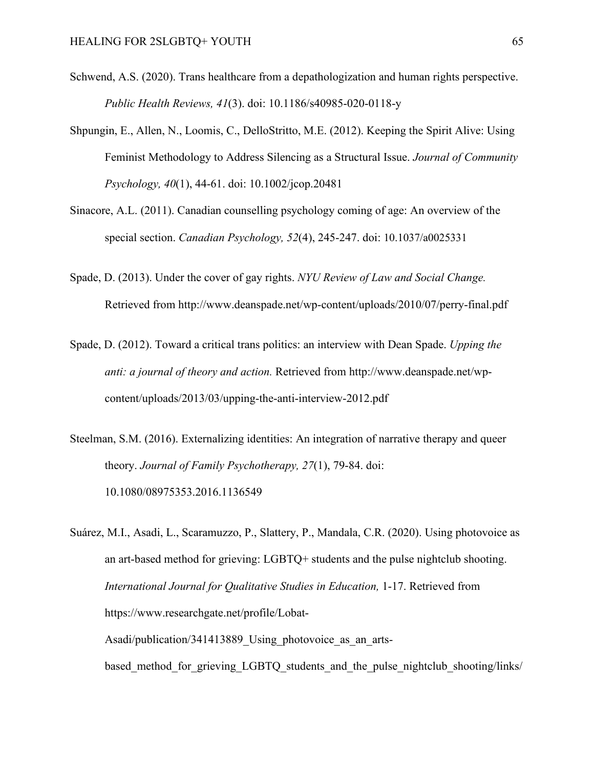Schwend, A.S. (2020). Trans healthcare from a depathologization and human rights perspective. *Public Health Reviews, 41*(3). doi: 10.1186/s40985-020-0118-y

Shpungin, E., Allen, N., Loomis, C., DelloStritto, M.E. (2012). Keeping the Spirit Alive: Using Feminist Methodology to Address Silencing as a Structural Issue. *Journal of Community Psychology, 40*(1), 44-61. doi: 10.1002/jcop.20481

Sinacore, A.L. (2011). Canadian counselling psychology coming of age: An overview of the special section. *Canadian Psychology, 52*(4), 245-247. doi: 10.1037/a0025331

Spade, D. (2013). Under the cover of gay rights. *NYU Review of Law and Social Change.* Retrieved from http://www.deanspade.net/wp-content/uploads/2010/07/perry-final.pdf

Spade, D. (2012). Toward a critical trans politics: an interview with Dean Spade. *Upping the anti: a journal of theory and action.* Retrieved from http://www.deanspade.net/wp-content/uploads/2013/03/upping-the-anti-interview-2012.pdf

Steelman, S.M. (2016). Externalizing identities: An integration of narrative therapy and queer theory. *Journal of Family Psychotherapy, 27*(1), 79-84. doi: 10.1080/08975353.2016.1136549

Suárez, M.I., Asadi, L., Scaramuzzo, P., Slattery, P., Mandala, C.R. (2020). Using photovoice as an art-based method for grieving: LGBTQ+ students and the pulse nightclub shooting. *International Journal for Qualitative Studies in Education,* 1-17. Retrieved from https://www.researchgate.net/profile/Lobat-Asadi/publication/341413889_Using_photovoice_as_an_arts-based_method_for_grieving_LGBTQ_students_and_the_pulse_nightclub_shooting/links/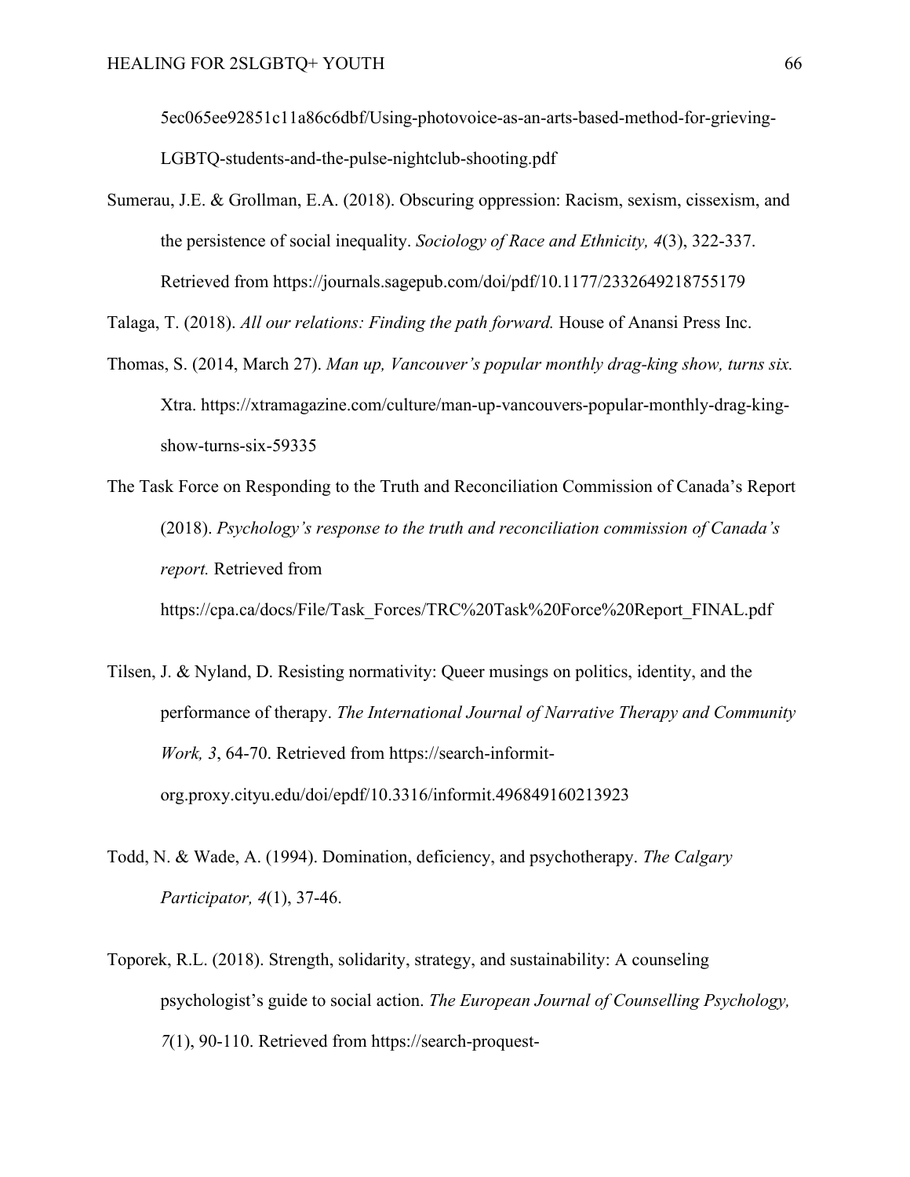5ec065ee92851c11a86c6dbf/Using-photovoice-as-an-arts-based-method-for-grieving-LGBTQ-students-and-the-pulse-nightclub-shooting.pdf

Sumerau, J.E. & Grollman, E.A. (2018). Obscuring oppression: Racism, sexism, cissexism, and the persistence of social inequality. *Sociology of Race and Ethnicity, 4*(3), 322-337. Retrieved from https://journals.sagepub.com/doi/pdf/10.1177/2332649218755179

Talaga, T. (2018). *All our relations: Finding the path forward.* House of Anansi Press Inc.

Thomas, S. (2014, March 27). *Man up, Vancouver's popular monthly drag-king show, turns six.* Xtra. https://xtramagazine.com/culture/man-up-vancouvers-popular-monthly-drag-king-show-turns-six-59335

The Task Force on Responding to the Truth and Reconciliation Commission of Canada's Report (2018). *Psychology's response to the truth and reconciliation commission of Canada's report.* Retrieved from https://cpa.ca/docs/File/Task_Forces/TRC%20Task%20Force%20Report_FINAL.pdf

Tilsen, J. & Nyland, D. Resisting normativity: Queer musings on politics, identity, and the performance of therapy. *The International Journal of Narrative Therapy and Community Work, 3*, 64-70. Retrieved from https://search-informit-org.proxy.cityu.edu/doi/epdf/10.3316/informit.496849160213923

Todd, N. & Wade, A. (1994). Domination, deficiency, and psychotherapy. *The Calgary Participator, 4*(1), 37-46.

Toporek, R.L. (2018). Strength, solidarity, strategy, and sustainability: A counseling psychologist's guide to social action. *The European Journal of Counselling Psychology, 7*(1), 90-110. Retrieved from https://search-proquest-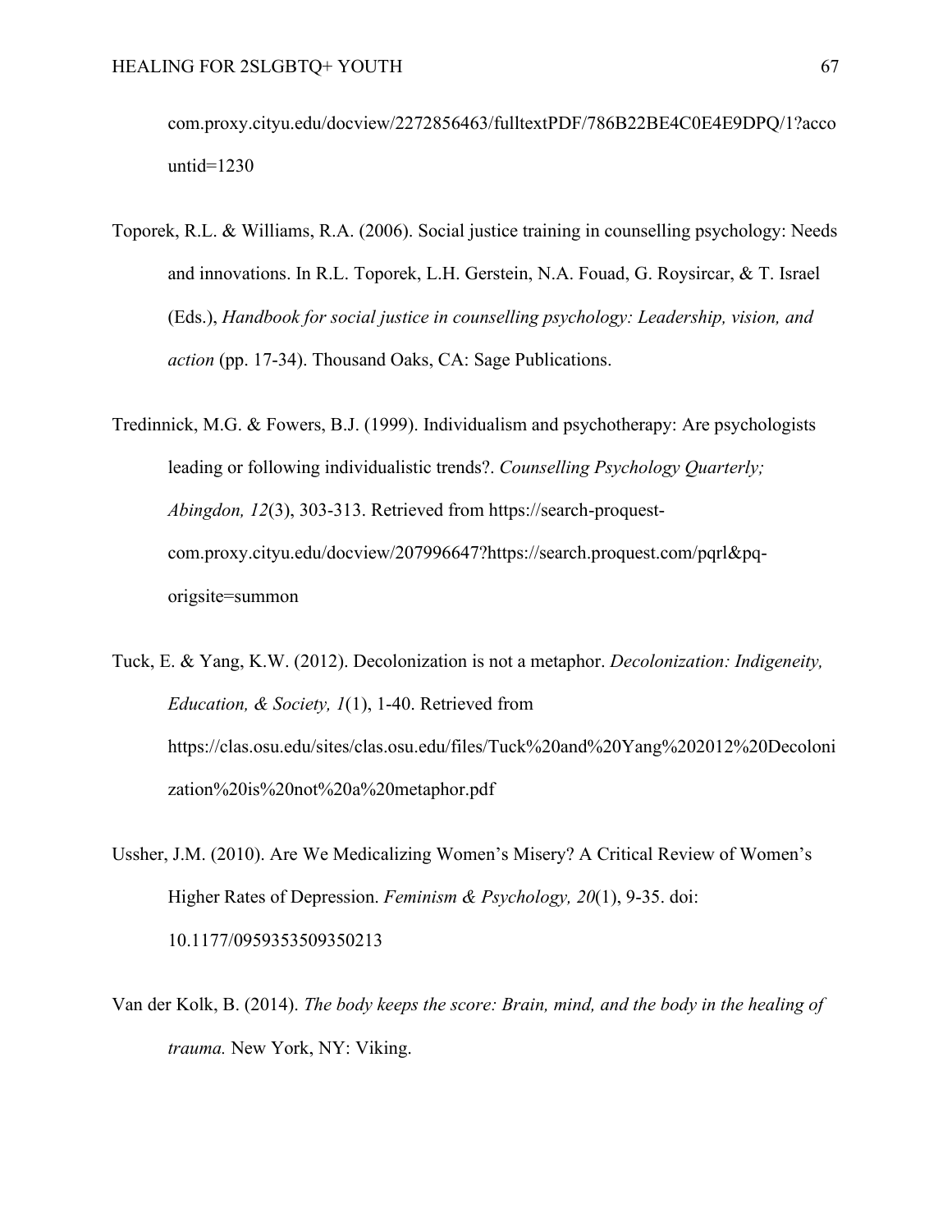com.proxy.cityu.edu/docview/2272856463/fulltextPDF/786B22BE4C0E4E9DPQ/1?accountid=1230

Toporek, R.L. & Williams, R.A. (2006). Social justice training in counselling psychology: Needs and innovations. In R.L. Toporek, L.H. Gerstein, N.A. Fouad, G. Roysircar, & T. Israel (Eds.), *Handbook for social justice in counselling psychology: Leadership, vision, and action* (pp. 17-34). Thousand Oaks, CA: Sage Publications.

Tredinnick, M.G. & Fowers, B.J. (1999). Individualism and psychotherapy: Are psychologists leading or following individualistic trends?. *Counselling Psychology Quarterly; Abingdon, 12*(3), 303-313. Retrieved from https://search-proquest-com.proxy.cityu.edu/docview/207996647?https://search.proquest.com/pqrl&pq-origsite=summon

Tuck, E. & Yang, K.W. (2012). Decolonization is not a metaphor. *Decolonization: Indigeneity, Education, & Society, 1*(1), 1-40. Retrieved from https://clas.osu.edu/sites/clas.osu.edu/files/Tuck%20and%20Yang%202012%20Decolonization%20is%20not%20a%20metaphor.pdf

Ussher, J.M. (2010). Are We Medicalizing Women's Misery? A Critical Review of Women's Higher Rates of Depression. *Feminism & Psychology, 20*(1), 9-35. doi: 10.1177/0959353509350213

Van der Kolk, B. (2014). *The body keeps the score: Brain, mind, and the body in the healing of trauma.* New York, NY: Viking.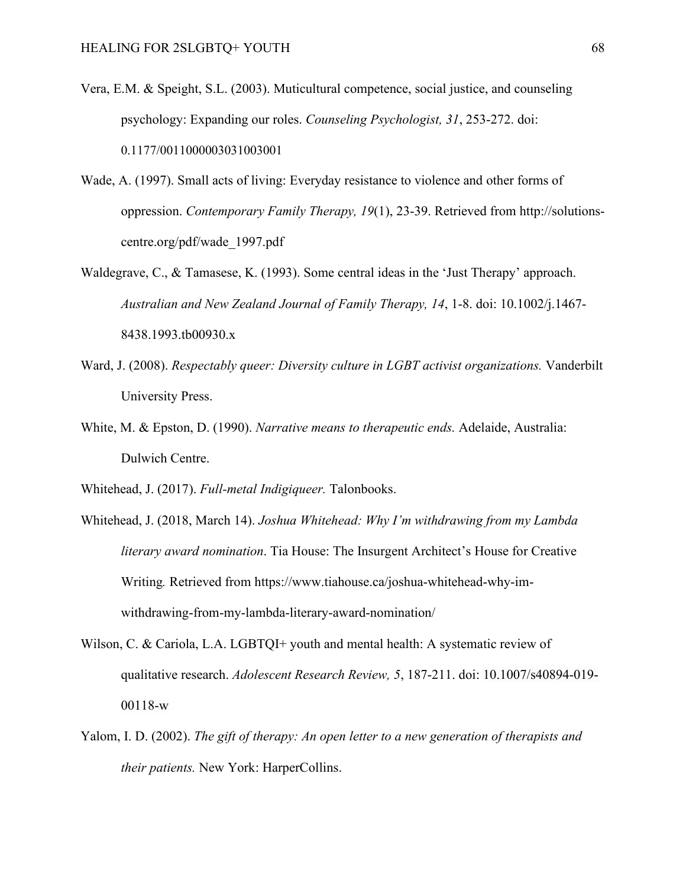Vera, E.M. & Speight, S.L. (2003). Muticultural competence, social justice, and counseling psychology: Expanding our roles. *Counseling Psychologist, 31*, 253-272. doi: 0.1177/0011000003031003001

Wade, A. (1997). Small acts of living: Everyday resistance to violence and other forms of oppression. *Contemporary Family Therapy, 19*(1), 23-39. Retrieved from http://solutions-centre.org/pdf/wade_1997.pdf

Waldegrave, C., & Tamasese, K. (1993). Some central ideas in the 'Just Therapy' approach. *Australian and New Zealand Journal of Family Therapy, 14*, 1-8. doi: 10.1002/j.1467-8438.1993.tb00930.x

Ward, J. (2008). *Respectably queer: Diversity culture in LGBT activist organizations.* Vanderbilt University Press.

White, M. & Epston, D. (1990). *Narrative means to therapeutic ends.* Adelaide, Australia: Dulwich Centre.

Whitehead, J. (2017). *Full-metal Indigiqueer.* Talonbooks.

Whitehead, J. (2018, March 14). *Joshua Whitehead: Why I'm withdrawing from my Lambda literary award nomination*. Tia House: The Insurgent Architect's House for Creative Writing. Retrieved from https://www.tiahouse.ca/joshua-whitehead-why-im-withdrawing-from-my-lambda-literary-award-nomination/

Wilson, C. & Cariola, L.A. LGBTQI+ youth and mental health: A systematic review of qualitative research. *Adolescent Research Review, 5*, 187-211. doi: 10.1007/s40894-019-00118-w

Yalom, I. D. (2002). *The gift of therapy: An open letter to a new generation of therapists and their patients.* New York: HarperCollins.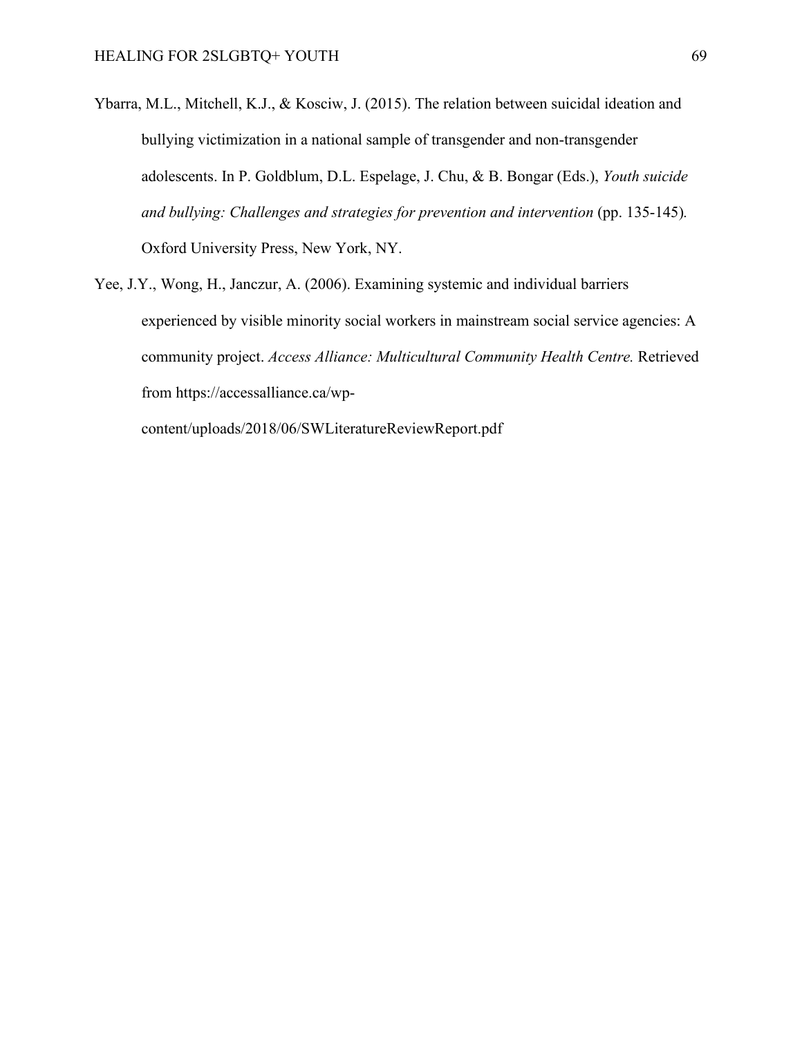Ybarra, M.L., Mitchell, K.J., & Kosciw, J. (2015). The relation between suicidal ideation and bullying victimization in a national sample of transgender and non-transgender adolescents. In P. Goldblum, D.L. Espelage, J. Chu, & B. Bongar (Eds.), *Youth suicide and bullying: Challenges and strategies for prevention and intervention* (pp. 135-145). Oxford University Press, New York, NY.

Yee, J.Y., Wong, H., Janczur, A. (2006). Examining systemic and individual barriers experienced by visible minority social workers in mainstream social service agencies: A community project. *Access Alliance: Multicultural Community Health Centre.* Retrieved from https://accessalliance.ca/wp-content/uploads/2018/06/SWLiteratureReviewReport.pdf